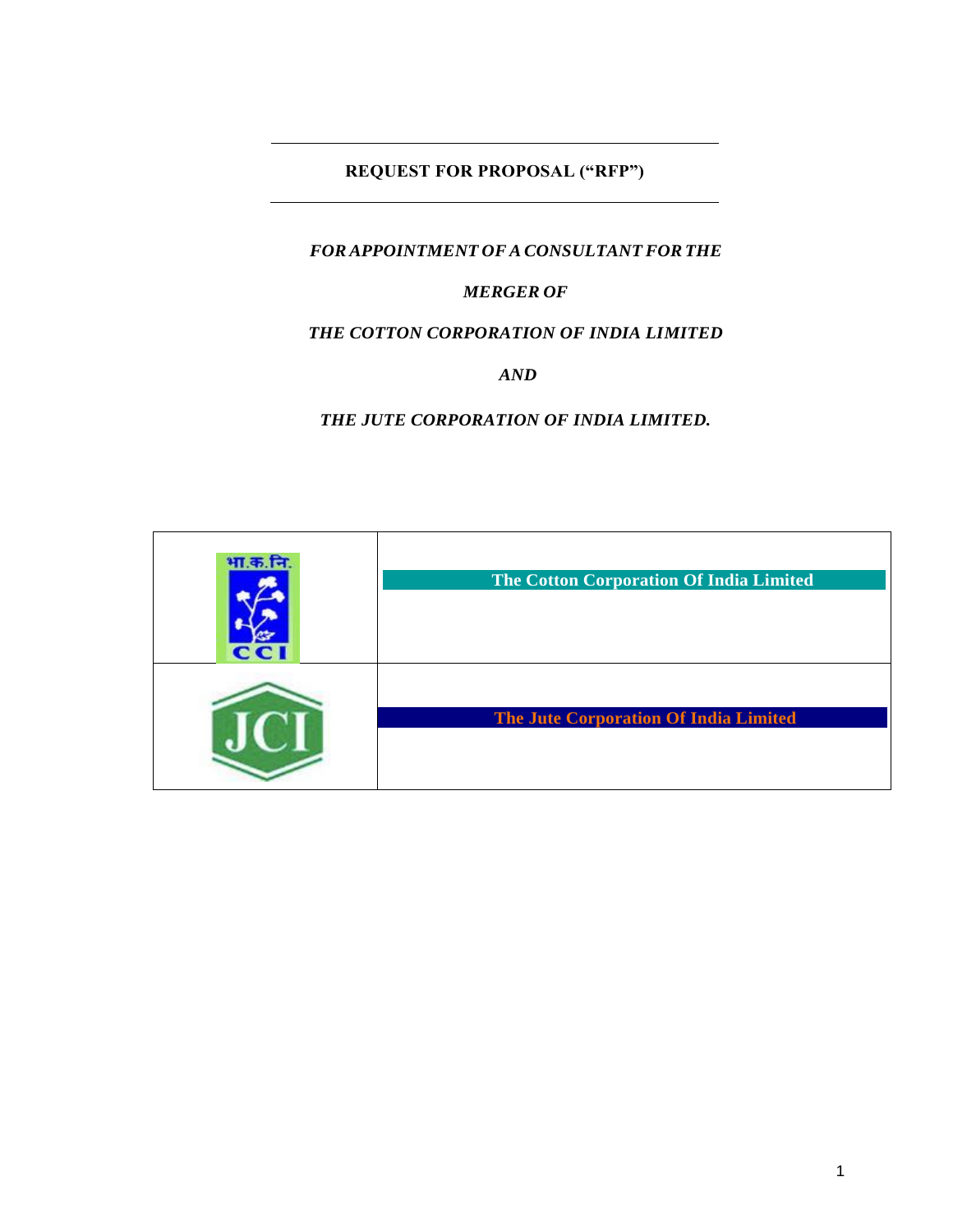# REQUEST FOR PROPOSAL ("RFP")

***FOR APPOINTMENT OF A CONSULTANT FOR THE***

***MERGER OF***

***THE COTTON CORPORATION OF INDIA LIMITED***

***AND***

***THE JUTE CORPORATION OF INDIA LIMITED.***

| | |
|---|---|
| भा.क.नि. CCI | **The Cotton Corporation Of India Limited** |
| JCI | **The Jute Corporation Of India Limited** |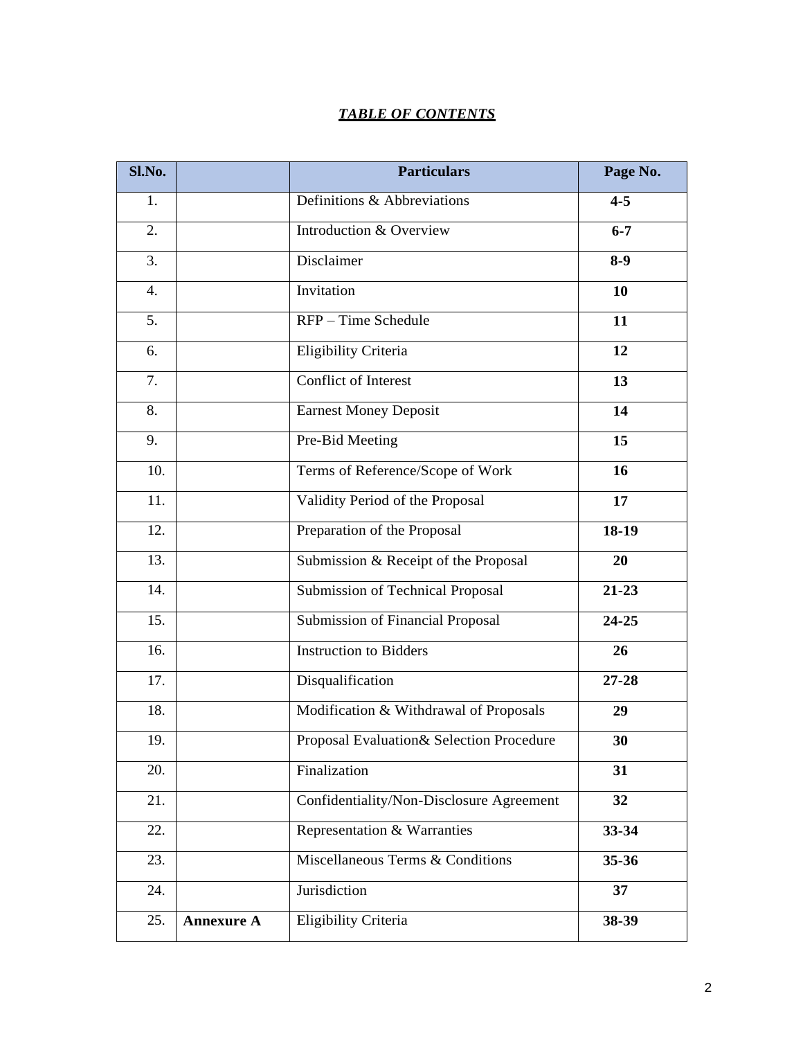***TABLE OF CONTENTS***

| Sl.No. | | Particulars | Page No. |
|---|---|---|---|
| 1. | | Definitions & Abbreviations | **4-5** |
| 2. | | Introduction & Overview | **6-7** |
| 3. | | Disclaimer | **8-9** |
| 4. | | Invitation | **10** |
| 5. | | RFP – Time Schedule | **11** |
| 6. | | Eligibility Criteria | **12** |
| 7. | | Conflict of Interest | **13** |
| 8. | | Earnest Money Deposit | **14** |
| 9. | | Pre-Bid Meeting | **15** |
| 10. | | Terms of Reference/Scope of Work | **16** |
| 11. | | Validity Period of the Proposal | **17** |
| 12. | | Preparation of the Proposal | **18-19** |
| 13. | | Submission & Receipt of the Proposal | **20** |
| 14. | | Submission of Technical Proposal | **21-23** |
| 15. | | Submission of Financial Proposal | **24-25** |
| 16. | | Instruction to Bidders | **26** |
| 17. | | Disqualification | **27-28** |
| 18. | | Modification & Withdrawal of Proposals | **29** |
| 19. | | Proposal Evaluation& Selection Procedure | **30** |
| 20. | | Finalization | **31** |
| 21. | | Confidentiality/Non-Disclosure Agreement | **32** |
| 22. | | Representation & Warranties | **33-34** |
| 23. | | Miscellaneous Terms & Conditions | **35-36** |
| 24. | | Jurisdiction | **37** |
| 25. | **Annexure A** | Eligibility Criteria | **38-39** |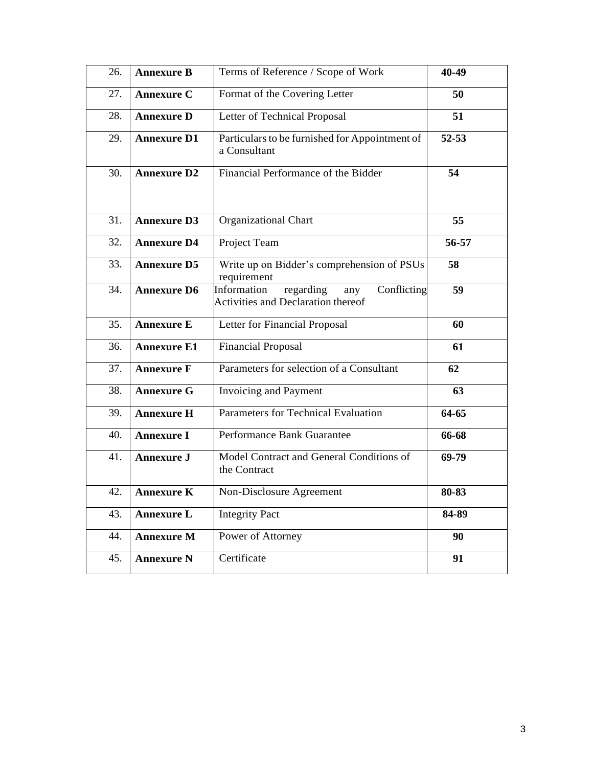| 26. | **Annexure B** | Terms of Reference / Scope of Work | **40-49** |
|---|---|---|---|
| 27. | **Annexure C** | Format of the Covering Letter | **50** |
| 28. | **Annexure D** | Letter of Technical Proposal | **51** |
| 29. | **Annexure D1** | Particulars to be furnished for Appointment of a Consultant | **52-53** |
| 30. | **Annexure D2** | Financial Performance of the Bidder | **54** |
| 31. | **Annexure D3** | Organizational Chart | **55** |
| 32. | **Annexure D4** | Project Team | **56-57** |
| 33. | **Annexure D5** | Write up on Bidder's comprehension of PSUs requirement | **58** |
| 34. | **Annexure D6** | Information regarding any Conflicting Activities and Declaration thereof | **59** |
| 35. | **Annexure E** | Letter for Financial Proposal | **60** |
| 36. | **Annexure E1** | Financial Proposal | **61** |
| 37. | **Annexure F** | Parameters for selection of a Consultant | **62** |
| 38. | **Annexure G** | Invoicing and Payment | **63** |
| 39. | **Annexure H** | Parameters for Technical Evaluation | **64-65** |
| 40. | **Annexure I** | Performance Bank Guarantee | **66-68** |
| 41. | **Annexure J** | Model Contract and General Conditions of the Contract | **69-79** |
| 42. | **Annexure K** | Non-Disclosure Agreement | **80-83** |
| 43. | **Annexure L** | Integrity Pact | **84-89** |
| 44. | **Annexure M** | Power of Attorney | **90** |
| 45. | **Annexure N** | Certificate | **91** |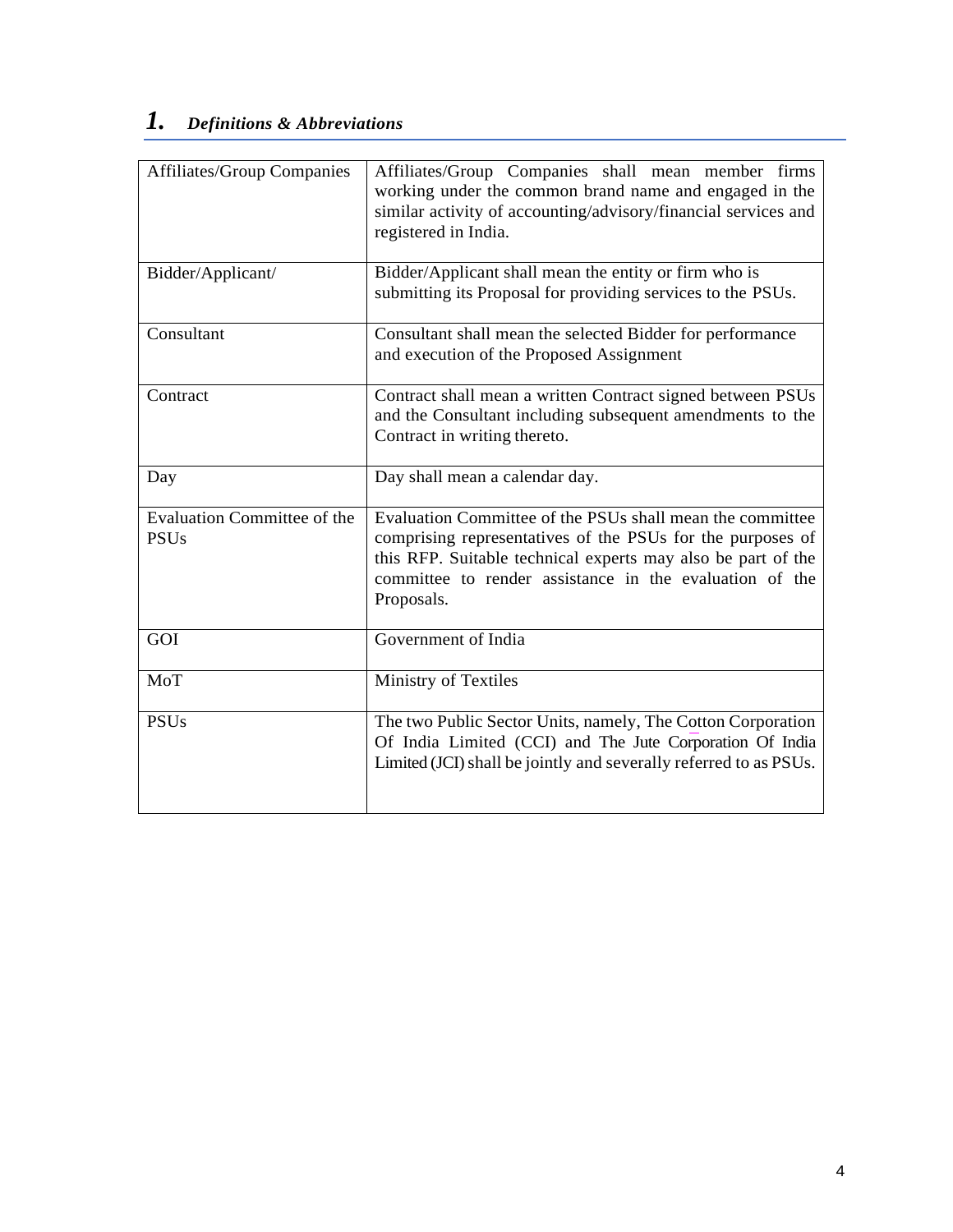# 1. *Definitions & Abbreviations*

| | |
|---|---|
| Affiliates/Group Companies | Affiliates/Group Companies shall mean member firms working under the common brand name and engaged in the similar activity of accounting/advisory/financial services and registered in India. |
| Bidder/Applicant/ | Bidder/Applicant shall mean the entity or firm who is submitting its Proposal for providing services to the PSUs. |
| Consultant | Consultant shall mean the selected Bidder for performance and execution of the Proposed Assignment |
| Contract | Contract shall mean a written Contract signed between PSUs and the Consultant including subsequent amendments to the Contract in writing thereto. |
| Day | Day shall mean a calendar day. |
| Evaluation Committee of the PSUs | Evaluation Committee of the PSUs shall mean the committee comprising representatives of the PSUs for the purposes of this RFP. Suitable technical experts may also be part of the committee to render assistance in the evaluation of the Proposals. |
| GOI | Government of India |
| MoT | Ministry of Textiles |
| PSUs | The two Public Sector Units, namely, The Cotton Corporation Of India Limited (CCI) and The Jute Corporation Of India Limited (JCI) shall be jointly and severally referred to as PSUs. |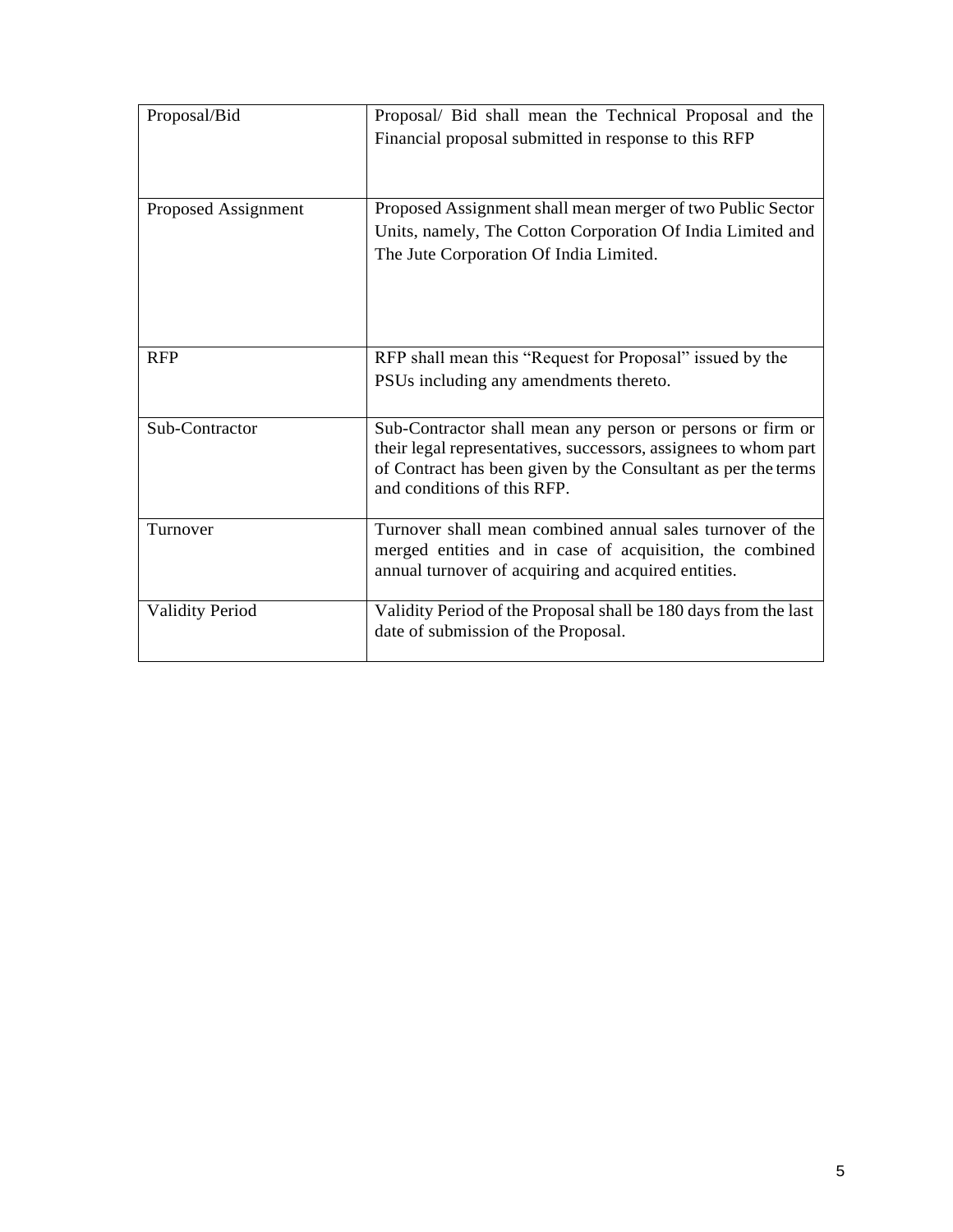| Proposal/Bid | Proposal/ Bid shall mean the Technical Proposal and the Financial proposal submitted in response to this RFP |
|---|---|
| Proposed Assignment | Proposed Assignment shall mean merger of two Public Sector Units, namely, The Cotton Corporation Of India Limited and The Jute Corporation Of India Limited. |
| RFP | RFP shall mean this "Request for Proposal" issued by the PSUs including any amendments thereto. |
| Sub-Contractor | Sub-Contractor shall mean any person or persons or firm or their legal representatives, successors, assignees to whom part of Contract has been given by the Consultant as per the terms and conditions of this RFP. |
| Turnover | Turnover shall mean combined annual sales turnover of the merged entities and in case of acquisition, the combined annual turnover of acquiring and acquired entities. |
| Validity Period | Validity Period of the Proposal shall be 180 days from the last date of submission of the Proposal. |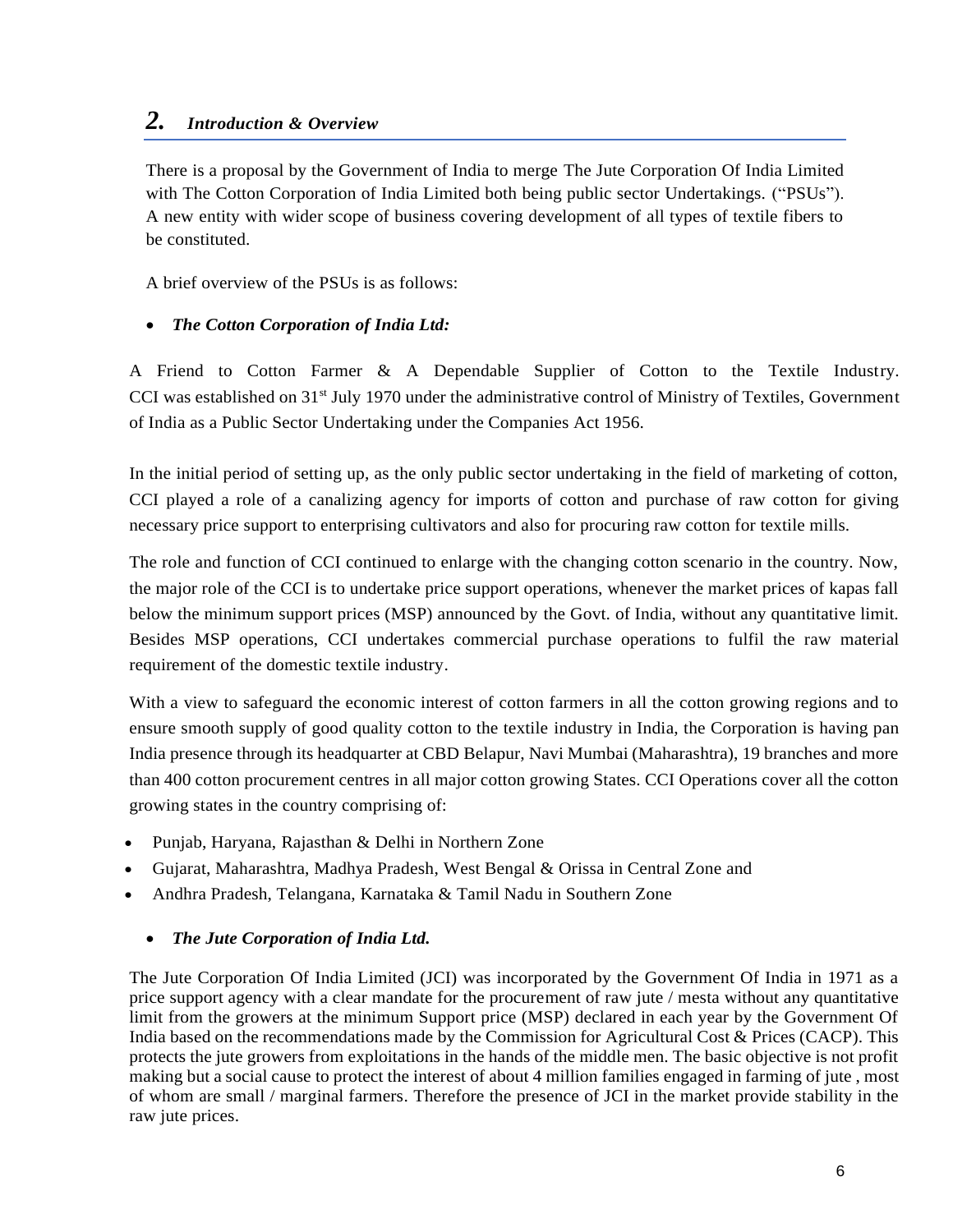## 2. *Introduction & Overview*

There is a proposal by the Government of India to merge The Jute Corporation Of India Limited with The Cotton Corporation of India Limited both being public sector Undertakings. ("PSUs"). A new entity with wider scope of business covering development of all types of textile fibers to be constituted.

A brief overview of the PSUs is as follows:

- ***The Cotton Corporation of India Ltd:***

A Friend to Cotton Farmer & A Dependable Supplier of Cotton to the Textile Industry. CCI was established on 31st July 1970 under the administrative control of Ministry of Textiles, Government of India as a Public Sector Undertaking under the Companies Act 1956.

In the initial period of setting up, as the only public sector undertaking in the field of marketing of cotton, CCI played a role of a canalizing agency for imports of cotton and purchase of raw cotton for giving necessary price support to enterprising cultivators and also for procuring raw cotton for textile mills.

The role and function of CCI continued to enlarge with the changing cotton scenario in the country. Now, the major role of the CCI is to undertake price support operations, whenever the market prices of kapas fall below the minimum support prices (MSP) announced by the Govt. of India, without any quantitative limit. Besides MSP operations, CCI undertakes commercial purchase operations to fulfil the raw material requirement of the domestic textile industry.

With a view to safeguard the economic interest of cotton farmers in all the cotton growing regions and to ensure smooth supply of good quality cotton to the textile industry in India, the Corporation is having pan India presence through its headquarter at CBD Belapur, Navi Mumbai (Maharashtra), 19 branches and more than 400 cotton procurement centres in all major cotton growing States. CCI Operations cover all the cotton growing states in the country comprising of:

- Punjab, Haryana, Rajasthan & Delhi in Northern Zone
- Gujarat, Maharashtra, Madhya Pradesh, West Bengal & Orissa in Central Zone and
- Andhra Pradesh, Telangana, Karnataka & Tamil Nadu in Southern Zone

- ***The Jute Corporation of India Ltd.***

The Jute Corporation Of India Limited (JCI) was incorporated by the Government Of India in 1971 as a price support agency with a clear mandate for the procurement of raw jute / mesta without any quantitative limit from the growers at the minimum Support price (MSP) declared in each year by the Government Of India based on the recommendations made by the Commission for Agricultural Cost & Prices (CACP). This protects the jute growers from exploitations in the hands of the middle men. The basic objective is not profit making but a social cause to protect the interest of about 4 million families engaged in farming of jute , most of whom are small / marginal farmers. Therefore the presence of JCI in the market provide stability in the raw jute prices.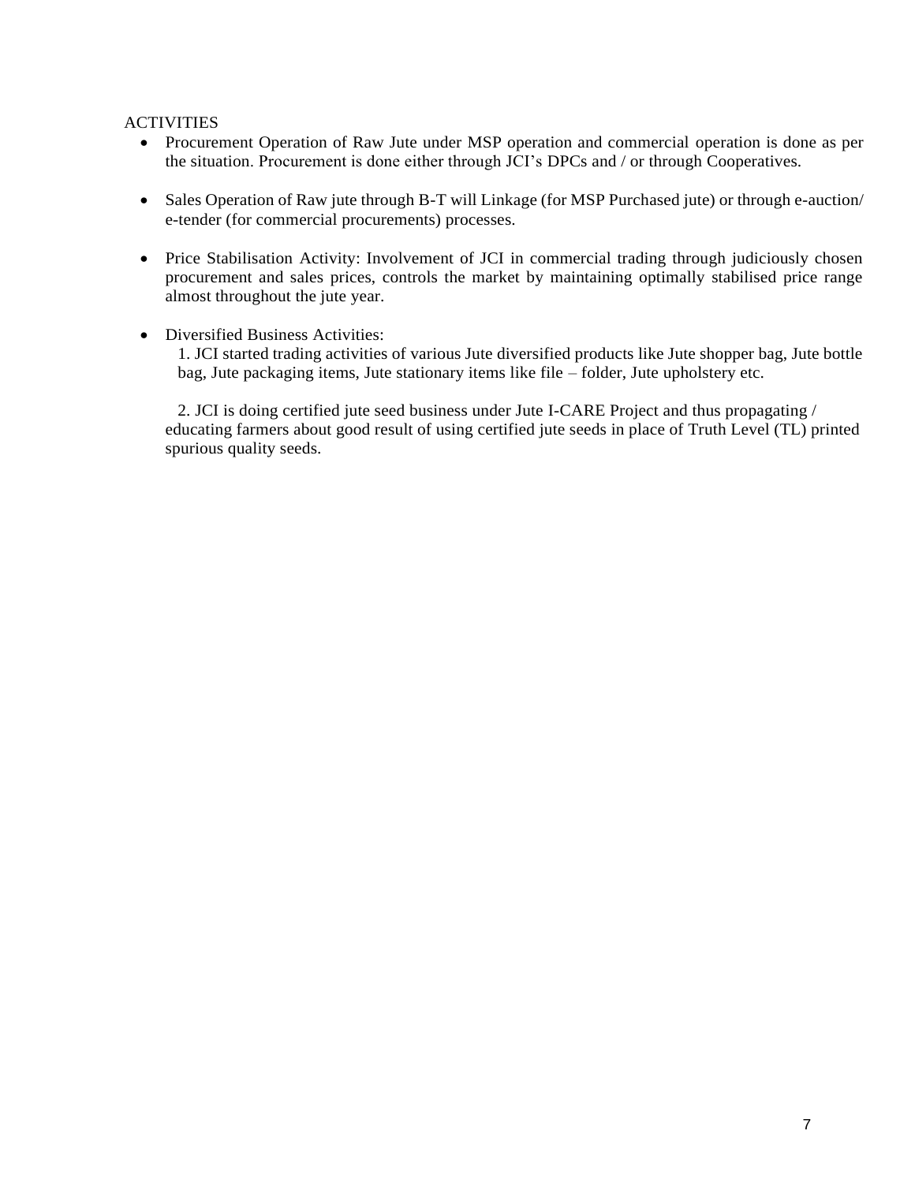ACTIVITIES

- Procurement Operation of Raw Jute under MSP operation and commercial operation is done as per the situation. Procurement is done either through JCI's DPCs and / or through Cooperatives.

- Sales Operation of Raw jute through B-T will Linkage (for MSP Purchased jute) or through e-auction/ e-tender (for commercial procurements) processes.

- Price Stabilisation Activity: Involvement of JCI in commercial trading through judiciously chosen procurement and sales prices, controls the market by maintaining optimally stabilised price range almost throughout the jute year.

- Diversified Business Activities:

  1. JCI started trading activities of various Jute diversified products like Jute shopper bag, Jute bottle bag, Jute packaging items, Jute stationary items like file – folder, Jute upholstery etc.

  2. JCI is doing certified jute seed business under Jute I-CARE Project and thus propagating / educating farmers about good result of using certified jute seeds in place of Truth Level (TL) printed spurious quality seeds.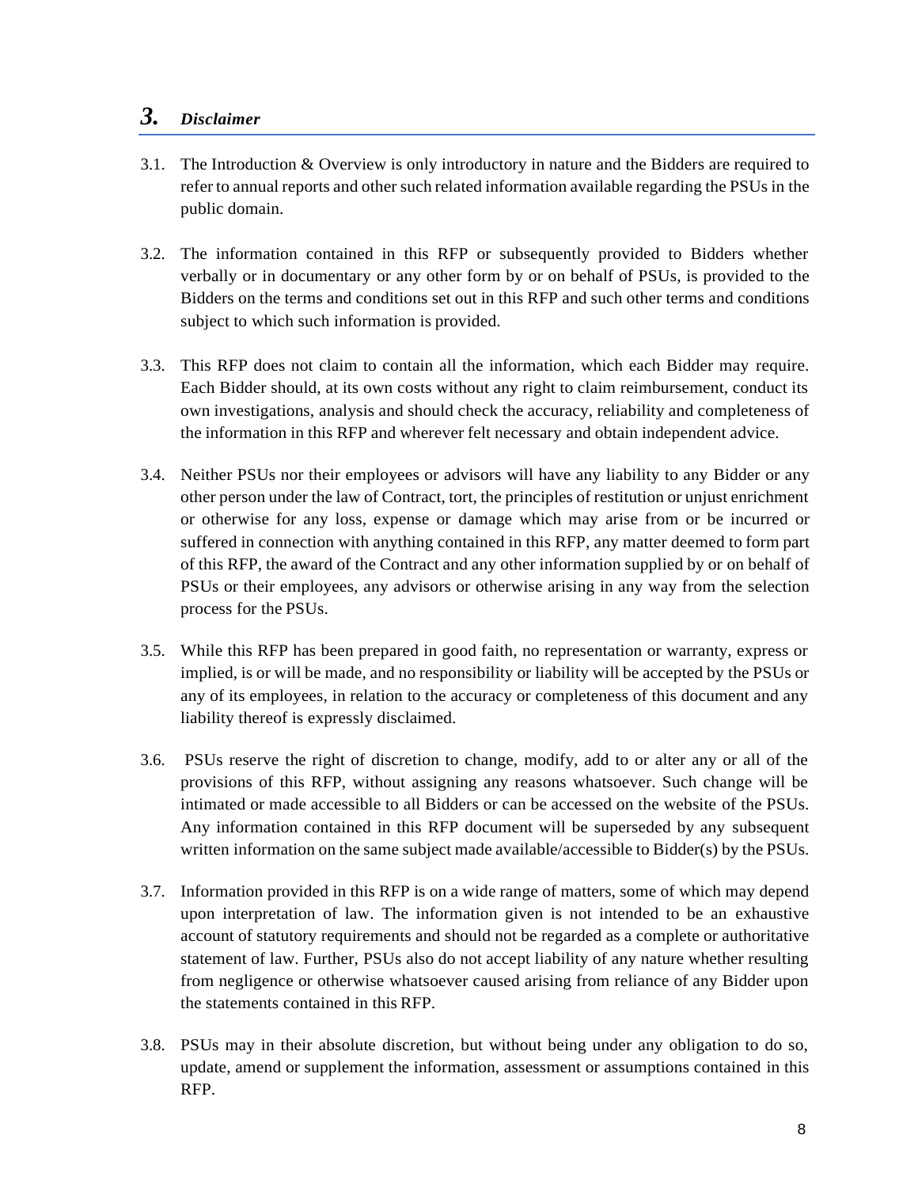## 3. *Disclaimer*

3.1. The Introduction & Overview is only introductory in nature and the Bidders are required to refer to annual reports and other such related information available regarding the PSUs in the public domain.

3.2. The information contained in this RFP or subsequently provided to Bidders whether verbally or in documentary or any other form by or on behalf of PSUs, is provided to the Bidders on the terms and conditions set out in this RFP and such other terms and conditions subject to which such information is provided.

3.3. This RFP does not claim to contain all the information, which each Bidder may require. Each Bidder should, at its own costs without any right to claim reimbursement, conduct its own investigations, analysis and should check the accuracy, reliability and completeness of the information in this RFP and wherever felt necessary and obtain independent advice.

3.4. Neither PSUs nor their employees or advisors will have any liability to any Bidder or any other person under the law of Contract, tort, the principles of restitution or unjust enrichment or otherwise for any loss, expense or damage which may arise from or be incurred or suffered in connection with anything contained in this RFP, any matter deemed to form part of this RFP, the award of the Contract and any other information supplied by or on behalf of PSUs or their employees, any advisors or otherwise arising in any way from the selection process for the PSUs.

3.5. While this RFP has been prepared in good faith, no representation or warranty, express or implied, is or will be made, and no responsibility or liability will be accepted by the PSUs or any of its employees, in relation to the accuracy or completeness of this document and any liability thereof is expressly disclaimed.

3.6. PSUs reserve the right of discretion to change, modify, add to or alter any or all of the provisions of this RFP, without assigning any reasons whatsoever. Such change will be intimated or made accessible to all Bidders or can be accessed on the website of the PSUs. Any information contained in this RFP document will be superseded by any subsequent written information on the same subject made available/accessible to Bidder(s) by the PSUs.

3.7. Information provided in this RFP is on a wide range of matters, some of which may depend upon interpretation of law. The information given is not intended to be an exhaustive account of statutory requirements and should not be regarded as a complete or authoritative statement of law. Further, PSUs also do not accept liability of any nature whether resulting from negligence or otherwise whatsoever caused arising from reliance of any Bidder upon the statements contained in this RFP.

3.8. PSUs may in their absolute discretion, but without being under any obligation to do so, update, amend or supplement the information, assessment or assumptions contained in this RFP.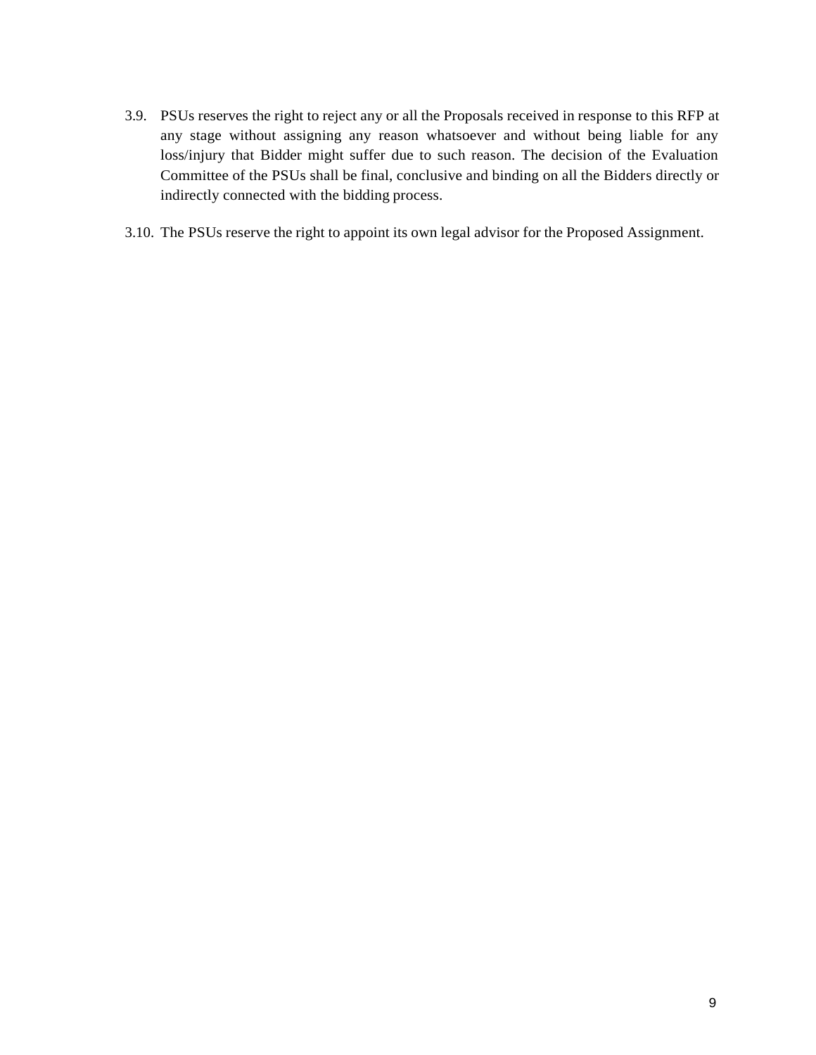3.9. PSUs reserves the right to reject any or all the Proposals received in response to this RFP at any stage without assigning any reason whatsoever and without being liable for any loss/injury that Bidder might suffer due to such reason. The decision of the Evaluation Committee of the PSUs shall be final, conclusive and binding on all the Bidders directly or indirectly connected with the bidding process.

3.10. The PSUs reserve the right to appoint its own legal advisor for the Proposed Assignment.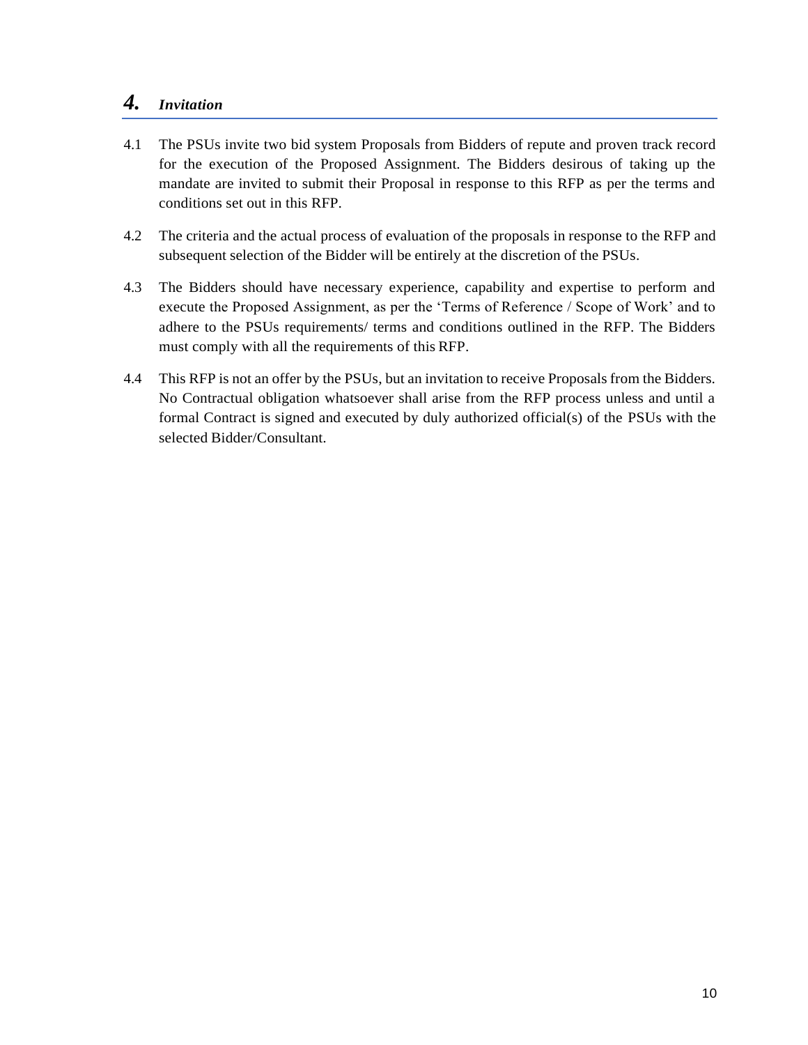# 4. *Invitation*

4.1 The PSUs invite two bid system Proposals from Bidders of repute and proven track record for the execution of the Proposed Assignment. The Bidders desirous of taking up the mandate are invited to submit their Proposal in response to this RFP as per the terms and conditions set out in this RFP.

4.2 The criteria and the actual process of evaluation of the proposals in response to the RFP and subsequent selection of the Bidder will be entirely at the discretion of the PSUs.

4.3 The Bidders should have necessary experience, capability and expertise to perform and execute the Proposed Assignment, as per the 'Terms of Reference / Scope of Work' and to adhere to the PSUs requirements/ terms and conditions outlined in the RFP. The Bidders must comply with all the requirements of this RFP.

4.4 This RFP is not an offer by the PSUs, but an invitation to receive Proposals from the Bidders. No Contractual obligation whatsoever shall arise from the RFP process unless and until a formal Contract is signed and executed by duly authorized official(s) of the PSUs with the selected Bidder/Consultant.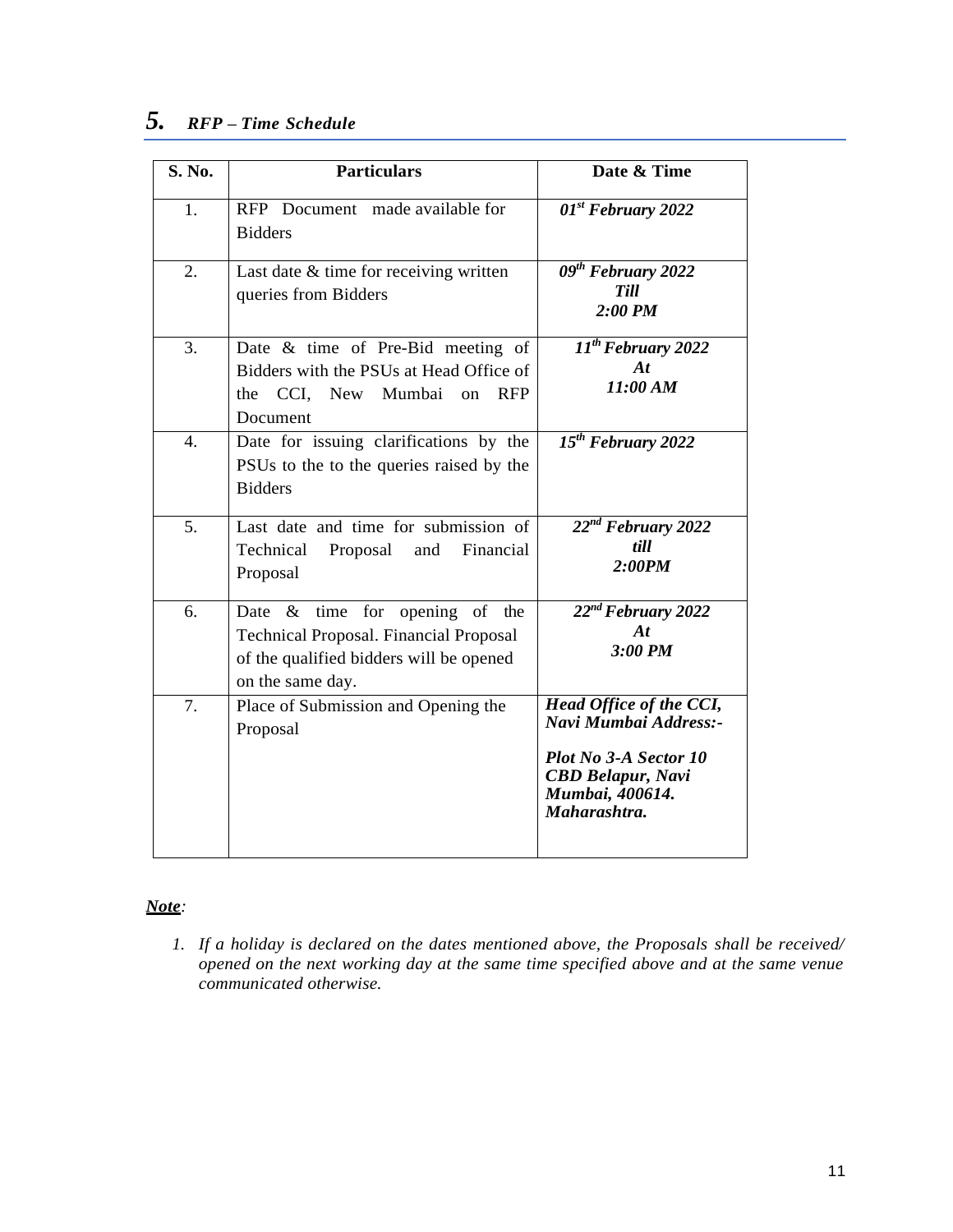## 5. *RFP – Time Schedule*

| S. No. | Particulars | Date & Time |
|---|---|---|
| 1. | RFP Document made available for Bidders | ***01st February 2022*** |
| 2. | Last date & time for receiving written queries from Bidders | ***09th February 2022 Till 2:00 PM*** |
| 3. | Date & time of Pre-Bid meeting of Bidders with the PSUs at Head Office of the CCI, New Mumbai on RFP Document | ***11th February 2022 At 11:00 AM*** |
| 4. | Date for issuing clarifications by the PSUs to the to the queries raised by the Bidders | ***15th February 2022*** |
| 5. | Last date and time for submission of Technical Proposal and Financial Proposal | ***22nd February 2022 till 2:00PM*** |
| 6. | Date & time for opening of the Technical Proposal. Financial Proposal of the qualified bidders will be opened on the same day. | ***22nd February 2022 At 3:00 PM*** |
| 7. | Place of Submission and Opening the Proposal | ***Head Office of the CCI, Navi Mumbai Address:-*** <br><br> ***Plot No 3-A Sector 10 CBD Belapur, Navi Mumbai, 400614. Maharashtra.*** |

***Note***:

1. *If a holiday is declared on the dates mentioned above, the Proposals shall be received/ opened on the next working day at the same time specified above and at the same venue communicated otherwise.*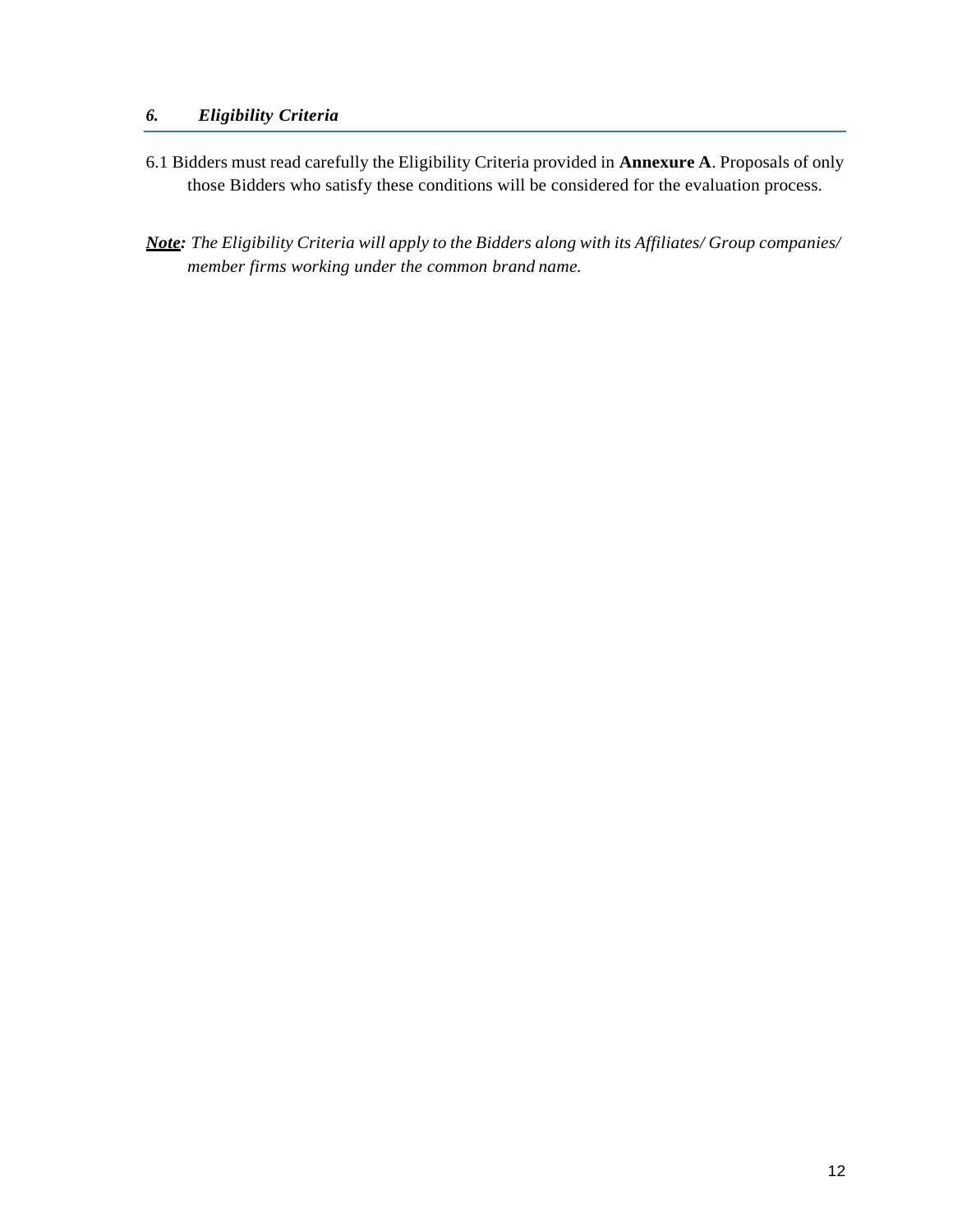## *6. Eligibility Criteria*

6.1 Bidders must read carefully the Eligibility Criteria provided in **Annexure A**. Proposals of only those Bidders who satisfy these conditions will be considered for the evaluation process.

***Note:*** *The Eligibility Criteria will apply to the Bidders along with its Affiliates/ Group companies/ member firms working under the common brand name.*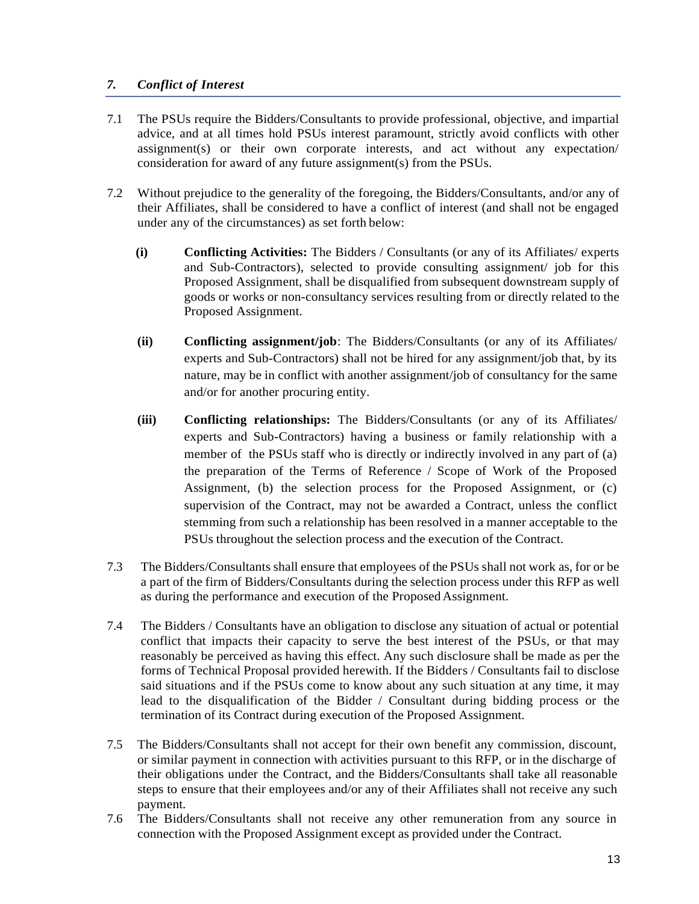## *7. Conflict of Interest*

7.1 The PSUs require the Bidders/Consultants to provide professional, objective, and impartial advice, and at all times hold PSUs interest paramount, strictly avoid conflicts with other assignment(s) or their own corporate interests, and act without any expectation/ consideration for award of any future assignment(s) from the PSUs.

7.2 Without prejudice to the generality of the foregoing, the Bidders/Consultants, and/or any of their Affiliates, shall be considered to have a conflict of interest (and shall not be engaged under any of the circumstances) as set forth below:

**(i)** **Conflicting Activities:** The Bidders / Consultants (or any of its Affiliates/ experts and Sub-Contractors), selected to provide consulting assignment/ job for this Proposed Assignment, shall be disqualified from subsequent downstream supply of goods or works or non-consultancy services resulting from or directly related to the Proposed Assignment.

**(ii)** **Conflicting assignment/job**: The Bidders/Consultants (or any of its Affiliates/ experts and Sub-Contractors) shall not be hired for any assignment/job that, by its nature, may be in conflict with another assignment/job of consultancy for the same and/or for another procuring entity.

**(iii)** **Conflicting relationships:** The Bidders/Consultants (or any of its Affiliates/ experts and Sub-Contractors) having a business or family relationship with a member of the PSUs staff who is directly or indirectly involved in any part of (a) the preparation of the Terms of Reference / Scope of Work of the Proposed Assignment, (b) the selection process for the Proposed Assignment, or (c) supervision of the Contract, may not be awarded a Contract, unless the conflict stemming from such a relationship has been resolved in a manner acceptable to the PSUs throughout the selection process and the execution of the Contract.

7.3 The Bidders/Consultants shall ensure that employees of the PSUs shall not work as, for or be a part of the firm of Bidders/Consultants during the selection process under this RFP as well as during the performance and execution of the Proposed Assignment.

7.4 The Bidders / Consultants have an obligation to disclose any situation of actual or potential conflict that impacts their capacity to serve the best interest of the PSUs, or that may reasonably be perceived as having this effect. Any such disclosure shall be made as per the forms of Technical Proposal provided herewith. If the Bidders / Consultants fail to disclose said situations and if the PSUs come to know about any such situation at any time, it may lead to the disqualification of the Bidder / Consultant during bidding process or the termination of its Contract during execution of the Proposed Assignment.

7.5 The Bidders/Consultants shall not accept for their own benefit any commission, discount, or similar payment in connection with activities pursuant to this RFP, or in the discharge of their obligations under the Contract, and the Bidders/Consultants shall take all reasonable steps to ensure that their employees and/or any of their Affiliates shall not receive any such payment.

7.6 The Bidders/Consultants shall not receive any other remuneration from any source in connection with the Proposed Assignment except as provided under the Contract.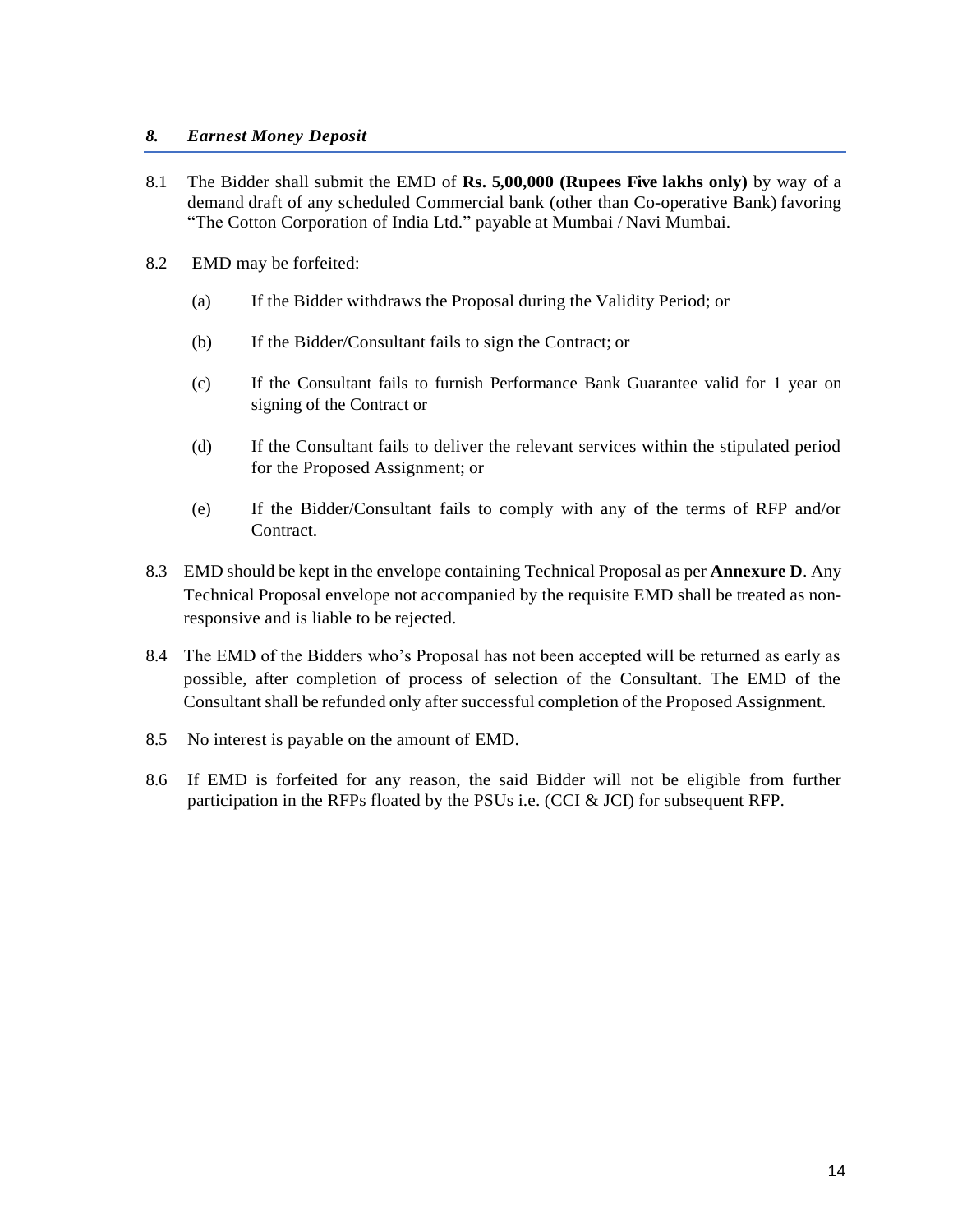## *8. Earnest Money Deposit*

8.1 The Bidder shall submit the EMD of **Rs. 5,00,000 (Rupees Five lakhs only)** by way of a demand draft of any scheduled Commercial bank (other than Co-operative Bank) favoring "The Cotton Corporation of India Ltd." payable at Mumbai / Navi Mumbai.

8.2 EMD may be forfeited:

(a) If the Bidder withdraws the Proposal during the Validity Period; or

(b) If the Bidder/Consultant fails to sign the Contract; or

(c) If the Consultant fails to furnish Performance Bank Guarantee valid for 1 year on signing of the Contract or

(d) If the Consultant fails to deliver the relevant services within the stipulated period for the Proposed Assignment; or

(e) If the Bidder/Consultant fails to comply with any of the terms of RFP and/or Contract.

8.3 EMD should be kept in the envelope containing Technical Proposal as per **Annexure D**. Any Technical Proposal envelope not accompanied by the requisite EMD shall be treated as non-responsive and is liable to be rejected.

8.4 The EMD of the Bidders who's Proposal has not been accepted will be returned as early as possible, after completion of process of selection of the Consultant. The EMD of the Consultant shall be refunded only after successful completion of the Proposed Assignment.

8.5 No interest is payable on the amount of EMD.

8.6 If EMD is forfeited for any reason, the said Bidder will not be eligible from further participation in the RFPs floated by the PSUs i.e. (CCI & JCI) for subsequent RFP.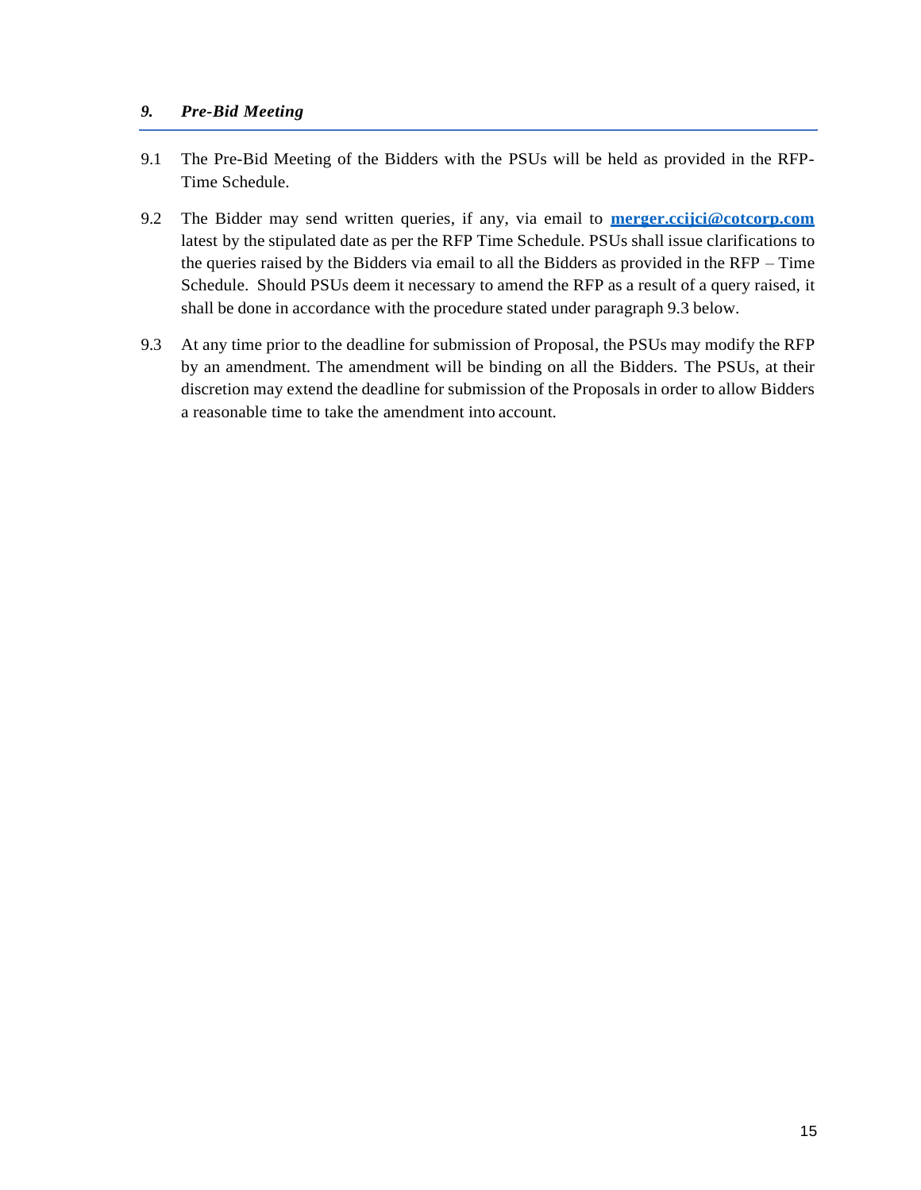## *9. Pre-Bid Meeting*

9.1 The Pre-Bid Meeting of the Bidders with the PSUs will be held as provided in the RFP-Time Schedule.

9.2 The Bidder may send written queries, if any, via email to **merger.ccijci@cotcorp.com** latest by the stipulated date as per the RFP Time Schedule. PSUs shall issue clarifications to the queries raised by the Bidders via email to all the Bidders as provided in the RFP – Time Schedule. Should PSUs deem it necessary to amend the RFP as a result of a query raised, it shall be done in accordance with the procedure stated under paragraph 9.3 below.

9.3 At any time prior to the deadline for submission of Proposal, the PSUs may modify the RFP by an amendment. The amendment will be binding on all the Bidders. The PSUs, at their discretion may extend the deadline for submission of the Proposals in order to allow Bidders a reasonable time to take the amendment into account.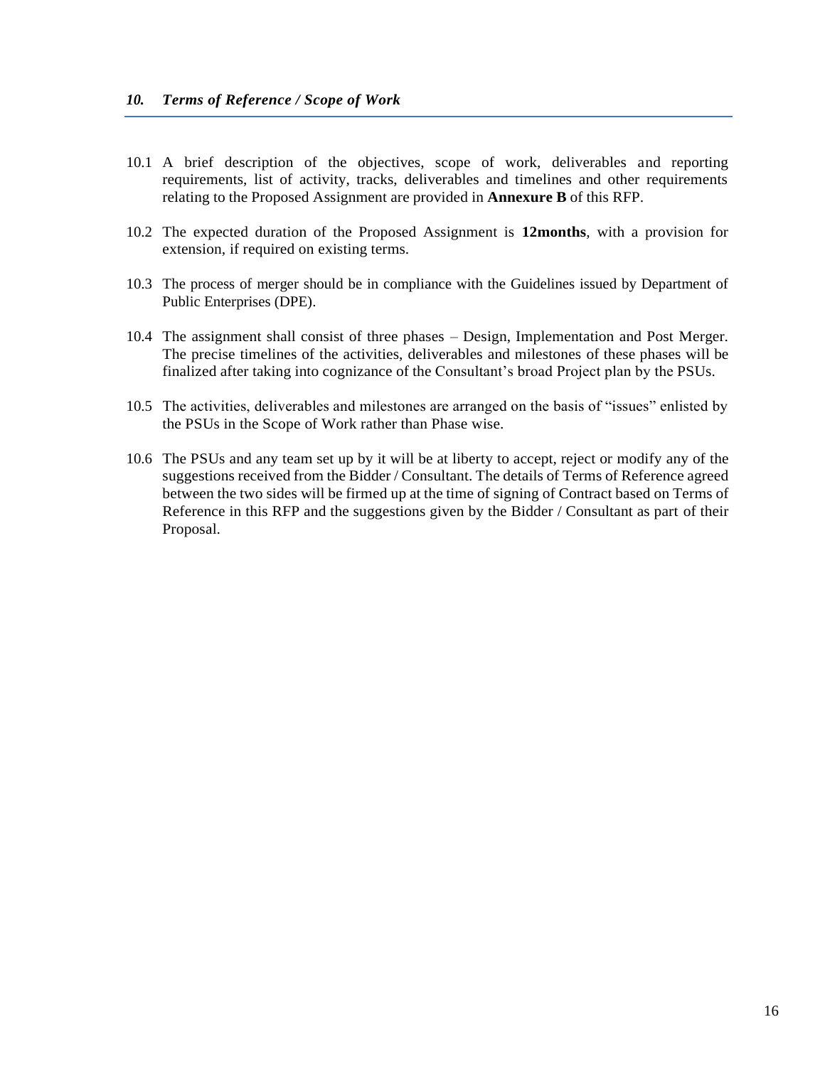## *10. Terms of Reference / Scope of Work*

10.1 A brief description of the objectives, scope of work, deliverables and reporting requirements, list of activity, tracks, deliverables and timelines and other requirements relating to the Proposed Assignment are provided in **Annexure B** of this RFP.

10.2 The expected duration of the Proposed Assignment is **12months**, with a provision for extension, if required on existing terms.

10.3 The process of merger should be in compliance with the Guidelines issued by Department of Public Enterprises (DPE).

10.4 The assignment shall consist of three phases – Design, Implementation and Post Merger. The precise timelines of the activities, deliverables and milestones of these phases will be finalized after taking into cognizance of the Consultant's broad Project plan by the PSUs.

10.5 The activities, deliverables and milestones are arranged on the basis of "issues" enlisted by the PSUs in the Scope of Work rather than Phase wise.

10.6 The PSUs and any team set up by it will be at liberty to accept, reject or modify any of the suggestions received from the Bidder / Consultant. The details of Terms of Reference agreed between the two sides will be firmed up at the time of signing of Contract based on Terms of Reference in this RFP and the suggestions given by the Bidder / Consultant as part of their Proposal.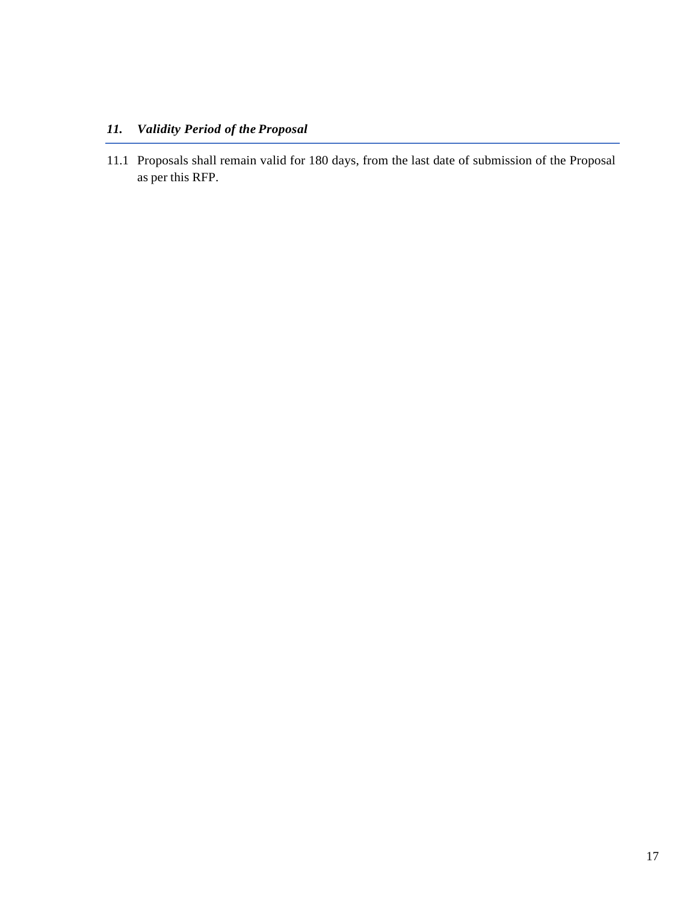## *11. Validity Period of the Proposal*

11.1 Proposals shall remain valid for 180 days, from the last date of submission of the Proposal as per this RFP.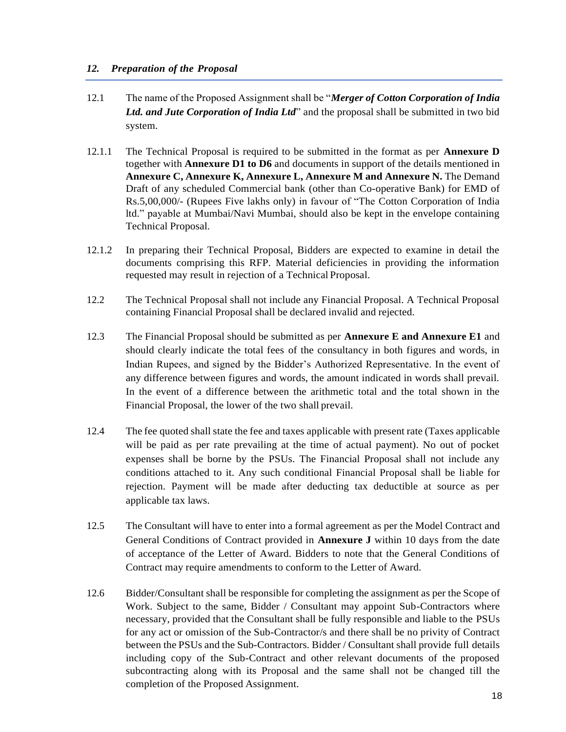### *12. Preparation of the Proposal*

12.1 The name of the Proposed Assignment shall be "***Merger of Cotton Corporation of India Ltd. and Jute Corporation of India Ltd***" and the proposal shall be submitted in two bid system.

12.1.1 The Technical Proposal is required to be submitted in the format as per **Annexure D** together with **Annexure D1 to D6** and documents in support of the details mentioned in **Annexure C, Annexure K, Annexure L, Annexure M and Annexure N.** The Demand Draft of any scheduled Commercial bank (other than Co-operative Bank) for EMD of Rs.5,00,000/- (Rupees Five lakhs only) in favour of "The Cotton Corporation of India ltd." payable at Mumbai/Navi Mumbai, should also be kept in the envelope containing Technical Proposal.

12.1.2 In preparing their Technical Proposal, Bidders are expected to examine in detail the documents comprising this RFP. Material deficiencies in providing the information requested may result in rejection of a Technical Proposal.

12.2 The Technical Proposal shall not include any Financial Proposal. A Technical Proposal containing Financial Proposal shall be declared invalid and rejected.

12.3 The Financial Proposal should be submitted as per **Annexure E and Annexure E1** and should clearly indicate the total fees of the consultancy in both figures and words, in Indian Rupees, and signed by the Bidder's Authorized Representative. In the event of any difference between figures and words, the amount indicated in words shall prevail. In the event of a difference between the arithmetic total and the total shown in the Financial Proposal, the lower of the two shall prevail.

12.4 The fee quoted shall state the fee and taxes applicable with present rate (Taxes applicable will be paid as per rate prevailing at the time of actual payment). No out of pocket expenses shall be borne by the PSUs. The Financial Proposal shall not include any conditions attached to it. Any such conditional Financial Proposal shall be liable for rejection. Payment will be made after deducting tax deductible at source as per applicable tax laws.

12.5 The Consultant will have to enter into a formal agreement as per the Model Contract and General Conditions of Contract provided in **Annexure J** within 10 days from the date of acceptance of the Letter of Award. Bidders to note that the General Conditions of Contract may require amendments to conform to the Letter of Award.

12.6 Bidder/Consultant shall be responsible for completing the assignment as per the Scope of Work. Subject to the same, Bidder / Consultant may appoint Sub-Contractors where necessary, provided that the Consultant shall be fully responsible and liable to the PSUs for any act or omission of the Sub-Contractor/s and there shall be no privity of Contract between the PSUs and the Sub-Contractors. Bidder / Consultant shall provide full details including copy of the Sub-Contract and other relevant documents of the proposed subcontracting along with its Proposal and the same shall not be changed till the completion of the Proposed Assignment.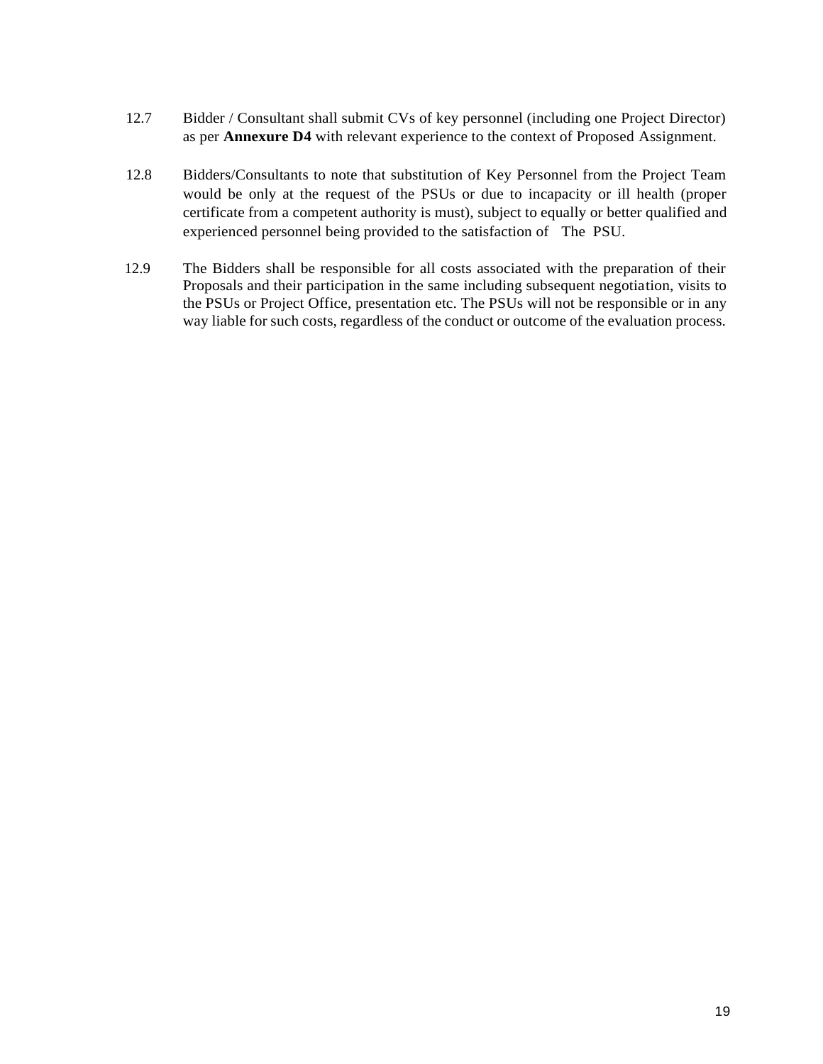12.7 Bidder / Consultant shall submit CVs of key personnel (including one Project Director) as per **Annexure D4** with relevant experience to the context of Proposed Assignment.

12.8 Bidders/Consultants to note that substitution of Key Personnel from the Project Team would be only at the request of the PSUs or due to incapacity or ill health (proper certificate from a competent authority is must), subject to equally or better qualified and experienced personnel being provided to the satisfaction of The PSU.

12.9 The Bidders shall be responsible for all costs associated with the preparation of their Proposals and their participation in the same including subsequent negotiation, visits to the PSUs or Project Office, presentation etc. The PSUs will not be responsible or in any way liable for such costs, regardless of the conduct or outcome of the evaluation process.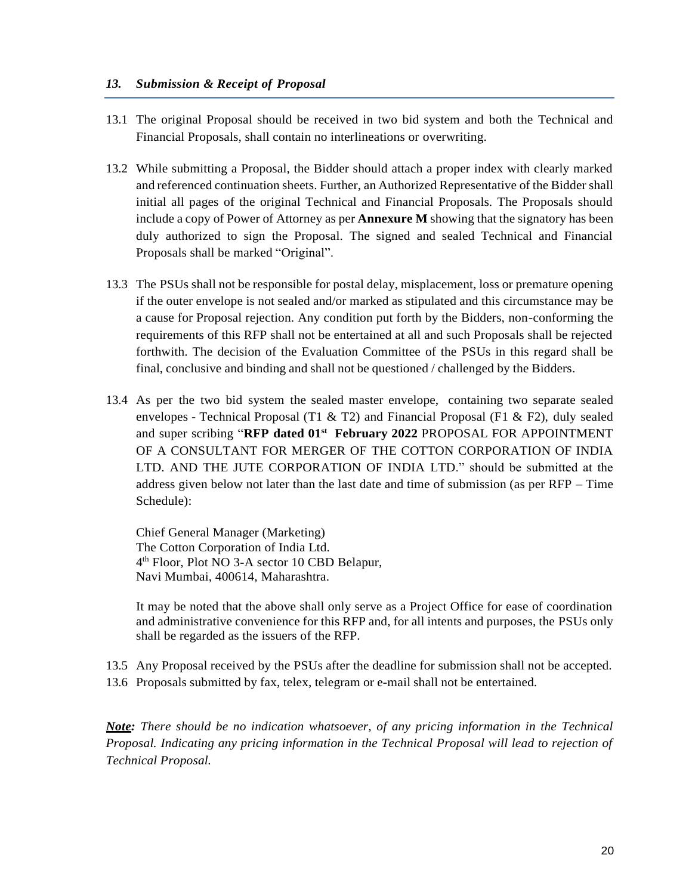### *13. Submission & Receipt of Proposal*

13.1 The original Proposal should be received in two bid system and both the Technical and Financial Proposals, shall contain no interlineations or overwriting.

13.2 While submitting a Proposal, the Bidder should attach a proper index with clearly marked and referenced continuation sheets. Further, an Authorized Representative of the Bidder shall initial all pages of the original Technical and Financial Proposals. The Proposals should include a copy of Power of Attorney as per **Annexure M** showing that the signatory has been duly authorized to sign the Proposal. The signed and sealed Technical and Financial Proposals shall be marked "Original".

13.3 The PSUs shall not be responsible for postal delay, misplacement, loss or premature opening if the outer envelope is not sealed and/or marked as stipulated and this circumstance may be a cause for Proposal rejection. Any condition put forth by the Bidders, non-conforming the requirements of this RFP shall not be entertained at all and such Proposals shall be rejected forthwith. The decision of the Evaluation Committee of the PSUs in this regard shall be final, conclusive and binding and shall not be questioned / challenged by the Bidders.

13.4 As per the two bid system the sealed master envelope, containing two separate sealed envelopes - Technical Proposal (T1 & T2) and Financial Proposal (F1 & F2), duly sealed and super scribing "**RFP dated 01st February 2022** PROPOSAL FOR APPOINTMENT OF A CONSULTANT FOR MERGER OF THE COTTON CORPORATION OF INDIA LTD. AND THE JUTE CORPORATION OF INDIA LTD." should be submitted at the address given below not later than the last date and time of submission (as per RFP – Time Schedule):

Chief General Manager (Marketing)
The Cotton Corporation of India Ltd.
4th Floor, Plot NO 3-A sector 10 CBD Belapur,
Navi Mumbai, 400614, Maharashtra.

It may be noted that the above shall only serve as a Project Office for ease of coordination and administrative convenience for this RFP and, for all intents and purposes, the PSUs only shall be regarded as the issuers of the RFP.

13.5 Any Proposal received by the PSUs after the deadline for submission shall not be accepted.

13.6 Proposals submitted by fax, telex, telegram or e-mail shall not be entertained.

***Note:*** *There should be no indication whatsoever, of any pricing information in the Technical Proposal. Indicating any pricing information in the Technical Proposal will lead to rejection of Technical Proposal.*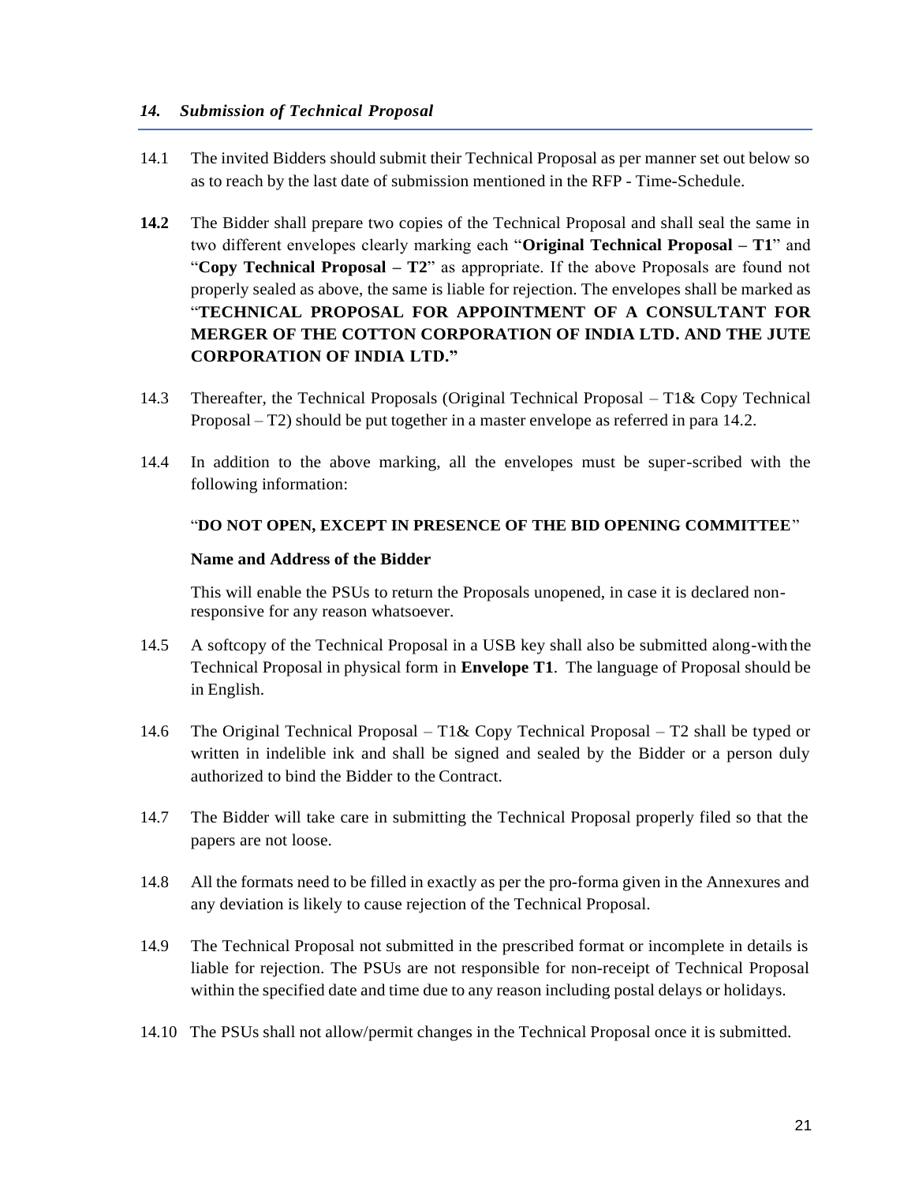## *14. Submission of Technical Proposal*

14.1 The invited Bidders should submit their Technical Proposal as per manner set out below so as to reach by the last date of submission mentioned in the RFP - Time-Schedule.

**14.2** The Bidder shall prepare two copies of the Technical Proposal and shall seal the same in two different envelopes clearly marking each "**Original Technical Proposal – T1**" and "**Copy Technical Proposal – T2**" as appropriate. If the above Proposals are found not properly sealed as above, the same is liable for rejection. The envelopes shall be marked as "**TECHNICAL PROPOSAL FOR APPOINTMENT OF A CONSULTANT FOR MERGER OF THE COTTON CORPORATION OF INDIA LTD. AND THE JUTE CORPORATION OF INDIA LTD.**"

14.3 Thereafter, the Technical Proposals (Original Technical Proposal – T1& Copy Technical Proposal – T2) should be put together in a master envelope as referred in para 14.2.

14.4 In addition to the above marking, all the envelopes must be super-scribed with the following information:

"**DO NOT OPEN, EXCEPT IN PRESENCE OF THE BID OPENING COMMITTEE**"

**Name and Address of the Bidder**

This will enable the PSUs to return the Proposals unopened, in case it is declared non-responsive for any reason whatsoever.

14.5 A softcopy of the Technical Proposal in a USB key shall also be submitted along-with the Technical Proposal in physical form in **Envelope T1**. The language of Proposal should be in English.

14.6 The Original Technical Proposal – T1& Copy Technical Proposal – T2 shall be typed or written in indelible ink and shall be signed and sealed by the Bidder or a person duly authorized to bind the Bidder to the Contract.

14.7 The Bidder will take care in submitting the Technical Proposal properly filed so that the papers are not loose.

14.8 All the formats need to be filled in exactly as per the pro-forma given in the Annexures and any deviation is likely to cause rejection of the Technical Proposal.

14.9 The Technical Proposal not submitted in the prescribed format or incomplete in details is liable for rejection. The PSUs are not responsible for non-receipt of Technical Proposal within the specified date and time due to any reason including postal delays or holidays.

14.10 The PSUs shall not allow/permit changes in the Technical Proposal once it is submitted.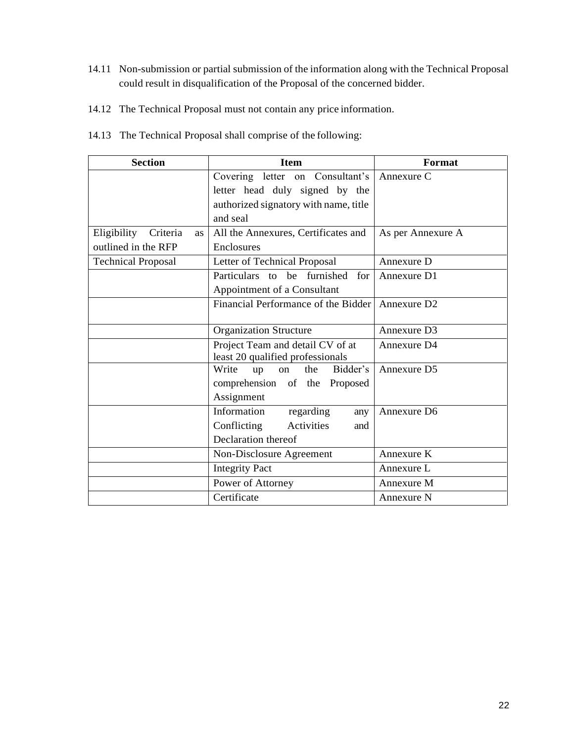14.11 Non-submission or partial submission of the information along with the Technical Proposal could result in disqualification of the Proposal of the concerned bidder.

14.12 The Technical Proposal must not contain any price information.

14.13 The Technical Proposal shall comprise of the following:

| Section | Item | Format |
|---|---|---|
| | Covering letter on Consultant's letter head duly signed by the authorized signatory with name, title and seal | Annexure C |
| Eligibility Criteria as outlined in the RFP | All the Annexures, Certificates and Enclosures | As per Annexure A |
| Technical Proposal | Letter of Technical Proposal | Annexure D |
| | Particulars to be furnished for Appointment of a Consultant | Annexure D1 |
| | Financial Performance of the Bidder | Annexure D2 |
| | Organization Structure | Annexure D3 |
| | Project Team and detail CV of at least 20 qualified professionals | Annexure D4 |
| | Write up on the Bidder's comprehension of the Proposed Assignment | Annexure D5 |
| | Information regarding any Conflicting Activities and Declaration thereof | Annexure D6 |
| | Non-Disclosure Agreement | Annexure K |
| | Integrity Pact | Annexure L |
| | Power of Attorney | Annexure M |
| | Certificate | Annexure N |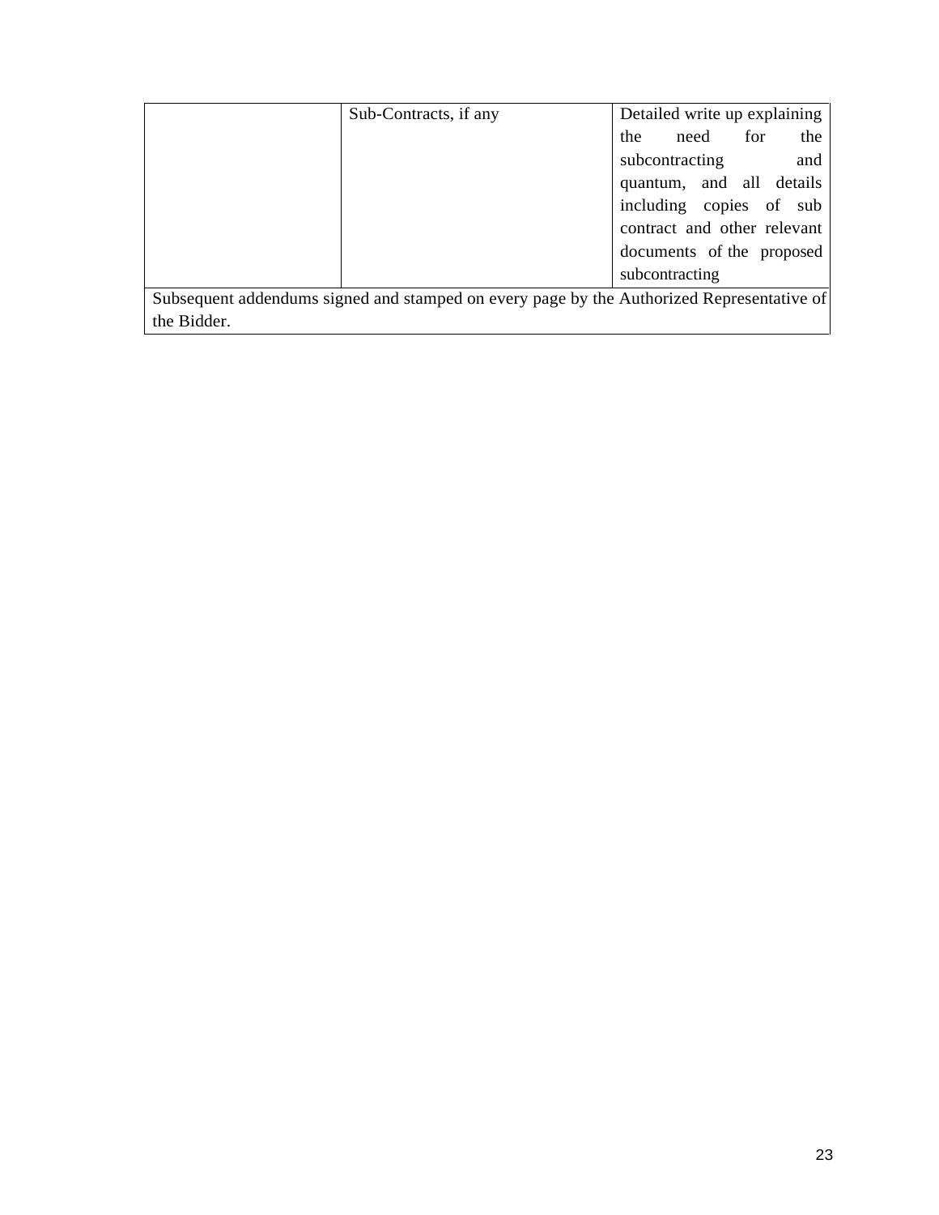| | | |
|---|---|---|
| | Sub-Contracts, if any | Detailed write up explaining the need for the subcontracting and quantum, and all details including copies of sub contract and other relevant documents of the proposed subcontracting |
| Subsequent addendums signed and stamped on every page by the Authorized Representative of the Bidder. | | |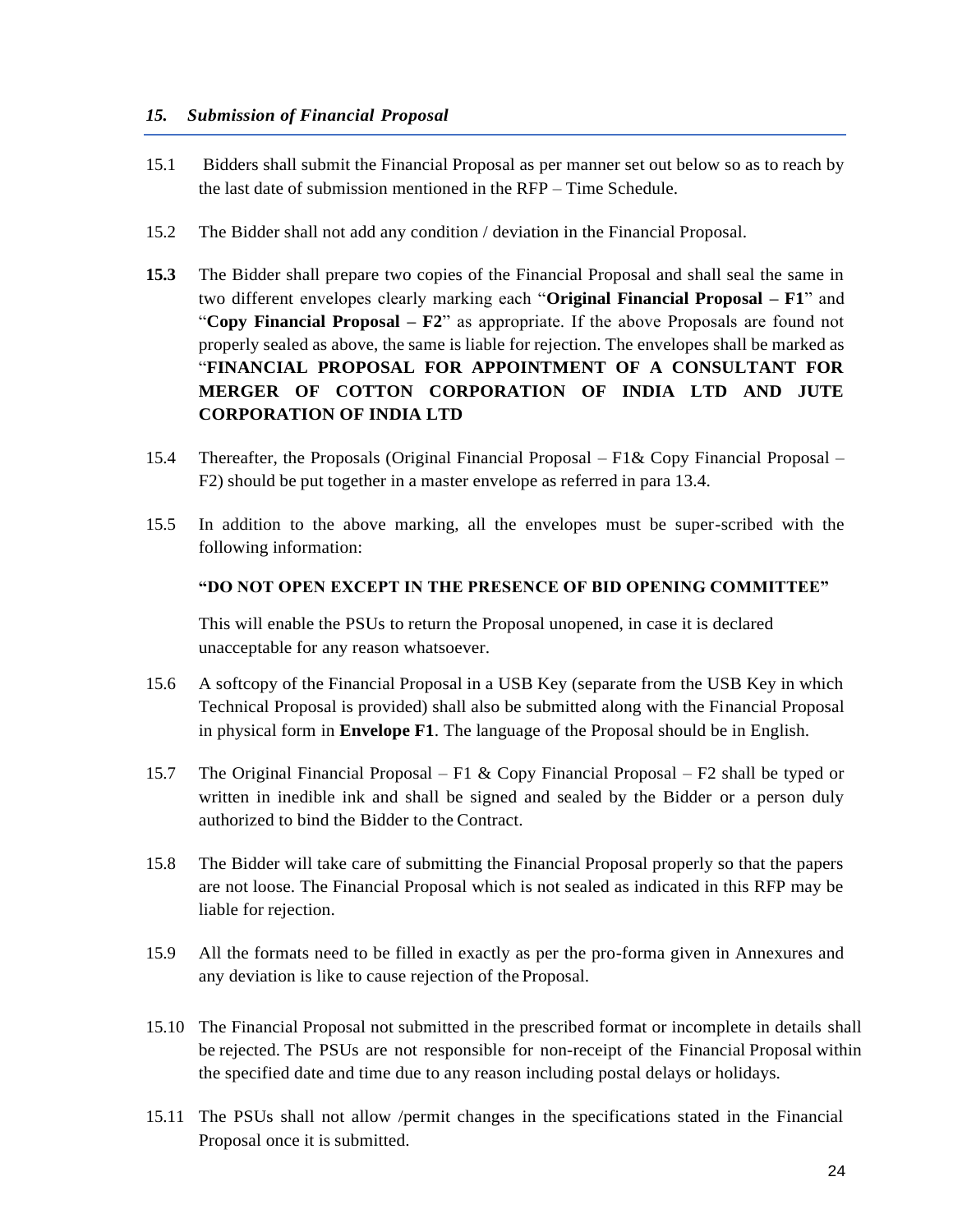### *15. Submission of Financial Proposal*

15.1 Bidders shall submit the Financial Proposal as per manner set out below so as to reach by the last date of submission mentioned in the RFP – Time Schedule.

15.2 The Bidder shall not add any condition / deviation in the Financial Proposal.

**15.3** The Bidder shall prepare two copies of the Financial Proposal and shall seal the same in two different envelopes clearly marking each "**Original Financial Proposal – F1**" and "**Copy Financial Proposal – F2**" as appropriate. If the above Proposals are found not properly sealed as above, the same is liable for rejection. The envelopes shall be marked as "**FINANCIAL PROPOSAL FOR APPOINTMENT OF A CONSULTANT FOR MERGER OF COTTON CORPORATION OF INDIA LTD AND JUTE CORPORATION OF INDIA LTD**

15.4 Thereafter, the Proposals (Original Financial Proposal – F1& Copy Financial Proposal – F2) should be put together in a master envelope as referred in para 13.4.

15.5 In addition to the above marking, all the envelopes must be super-scribed with the following information:

**"DO NOT OPEN EXCEPT IN THE PRESENCE OF BID OPENING COMMITTEE"**

This will enable the PSUs to return the Proposal unopened, in case it is declared unacceptable for any reason whatsoever.

15.6 A softcopy of the Financial Proposal in a USB Key (separate from the USB Key in which Technical Proposal is provided) shall also be submitted along with the Financial Proposal in physical form in **Envelope F1**. The language of the Proposal should be in English.

15.7 The Original Financial Proposal – F1 & Copy Financial Proposal – F2 shall be typed or written in inedible ink and shall be signed and sealed by the Bidder or a person duly authorized to bind the Bidder to the Contract.

15.8 The Bidder will take care of submitting the Financial Proposal properly so that the papers are not loose. The Financial Proposal which is not sealed as indicated in this RFP may be liable for rejection.

15.9 All the formats need to be filled in exactly as per the pro-forma given in Annexures and any deviation is like to cause rejection of the Proposal.

15.10 The Financial Proposal not submitted in the prescribed format or incomplete in details shall be rejected. The PSUs are not responsible for non-receipt of the Financial Proposal within the specified date and time due to any reason including postal delays or holidays.

15.11 The PSUs shall not allow /permit changes in the specifications stated in the Financial Proposal once it is submitted.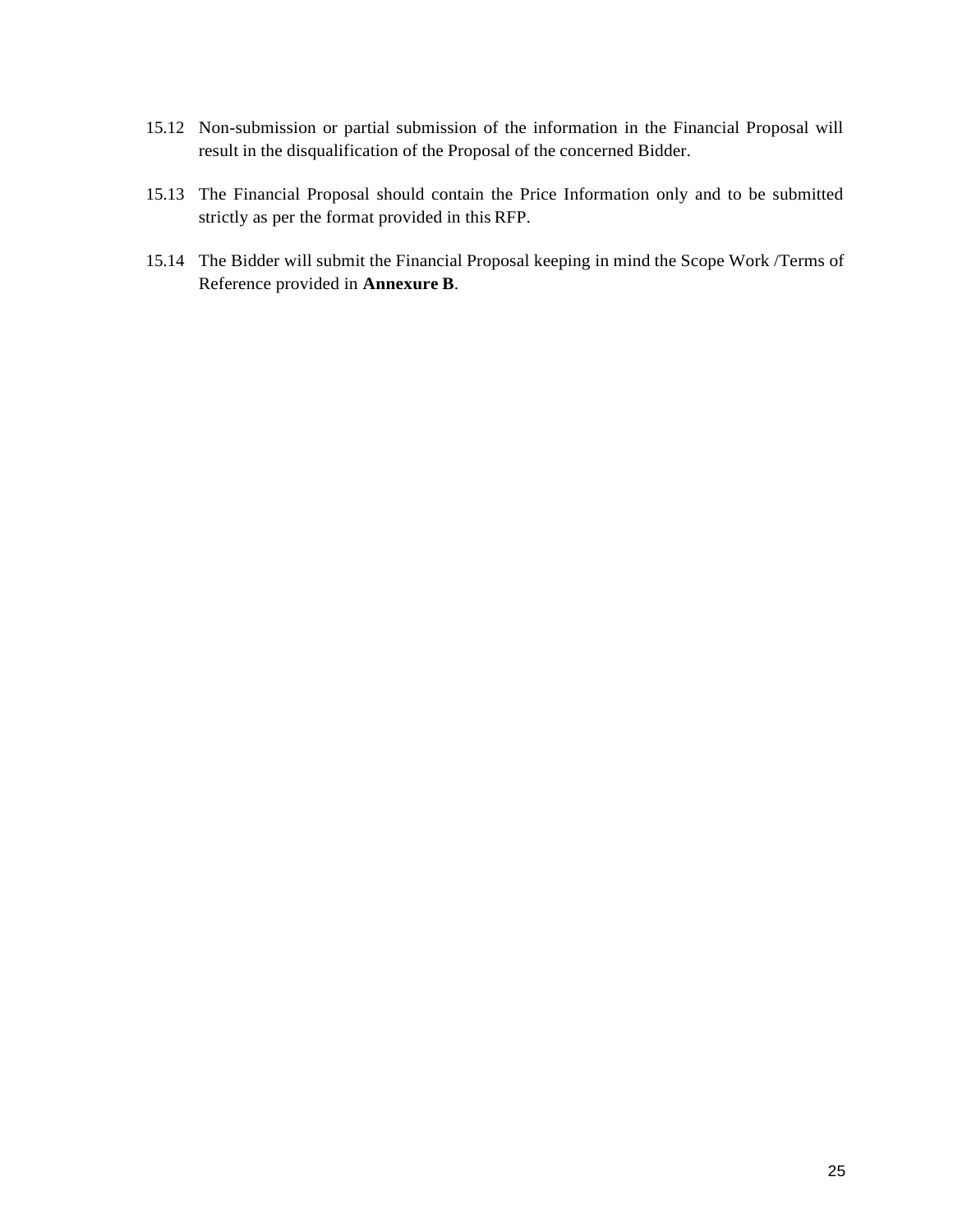15.12 Non-submission or partial submission of the information in the Financial Proposal will result in the disqualification of the Proposal of the concerned Bidder.

15.13 The Financial Proposal should contain the Price Information only and to be submitted strictly as per the format provided in this RFP.

15.14 The Bidder will submit the Financial Proposal keeping in mind the Scope Work /Terms of Reference provided in **Annexure B**.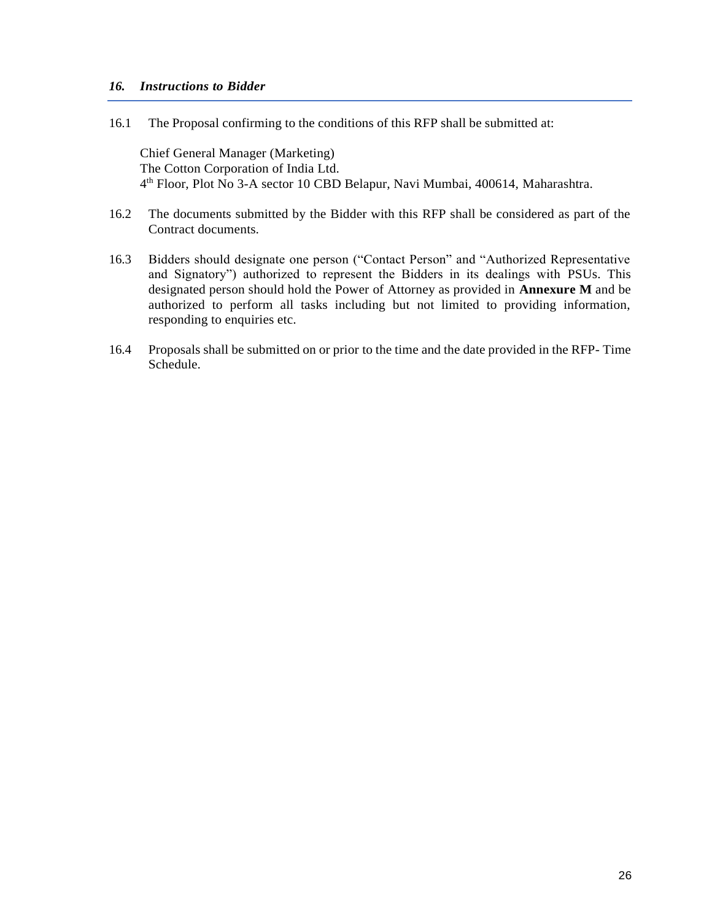## *16. Instructions to Bidder*

16.1 The Proposal confirming to the conditions of this RFP shall be submitted at:

Chief General Manager (Marketing)
The Cotton Corporation of India Ltd.
4th Floor, Plot No 3-A sector 10 CBD Belapur, Navi Mumbai, 400614, Maharashtra.

16.2 The documents submitted by the Bidder with this RFP shall be considered as part of the Contract documents.

16.3 Bidders should designate one person ("Contact Person" and "Authorized Representative and Signatory") authorized to represent the Bidders in its dealings with PSUs. This designated person should hold the Power of Attorney as provided in **Annexure M** and be authorized to perform all tasks including but not limited to providing information, responding to enquiries etc.

16.4 Proposals shall be submitted on or prior to the time and the date provided in the RFP- Time Schedule.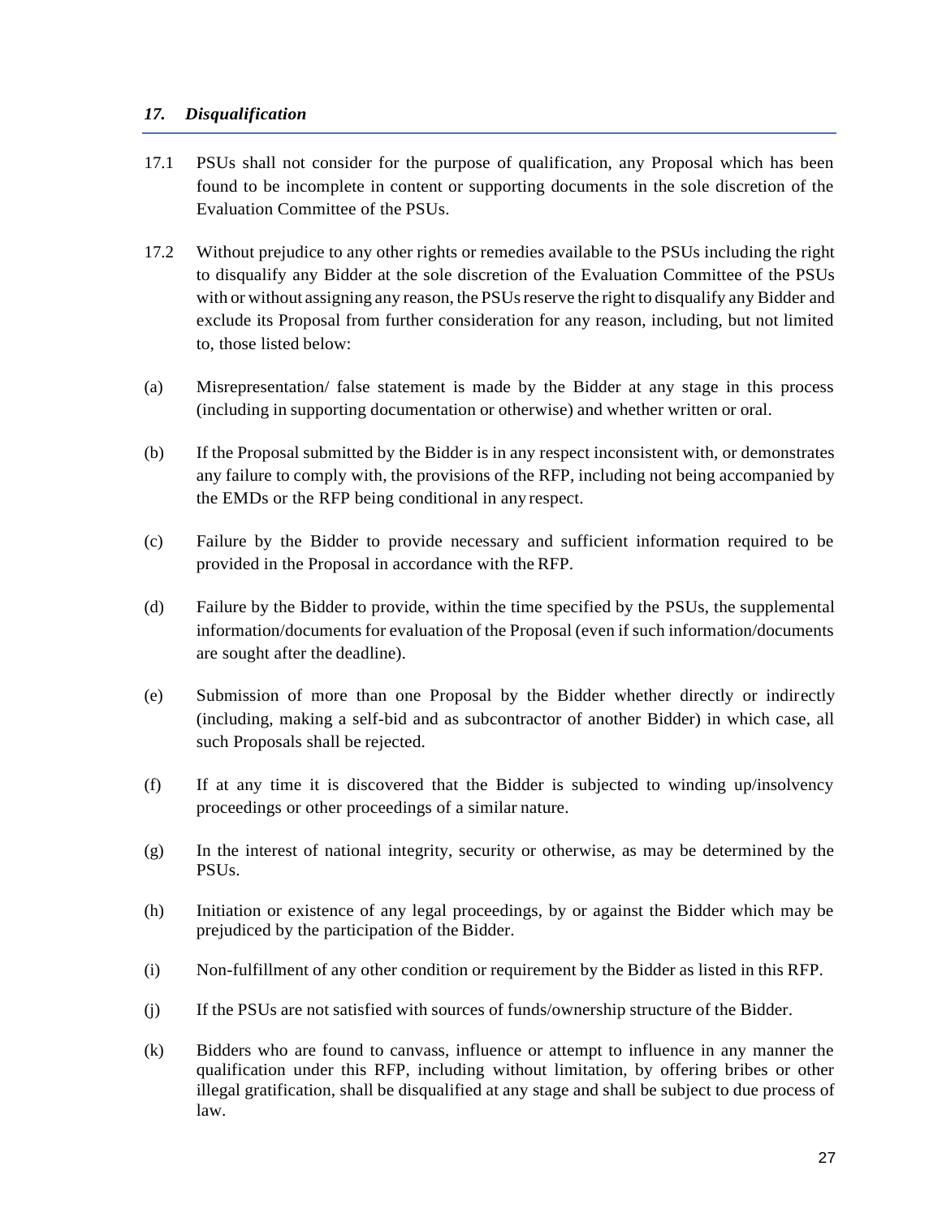## *17. Disqualification*

17.1 PSUs shall not consider for the purpose of qualification, any Proposal which has been found to be incomplete in content or supporting documents in the sole discretion of the Evaluation Committee of the PSUs.

17.2 Without prejudice to any other rights or remedies available to the PSUs including the right to disqualify any Bidder at the sole discretion of the Evaluation Committee of the PSUs with or without assigning any reason, the PSUs reserve the right to disqualify any Bidder and exclude its Proposal from further consideration for any reason, including, but not limited to, those listed below:

(a) Misrepresentation/ false statement is made by the Bidder at any stage in this process (including in supporting documentation or otherwise) and whether written or oral.

(b) If the Proposal submitted by the Bidder is in any respect inconsistent with, or demonstrates any failure to comply with, the provisions of the RFP, including not being accompanied by the EMDs or the RFP being conditional in any respect.

(c) Failure by the Bidder to provide necessary and sufficient information required to be provided in the Proposal in accordance with the RFP.

(d) Failure by the Bidder to provide, within the time specified by the PSUs, the supplemental information/documents for evaluation of the Proposal (even if such information/documents are sought after the deadline).

(e) Submission of more than one Proposal by the Bidder whether directly or indirectly (including, making a self-bid and as subcontractor of another Bidder) in which case, all such Proposals shall be rejected.

(f) If at any time it is discovered that the Bidder is subjected to winding up/insolvency proceedings or other proceedings of a similar nature.

(g) In the interest of national integrity, security or otherwise, as may be determined by the PSUs.

(h) Initiation or existence of any legal proceedings, by or against the Bidder which may be prejudiced by the participation of the Bidder.

(i) Non-fulfillment of any other condition or requirement by the Bidder as listed in this RFP.

(j) If the PSUs are not satisfied with sources of funds/ownership structure of the Bidder.

(k) Bidders who are found to canvass, influence or attempt to influence in any manner the qualification under this RFP, including without limitation, by offering bribes or other illegal gratification, shall be disqualified at any stage and shall be subject to due process of law.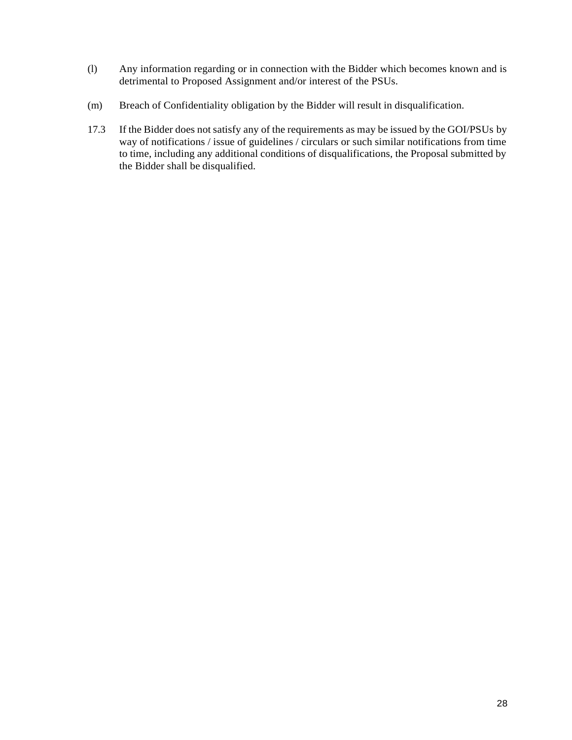(l) Any information regarding or in connection with the Bidder which becomes known and is detrimental to Proposed Assignment and/or interest of the PSUs.

(m) Breach of Confidentiality obligation by the Bidder will result in disqualification.

17.3 If the Bidder does not satisfy any of the requirements as may be issued by the GOI/PSUs by way of notifications / issue of guidelines / circulars or such similar notifications from time to time, including any additional conditions of disqualifications, the Proposal submitted by the Bidder shall be disqualified.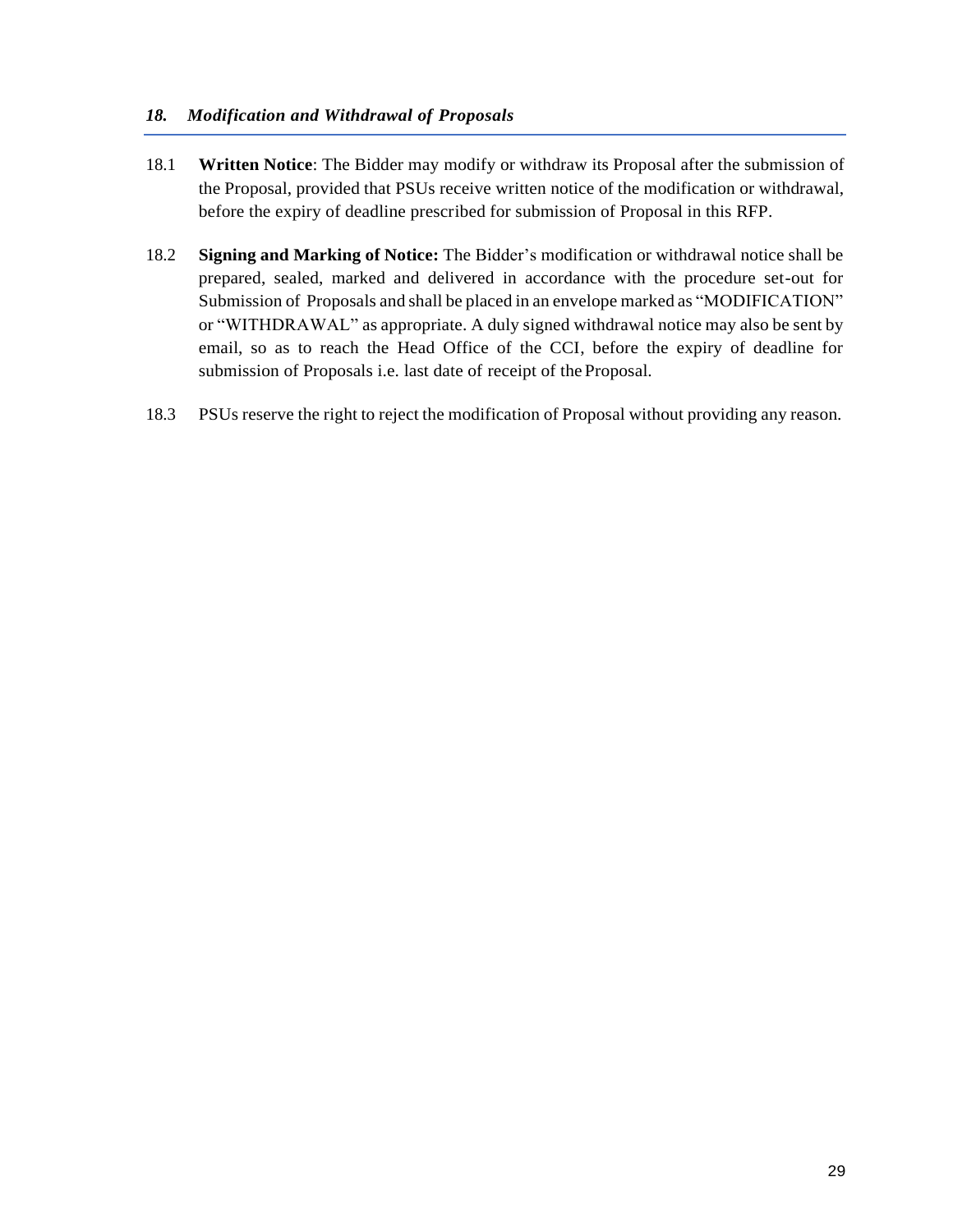### *18. Modification and Withdrawal of Proposals*

18.1 **Written Notice**: The Bidder may modify or withdraw its Proposal after the submission of the Proposal, provided that PSUs receive written notice of the modification or withdrawal, before the expiry of deadline prescribed for submission of Proposal in this RFP.

18.2 **Signing and Marking of Notice:** The Bidder's modification or withdrawal notice shall be prepared, sealed, marked and delivered in accordance with the procedure set-out for Submission of Proposals and shall be placed in an envelope marked as "MODIFICATION" or "WITHDRAWAL" as appropriate. A duly signed withdrawal notice may also be sent by email, so as to reach the Head Office of the CCI, before the expiry of deadline for submission of Proposals i.e. last date of receipt of the Proposal.

18.3 PSUs reserve the right to reject the modification of Proposal without providing any reason.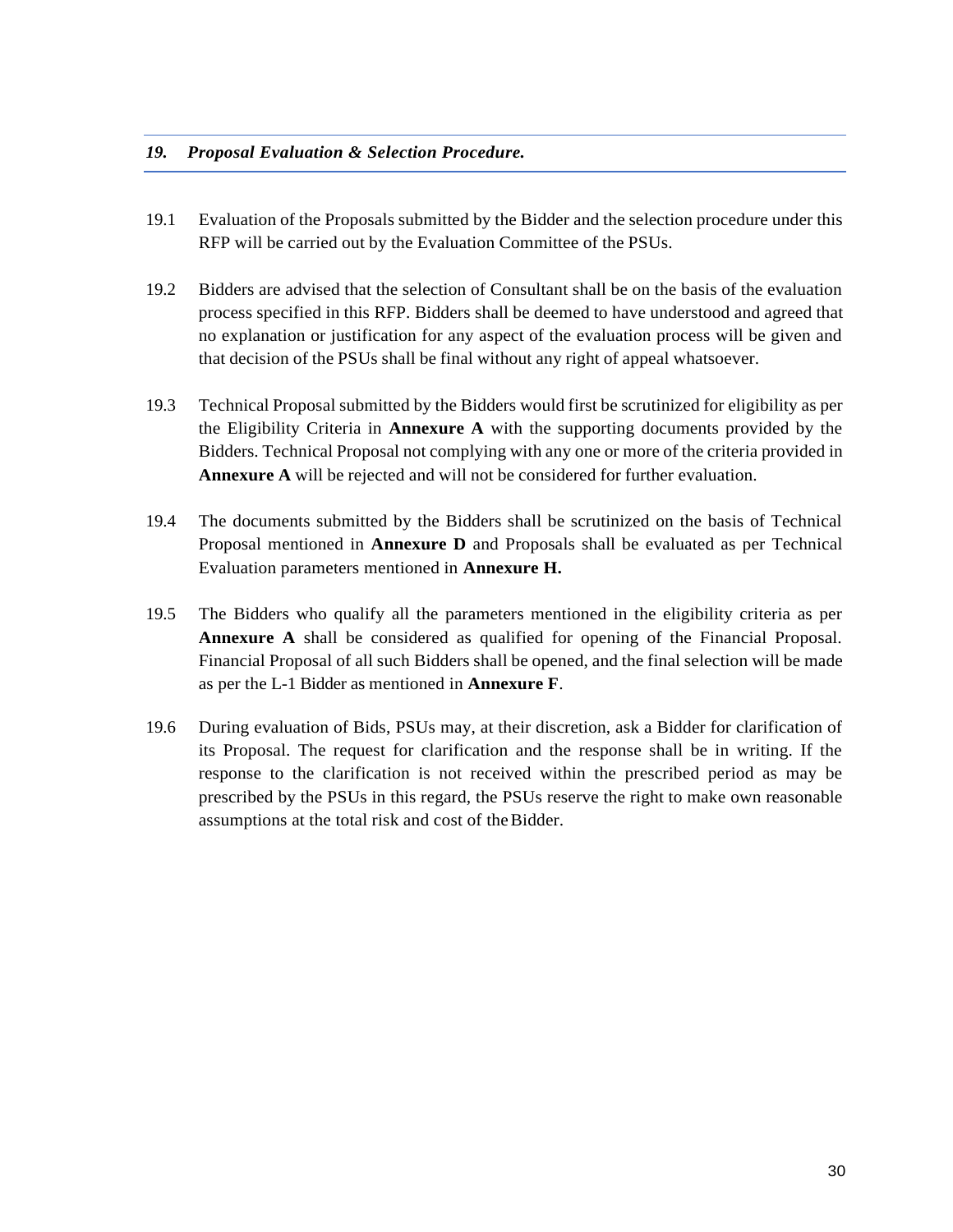## *19. Proposal Evaluation & Selection Procedure.*

19.1 Evaluation of the Proposals submitted by the Bidder and the selection procedure under this RFP will be carried out by the Evaluation Committee of the PSUs.

19.2 Bidders are advised that the selection of Consultant shall be on the basis of the evaluation process specified in this RFP. Bidders shall be deemed to have understood and agreed that no explanation or justification for any aspect of the evaluation process will be given and that decision of the PSUs shall be final without any right of appeal whatsoever.

19.3 Technical Proposal submitted by the Bidders would first be scrutinized for eligibility as per the Eligibility Criteria in **Annexure A** with the supporting documents provided by the Bidders. Technical Proposal not complying with any one or more of the criteria provided in **Annexure A** will be rejected and will not be considered for further evaluation.

19.4 The documents submitted by the Bidders shall be scrutinized on the basis of Technical Proposal mentioned in **Annexure D** and Proposals shall be evaluated as per Technical Evaluation parameters mentioned in **Annexure H.**

19.5 The Bidders who qualify all the parameters mentioned in the eligibility criteria as per **Annexure A** shall be considered as qualified for opening of the Financial Proposal. Financial Proposal of all such Bidders shall be opened, and the final selection will be made as per the L-1 Bidder as mentioned in **Annexure F**.

19.6 During evaluation of Bids, PSUs may, at their discretion, ask a Bidder for clarification of its Proposal. The request for clarification and the response shall be in writing. If the response to the clarification is not received within the prescribed period as may be prescribed by the PSUs in this regard, the PSUs reserve the right to make own reasonable assumptions at the total risk and cost of the Bidder.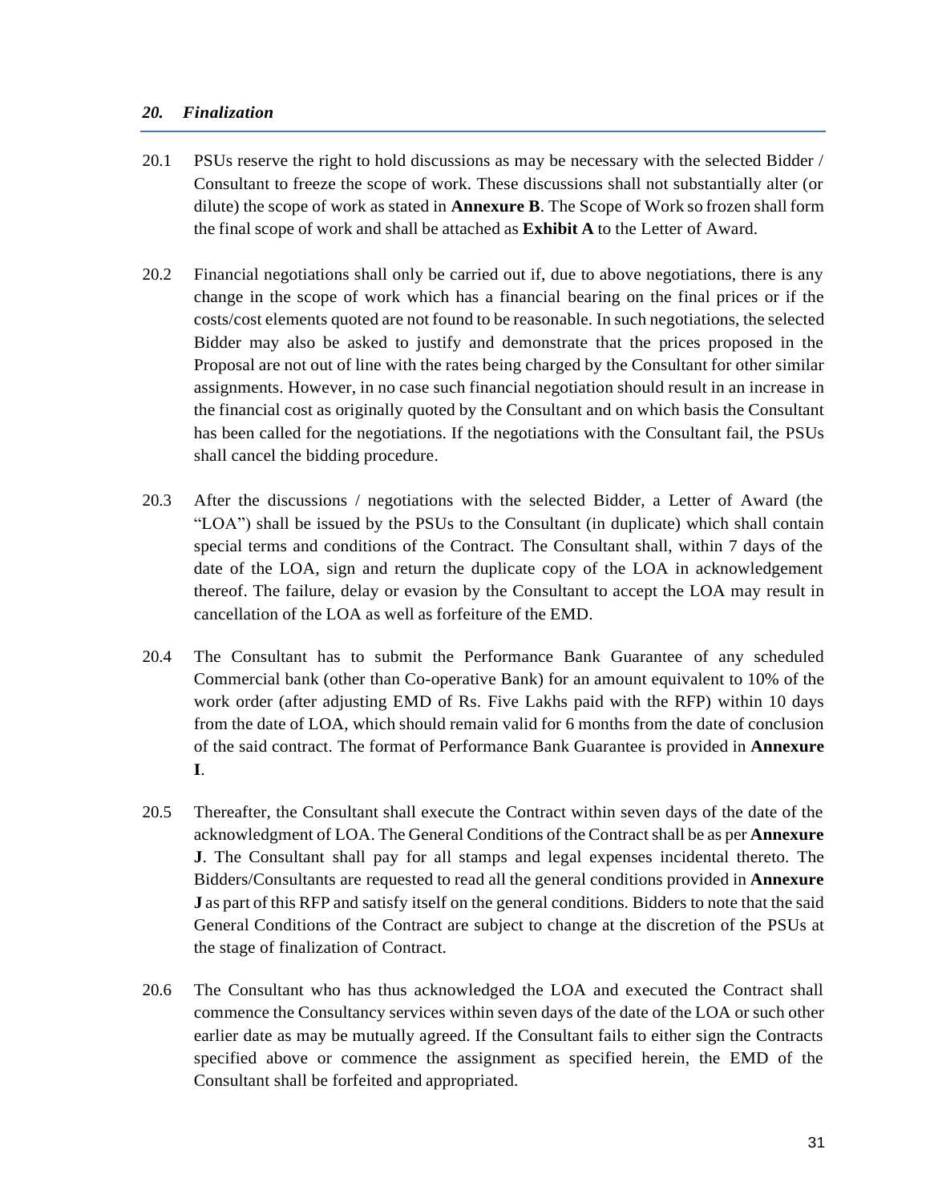## *20. Finalization*

20.1 PSUs reserve the right to hold discussions as may be necessary with the selected Bidder / Consultant to freeze the scope of work. These discussions shall not substantially alter (or dilute) the scope of work as stated in **Annexure B**. The Scope of Work so frozen shall form the final scope of work and shall be attached as **Exhibit A** to the Letter of Award.

20.2 Financial negotiations shall only be carried out if, due to above negotiations, there is any change in the scope of work which has a financial bearing on the final prices or if the costs/cost elements quoted are not found to be reasonable. In such negotiations, the selected Bidder may also be asked to justify and demonstrate that the prices proposed in the Proposal are not out of line with the rates being charged by the Consultant for other similar assignments. However, in no case such financial negotiation should result in an increase in the financial cost as originally quoted by the Consultant and on which basis the Consultant has been called for the negotiations. If the negotiations with the Consultant fail, the PSUs shall cancel the bidding procedure.

20.3 After the discussions / negotiations with the selected Bidder, a Letter of Award (the "LOA") shall be issued by the PSUs to the Consultant (in duplicate) which shall contain special terms and conditions of the Contract. The Consultant shall, within 7 days of the date of the LOA, sign and return the duplicate copy of the LOA in acknowledgement thereof. The failure, delay or evasion by the Consultant to accept the LOA may result in cancellation of the LOA as well as forfeiture of the EMD.

20.4 The Consultant has to submit the Performance Bank Guarantee of any scheduled Commercial bank (other than Co-operative Bank) for an amount equivalent to 10% of the work order (after adjusting EMD of Rs. Five Lakhs paid with the RFP) within 10 days from the date of LOA, which should remain valid for 6 months from the date of conclusion of the said contract. The format of Performance Bank Guarantee is provided in **Annexure I**.

20.5 Thereafter, the Consultant shall execute the Contract within seven days of the date of the acknowledgment of LOA. The General Conditions of the Contract shall be as per **Annexure J**. The Consultant shall pay for all stamps and legal expenses incidental thereto. The Bidders/Consultants are requested to read all the general conditions provided in **Annexure J** as part of this RFP and satisfy itself on the general conditions. Bidders to note that the said General Conditions of the Contract are subject to change at the discretion of the PSUs at the stage of finalization of Contract.

20.6 The Consultant who has thus acknowledged the LOA and executed the Contract shall commence the Consultancy services within seven days of the date of the LOA or such other earlier date as may be mutually agreed. If the Consultant fails to either sign the Contracts specified above or commence the assignment as specified herein, the EMD of the Consultant shall be forfeited and appropriated.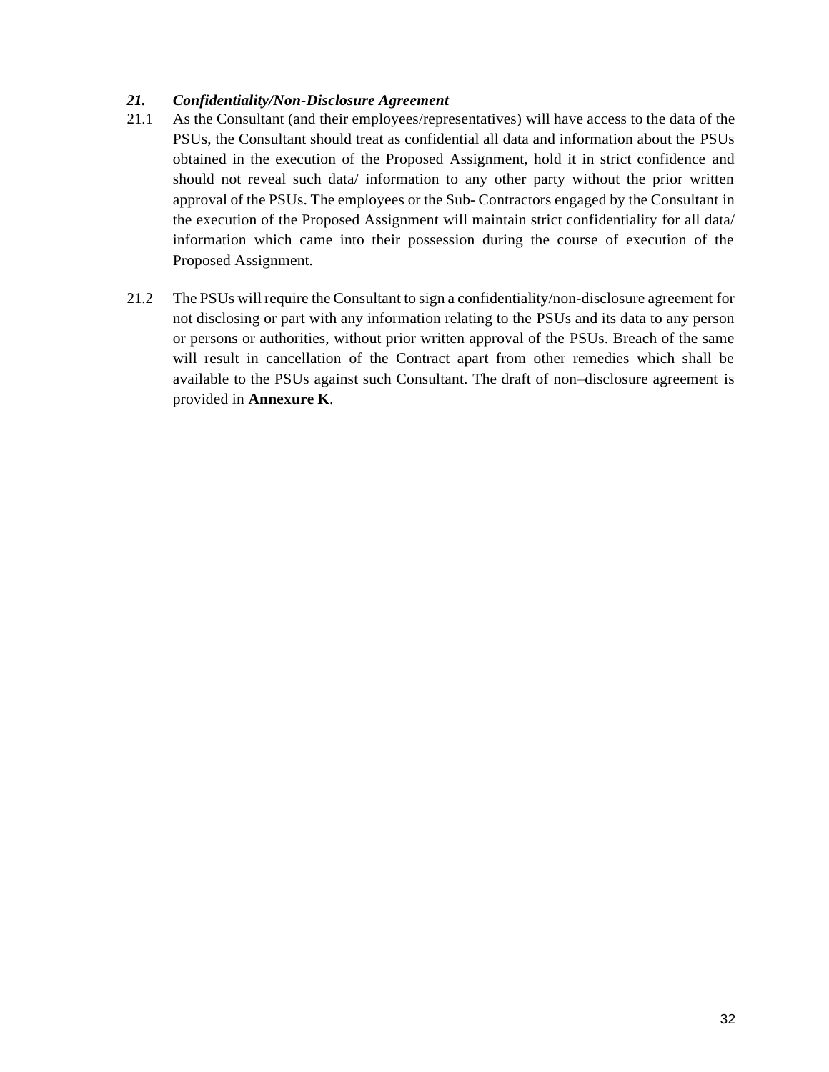### *21. Confidentiality/Non-Disclosure Agreement*

21.1 As the Consultant (and their employees/representatives) will have access to the data of the PSUs, the Consultant should treat as confidential all data and information about the PSUs obtained in the execution of the Proposed Assignment, hold it in strict confidence and should not reveal such data/ information to any other party without the prior written approval of the PSUs. The employees or the Sub- Contractors engaged by the Consultant in the execution of the Proposed Assignment will maintain strict confidentiality for all data/ information which came into their possession during the course of execution of the Proposed Assignment.

21.2 The PSUs will require the Consultant to sign a confidentiality/non-disclosure agreement for not disclosing or part with any information relating to the PSUs and its data to any person or persons or authorities, without prior written approval of the PSUs. Breach of the same will result in cancellation of the Contract apart from other remedies which shall be available to the PSUs against such Consultant. The draft of non–disclosure agreement is provided in **Annexure K**.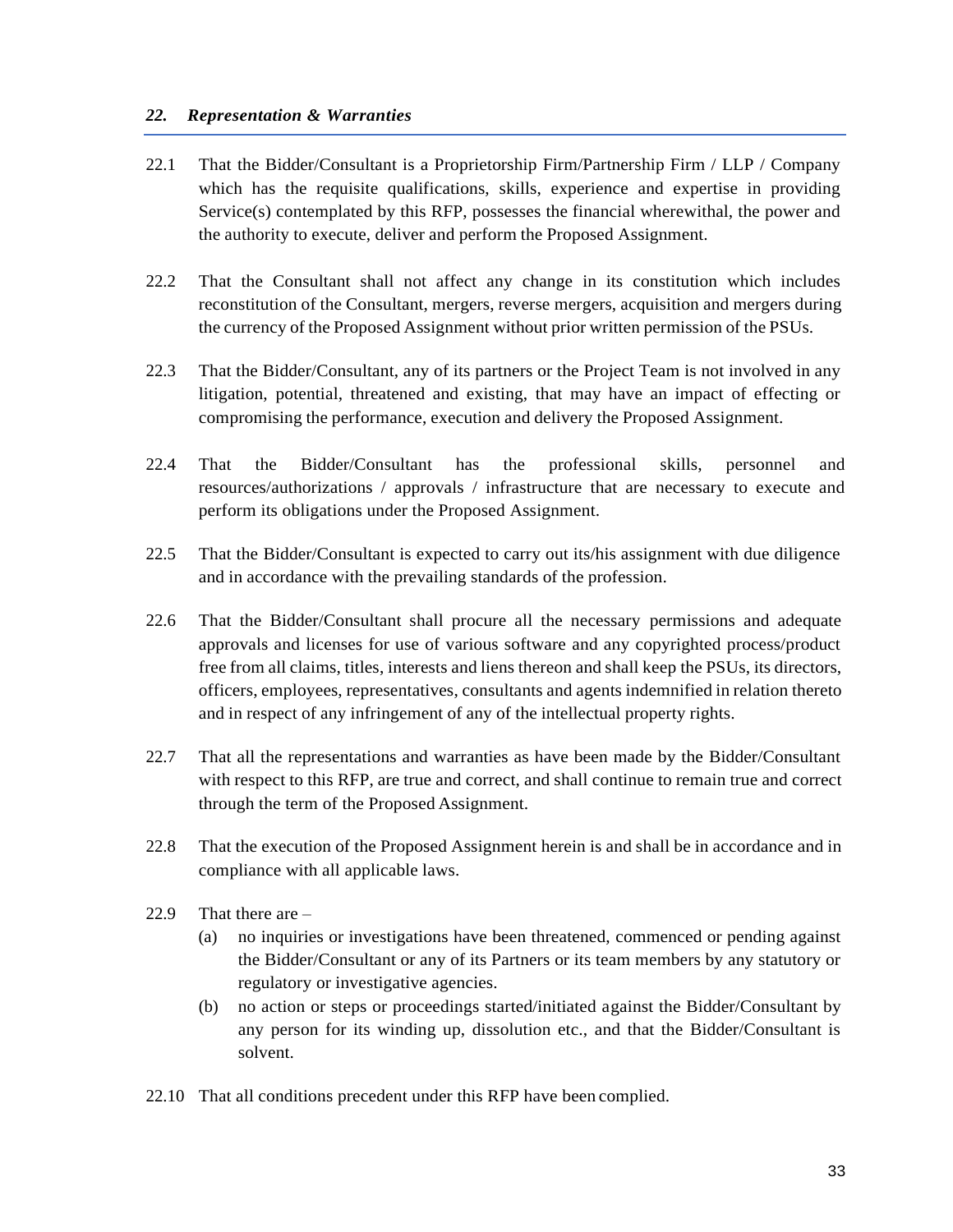### *22. Representation & Warranties*

22.1 That the Bidder/Consultant is a Proprietorship Firm/Partnership Firm / LLP / Company which has the requisite qualifications, skills, experience and expertise in providing Service(s) contemplated by this RFP, possesses the financial wherewithal, the power and the authority to execute, deliver and perform the Proposed Assignment.

22.2 That the Consultant shall not affect any change in its constitution which includes reconstitution of the Consultant, mergers, reverse mergers, acquisition and mergers during the currency of the Proposed Assignment without prior written permission of the PSUs.

22.3 That the Bidder/Consultant, any of its partners or the Project Team is not involved in any litigation, potential, threatened and existing, that may have an impact of effecting or compromising the performance, execution and delivery the Proposed Assignment.

22.4 That the Bidder/Consultant has the professional skills, personnel and resources/authorizations / approvals / infrastructure that are necessary to execute and perform its obligations under the Proposed Assignment.

22.5 That the Bidder/Consultant is expected to carry out its/his assignment with due diligence and in accordance with the prevailing standards of the profession.

22.6 That the Bidder/Consultant shall procure all the necessary permissions and adequate approvals and licenses for use of various software and any copyrighted process/product free from all claims, titles, interests and liens thereon and shall keep the PSUs, its directors, officers, employees, representatives, consultants and agents indemnified in relation thereto and in respect of any infringement of any of the intellectual property rights.

22.7 That all the representations and warranties as have been made by the Bidder/Consultant with respect to this RFP, are true and correct, and shall continue to remain true and correct through the term of the Proposed Assignment.

22.8 That the execution of the Proposed Assignment herein is and shall be in accordance and in compliance with all applicable laws.

22.9 That there are –

(a) no inquiries or investigations have been threatened, commenced or pending against the Bidder/Consultant or any of its Partners or its team members by any statutory or regulatory or investigative agencies.

(b) no action or steps or proceedings started/initiated against the Bidder/Consultant by any person for its winding up, dissolution etc., and that the Bidder/Consultant is solvent.

22.10 That all conditions precedent under this RFP have been complied.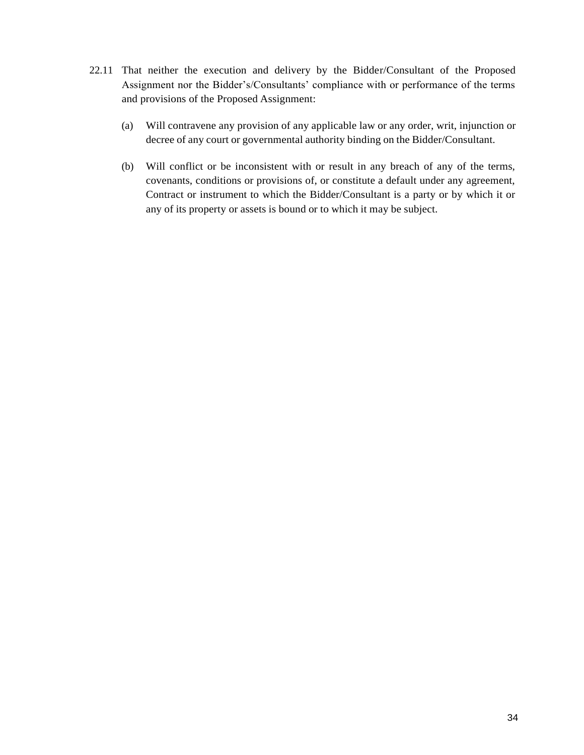22.11 That neither the execution and delivery by the Bidder/Consultant of the Proposed Assignment nor the Bidder's/Consultants' compliance with or performance of the terms and provisions of the Proposed Assignment:

(a) Will contravene any provision of any applicable law or any order, writ, injunction or decree of any court or governmental authority binding on the Bidder/Consultant.

(b) Will conflict or be inconsistent with or result in any breach of any of the terms, covenants, conditions or provisions of, or constitute a default under any agreement, Contract or instrument to which the Bidder/Consultant is a party or by which it or any of its property or assets is bound or to which it may be subject.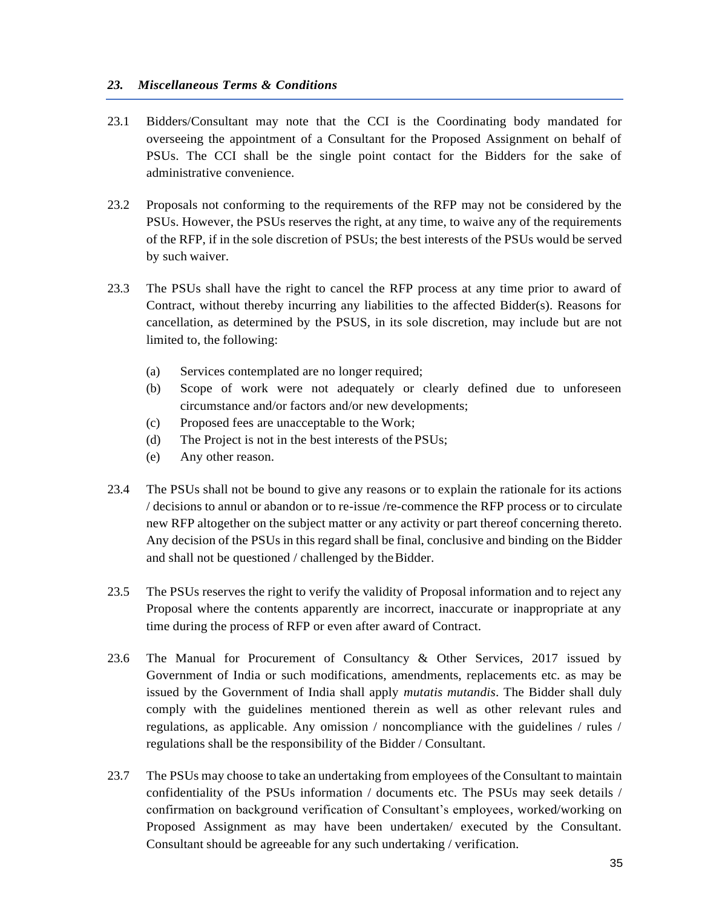## *23. Miscellaneous Terms & Conditions*

23.1 Bidders/Consultant may note that the CCI is the Coordinating body mandated for overseeing the appointment of a Consultant for the Proposed Assignment on behalf of PSUs. The CCI shall be the single point contact for the Bidders for the sake of administrative convenience.

23.2 Proposals not conforming to the requirements of the RFP may not be considered by the PSUs. However, the PSUs reserves the right, at any time, to waive any of the requirements of the RFP, if in the sole discretion of PSUs; the best interests of the PSUs would be served by such waiver.

23.3 The PSUs shall have the right to cancel the RFP process at any time prior to award of Contract, without thereby incurring any liabilities to the affected Bidder(s). Reasons for cancellation, as determined by the PSUS, in its sole discretion, may include but are not limited to, the following:

(a) Services contemplated are no longer required;
(b) Scope of work were not adequately or clearly defined due to unforeseen circumstance and/or factors and/or new developments;
(c) Proposed fees are unacceptable to the Work;
(d) The Project is not in the best interests of the PSUs;
(e) Any other reason.

23.4 The PSUs shall not be bound to give any reasons or to explain the rationale for its actions / decisions to annul or abandon or to re-issue /re-commence the RFP process or to circulate new RFP altogether on the subject matter or any activity or part thereof concerning thereto. Any decision of the PSUs in this regard shall be final, conclusive and binding on the Bidder and shall not be questioned / challenged by the Bidder.

23.5 The PSUs reserves the right to verify the validity of Proposal information and to reject any Proposal where the contents apparently are incorrect, inaccurate or inappropriate at any time during the process of RFP or even after award of Contract.

23.6 The Manual for Procurement of Consultancy & Other Services, 2017 issued by Government of India or such modifications, amendments, replacements etc. as may be issued by the Government of India shall apply *mutatis mutandis*. The Bidder shall duly comply with the guidelines mentioned therein as well as other relevant rules and regulations, as applicable. Any omission / noncompliance with the guidelines / rules / regulations shall be the responsibility of the Bidder / Consultant.

23.7 The PSUs may choose to take an undertaking from employees of the Consultant to maintain confidentiality of the PSUs information / documents etc. The PSUs may seek details / confirmation on background verification of Consultant's employees, worked/working on Proposed Assignment as may have been undertaken/ executed by the Consultant. Consultant should be agreeable for any such undertaking / verification.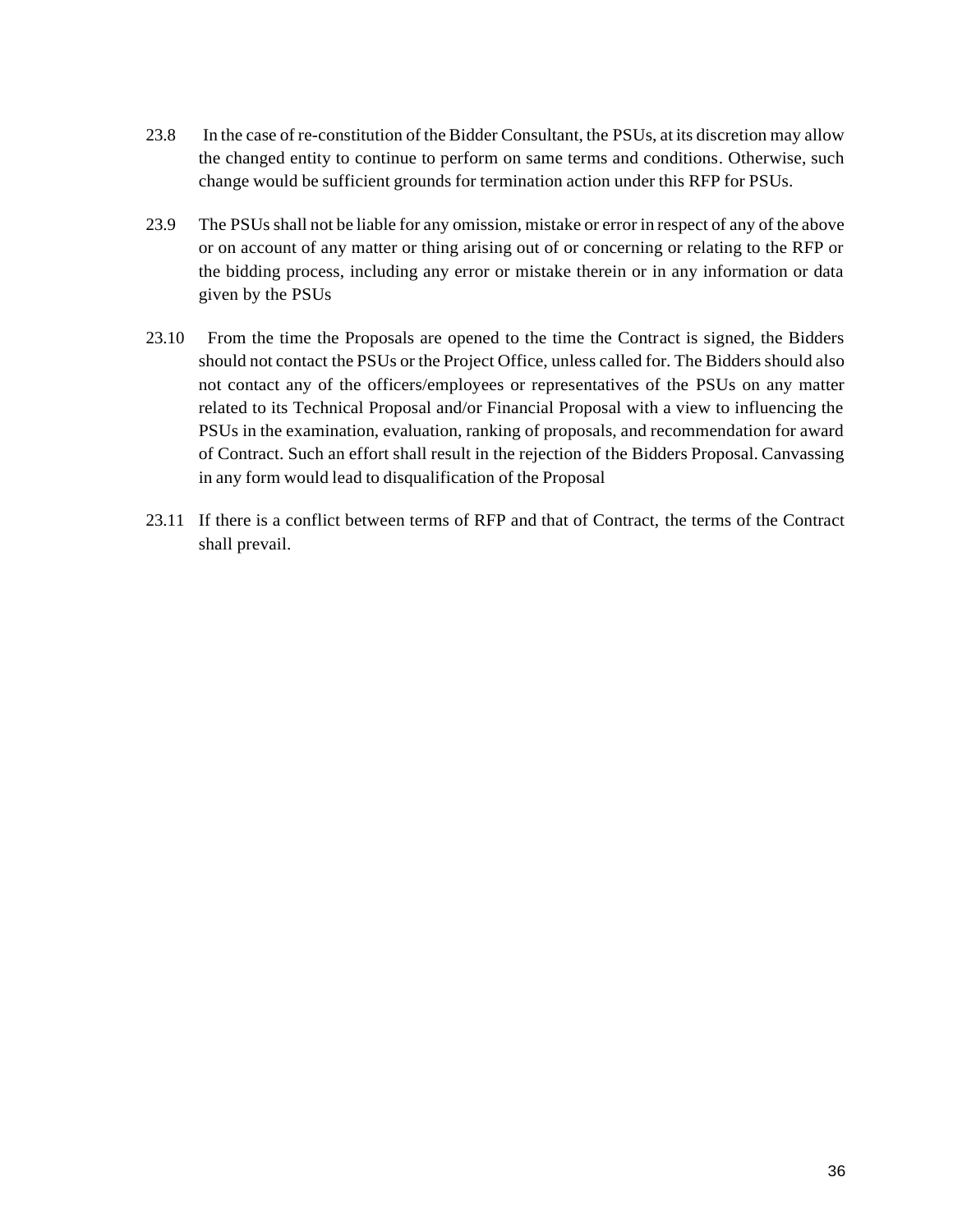23.8 In the case of re-constitution of the Bidder Consultant, the PSUs, at its discretion may allow the changed entity to continue to perform on same terms and conditions. Otherwise, such change would be sufficient grounds for termination action under this RFP for PSUs.

23.9 The PSUs shall not be liable for any omission, mistake or error in respect of any of the above or on account of any matter or thing arising out of or concerning or relating to the RFP or the bidding process, including any error or mistake therein or in any information or data given by the PSUs

23.10 From the time the Proposals are opened to the time the Contract is signed, the Bidders should not contact the PSUs or the Project Office, unless called for. The Bidders should also not contact any of the officers/employees or representatives of the PSUs on any matter related to its Technical Proposal and/or Financial Proposal with a view to influencing the PSUs in the examination, evaluation, ranking of proposals, and recommendation for award of Contract. Such an effort shall result in the rejection of the Bidders Proposal. Canvassing in any form would lead to disqualification of the Proposal

23.11 If there is a conflict between terms of RFP and that of Contract, the terms of the Contract shall prevail.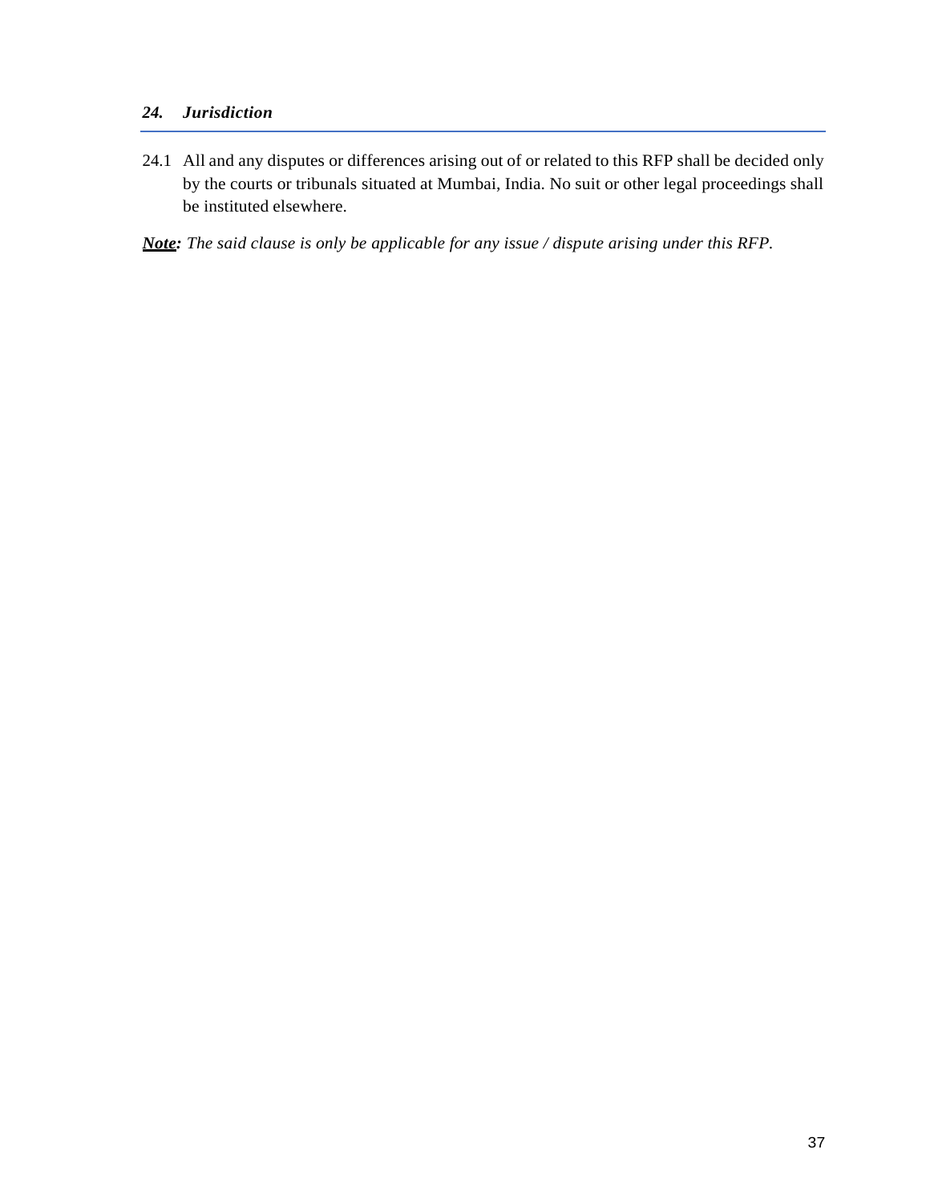## *24. Jurisdiction*

24.1 All and any disputes or differences arising out of or related to this RFP shall be decided only by the courts or tribunals situated at Mumbai, India. No suit or other legal proceedings shall be instituted elsewhere.

***Note:*** *The said clause is only be applicable for any issue / dispute arising under this RFP.*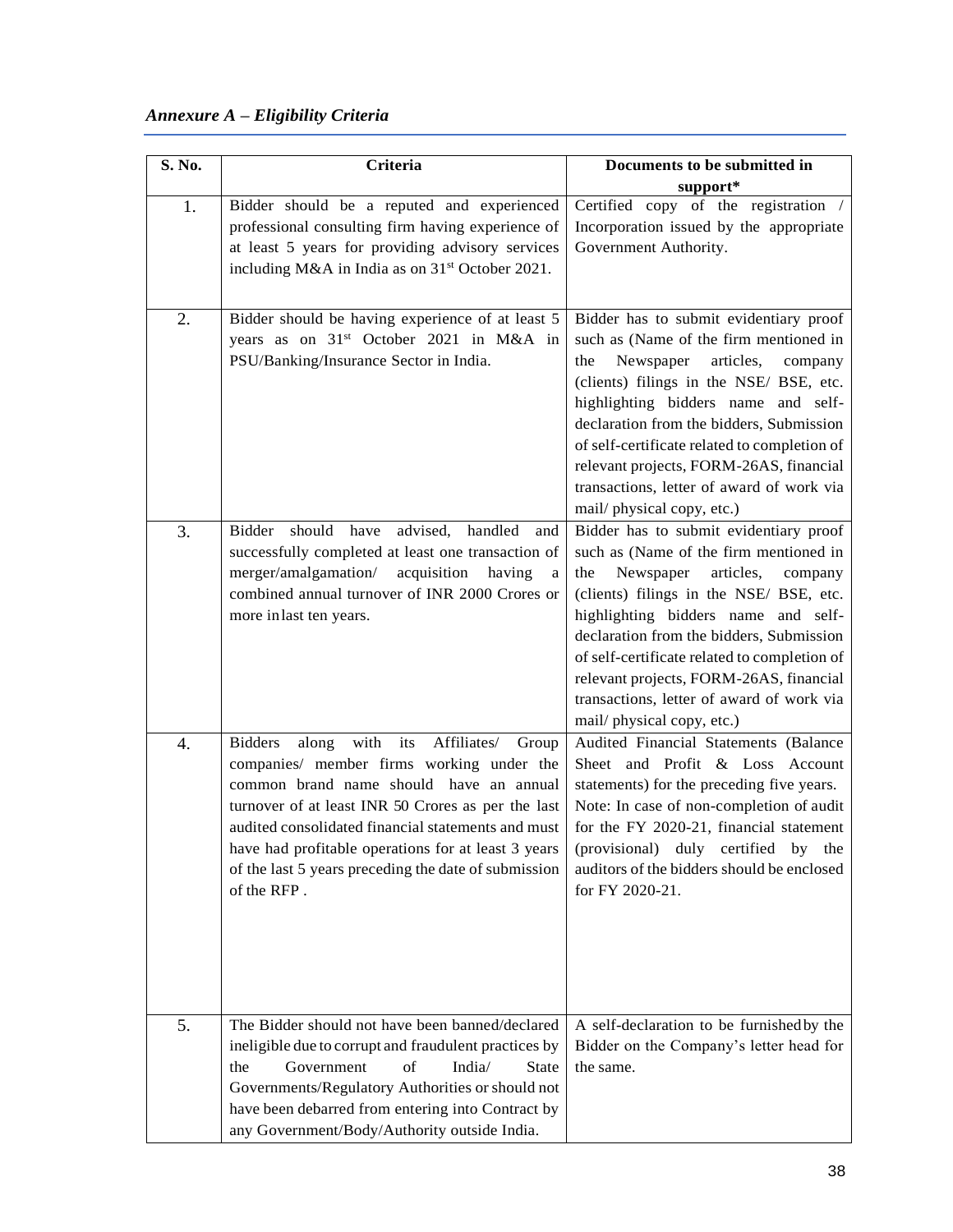*Annexure A – Eligibility Criteria*

| S. No. | Criteria | Documents to be submitted in support* |
|---|---|---|
| 1. | Bidder should be a reputed and experienced professional consulting firm having experience of at least 5 years for providing advisory services including M&A in India as on 31st October 2021. | Certified copy of the registration / Incorporation issued by the appropriate Government Authority. |
| 2. | Bidder should be having experience of at least 5 years as on 31st October 2021 in M&A in PSU/Banking/Insurance Sector in India. | Bidder has to submit evidentiary proof such as (Name of the firm mentioned in the Newspaper articles, company (clients) filings in the NSE/ BSE, etc. highlighting bidders name and self-declaration from the bidders, Submission of self-certificate related to completion of relevant projects, FORM-26AS, financial transactions, letter of award of work via mail/ physical copy, etc.) |
| 3. | Bidder should have advised, handled and successfully completed at least one transaction of merger/amalgamation/ acquisition having a combined annual turnover of INR 2000 Crores or more in last ten years. | Bidder has to submit evidentiary proof such as (Name of the firm mentioned in the Newspaper articles, company (clients) filings in the NSE/ BSE, etc. highlighting bidders name and self-declaration from the bidders, Submission of self-certificate related to completion of relevant projects, FORM-26AS, financial transactions, letter of award of work via mail/ physical copy, etc.) |
| 4. | Bidders along with its Affiliates/ Group companies/ member firms working under the common brand name should have an annual turnover of at least INR 50 Crores as per the last audited consolidated financial statements and must have had profitable operations for at least 3 years of the last 5 years preceding the date of submission of the RFP . | Audited Financial Statements (Balance Sheet and Profit & Loss Account statements) for the preceding five years. Note: In case of non-completion of audit for the FY 2020-21, financial statement (provisional) duly certified by the auditors of the bidders should be enclosed for FY 2020-21. |
| 5. | The Bidder should not have been banned/declared ineligible due to corrupt and fraudulent practices by the Government of India/ State Governments/Regulatory Authorities or should not have been debarred from entering into Contract by any Government/Body/Authority outside India. | A self-declaration to be furnished by the Bidder on the Company's letter head for the same. |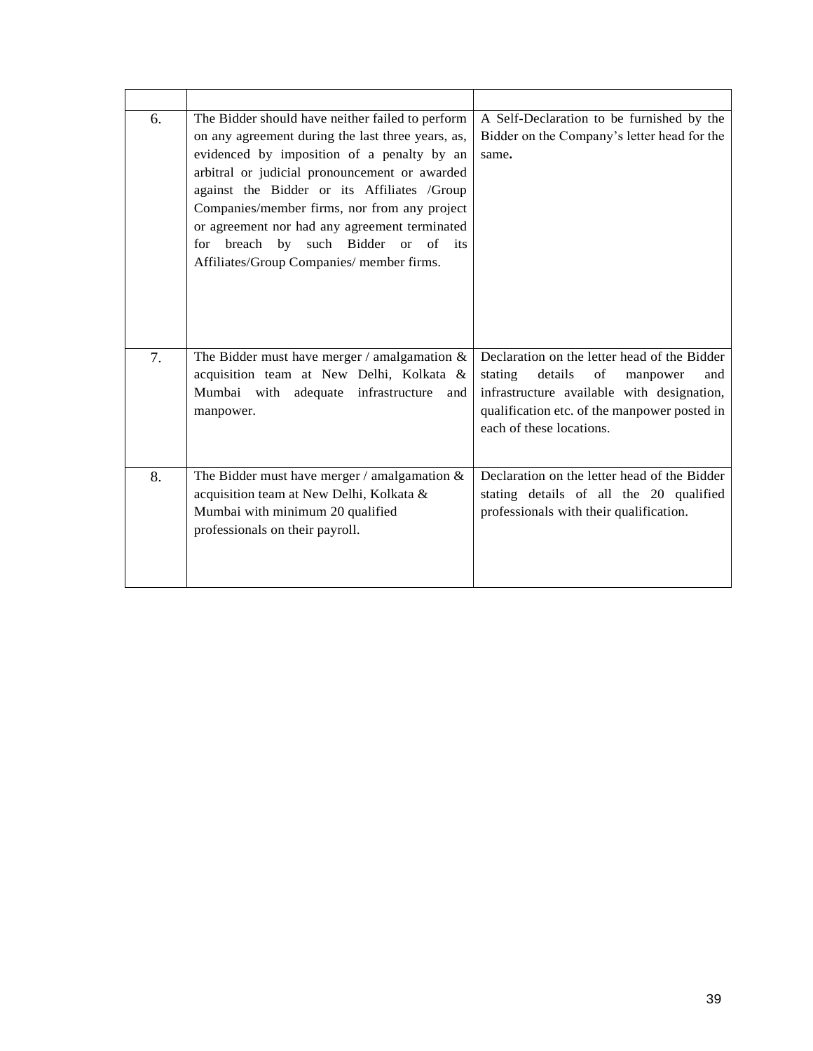| | | |
|---|---|---|
| 6. | The Bidder should have neither failed to perform on any agreement during the last three years, as, evidenced by imposition of a penalty by an arbitral or judicial pronouncement or awarded against the Bidder or its Affiliates /Group Companies/member firms, nor from any project or agreement nor had any agreement terminated for breach by such Bidder or of its Affiliates/Group Companies/ member firms. | A Self-Declaration to be furnished by the Bidder on the Company's letter head for the same**.** |
| 7. | The Bidder must have merger / amalgamation & acquisition team at New Delhi, Kolkata & Mumbai with adequate infrastructure and manpower. | Declaration on the letter head of the Bidder stating details of manpower and infrastructure available with designation, qualification etc. of the manpower posted in each of these locations. |
| 8. | The Bidder must have merger / amalgamation & acquisition team at New Delhi, Kolkata & Mumbai with minimum 20 qualified professionals on their payroll. | Declaration on the letter head of the Bidder stating details of all the 20 qualified professionals with their qualification. |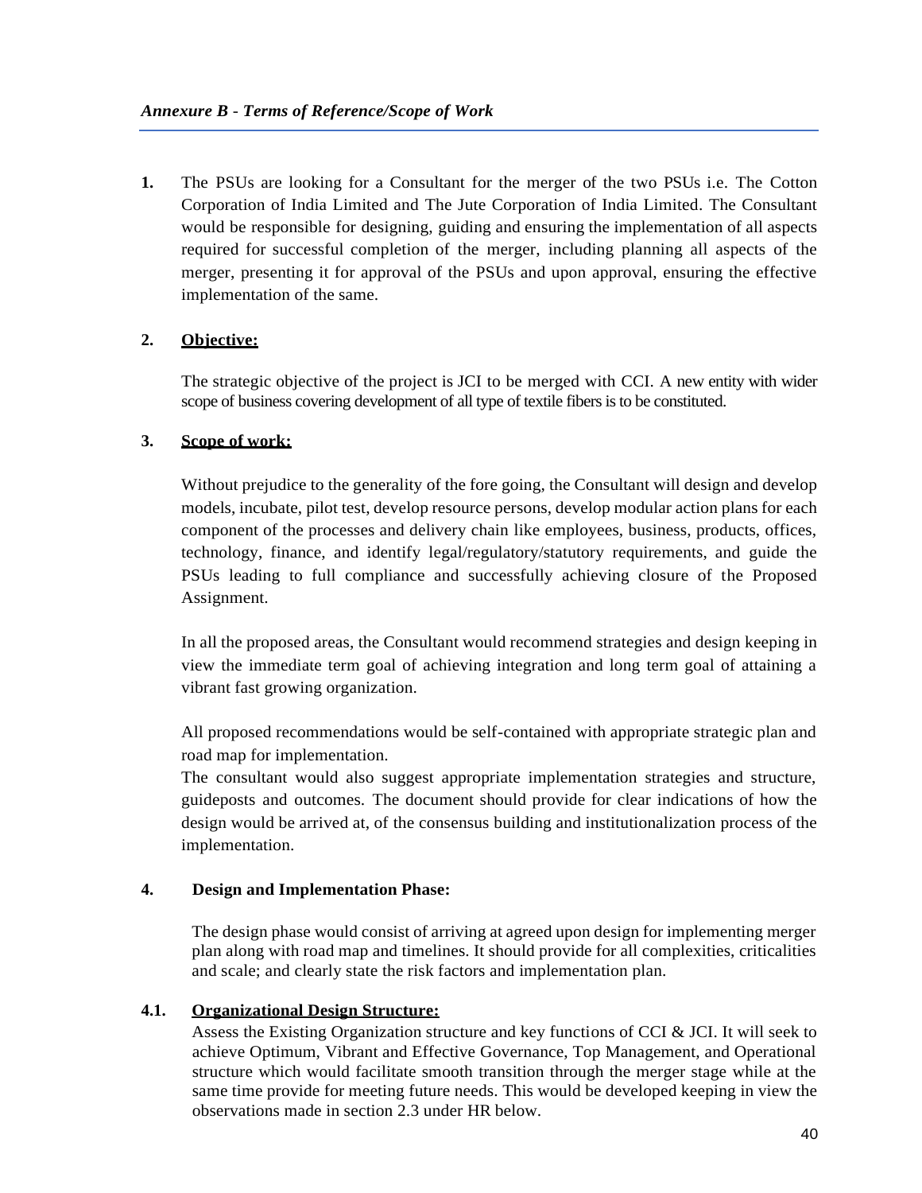*Annexure B - Terms of Reference/Scope of Work*

1. The PSUs are looking for a Consultant for the merger of the two PSUs i.e. The Cotton Corporation of India Limited and The Jute Corporation of India Limited. The Consultant would be responsible for designing, guiding and ensuring the implementation of all aspects required for successful completion of the merger, including planning all aspects of the merger, presenting it for approval of the PSUs and upon approval, ensuring the effective implementation of the same.

2. **Objective:**

   The strategic objective of the project is JCI to be merged with CCI. A new entity with wider scope of business covering development of all type of textile fibers is to be constituted.

3. **Scope of work:**

   Without prejudice to the generality of the fore going, the Consultant will design and develop models, incubate, pilot test, develop resource persons, develop modular action plans for each component of the processes and delivery chain like employees, business, products, offices, technology, finance, and identify legal/regulatory/statutory requirements, and guide the PSUs leading to full compliance and successfully achieving closure of the Proposed Assignment.

   In all the proposed areas, the Consultant would recommend strategies and design keeping in view the immediate term goal of achieving integration and long term goal of attaining a vibrant fast growing organization.

   All proposed recommendations would be self-contained with appropriate strategic plan and road map for implementation.
   The consultant would also suggest appropriate implementation strategies and structure, guideposts and outcomes. The document should provide for clear indications of how the design would be arrived at, of the consensus building and institutionalization process of the implementation.

4. **Design and Implementation Phase:**

   The design phase would consist of arriving at agreed upon design for implementing merger plan along with road map and timelines. It should provide for all complexities, criticalities and scale; and clearly state the risk factors and implementation plan.

**4.1. Organizational Design Structure:**
Assess the Existing Organization structure and key functions of CCI & JCI. It will seek to achieve Optimum, Vibrant and Effective Governance, Top Management, and Operational structure which would facilitate smooth transition through the merger stage while at the same time provide for meeting future needs. This would be developed keeping in view the observations made in section 2.3 under HR below.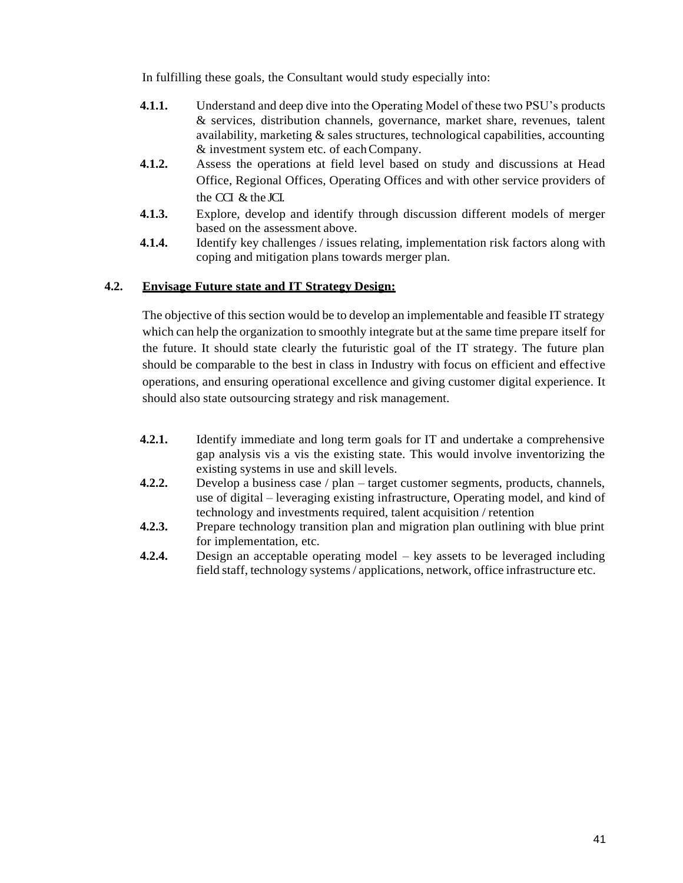In fulfilling these goals, the Consultant would study especially into:

**4.1.1.** Understand and deep dive into the Operating Model of these two PSU's products & services, distribution channels, governance, market share, revenues, talent availability, marketing & sales structures, technological capabilities, accounting & investment system etc. of each Company.

**4.1.2.** Assess the operations at field level based on study and discussions at Head Office, Regional Offices, Operating Offices and with other service providers of the CCI & the JCI.

**4.1.3.** Explore, develop and identify through discussion different models of merger based on the assessment above.

**4.1.4.** Identify key challenges / issues relating, implementation risk factors along with coping and mitigation plans towards merger plan.

## 4.2. Envisage Future state and IT Strategy Design:

The objective of this section would be to develop an implementable and feasible IT strategy which can help the organization to smoothly integrate but at the same time prepare itself for the future. It should state clearly the futuristic goal of the IT strategy. The future plan should be comparable to the best in class in Industry with focus on efficient and effective operations, and ensuring operational excellence and giving customer digital experience. It should also state outsourcing strategy and risk management.

**4.2.1.** Identify immediate and long term goals for IT and undertake a comprehensive gap analysis vis a vis the existing state. This would involve inventorizing the existing systems in use and skill levels.

**4.2.2.** Develop a business case / plan – target customer segments, products, channels, use of digital – leveraging existing infrastructure, Operating model, and kind of technology and investments required, talent acquisition / retention

**4.2.3.** Prepare technology transition plan and migration plan outlining with blue print for implementation, etc.

**4.2.4.** Design an acceptable operating model – key assets to be leveraged including field staff, technology systems / applications, network, office infrastructure etc.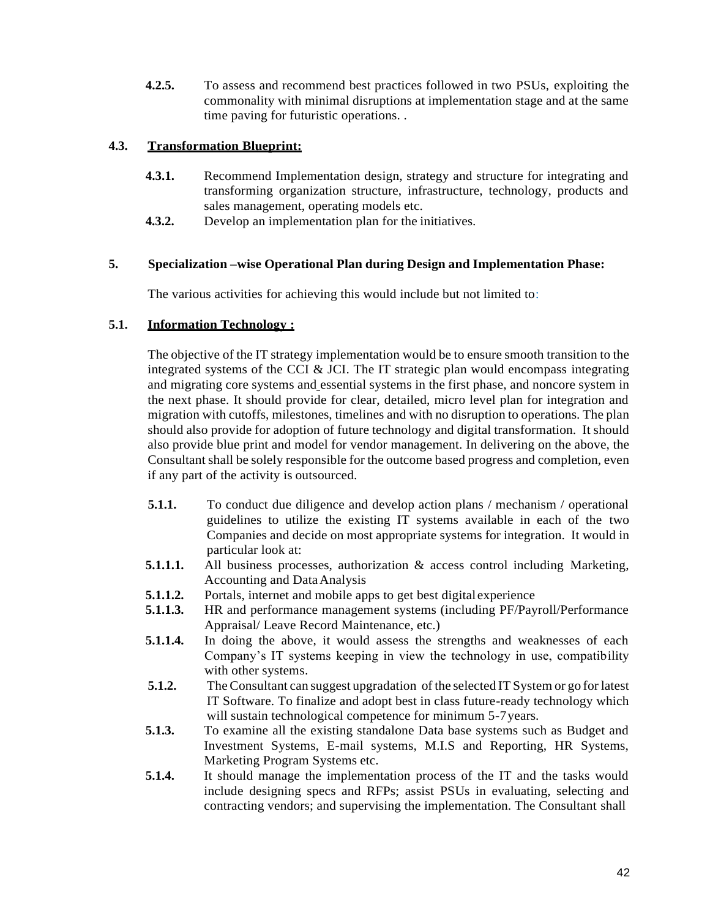**4.2.5.** To assess and recommend best practices followed in two PSUs, exploiting the commonality with minimal disruptions at implementation stage and at the same time paving for futuristic operations. .

### 4.3. Transformation Blueprint:

**4.3.1.** Recommend Implementation design, strategy and structure for integrating and transforming organization structure, infrastructure, technology, products and sales management, operating models etc.

**4.3.2.** Develop an implementation plan for the initiatives.

## 5. Specialization –wise Operational Plan during Design and Implementation Phase:

The various activities for achieving this would include but not limited to:

### 5.1. Information Technology :

The objective of the IT strategy implementation would be to ensure smooth transition to the integrated systems of the CCI & JCI. The IT strategic plan would encompass integrating and migrating core systems and essential systems in the first phase, and noncore system in the next phase. It should provide for clear, detailed, micro level plan for integration and migration with cutoffs, milestones, timelines and with no disruption to operations. The plan should also provide for adoption of future technology and digital transformation. It should also provide blue print and model for vendor management. In delivering on the above, the Consultant shall be solely responsible for the outcome based progress and completion, even if any part of the activity is outsourced.

**5.1.1.** To conduct due diligence and develop action plans / mechanism / operational guidelines to utilize the existing IT systems available in each of the two Companies and decide on most appropriate systems for integration. It would in particular look at:

**5.1.1.1.** All business processes, authorization & access control including Marketing, Accounting and Data Analysis

**5.1.1.2.** Portals, internet and mobile apps to get best digital experience

**5.1.1.3.** HR and performance management systems (including PF/Payroll/Performance Appraisal/ Leave Record Maintenance, etc.)

**5.1.1.4.** In doing the above, it would assess the strengths and weaknesses of each Company's IT systems keeping in view the technology in use, compatibility with other systems.

**5.1.2.** The Consultant can suggest upgradation of the selected IT System or go for latest IT Software. To finalize and adopt best in class future-ready technology which will sustain technological competence for minimum 5-7 years.

**5.1.3.** To examine all the existing standalone Data base systems such as Budget and Investment Systems, E-mail systems, M.I.S and Reporting, HR Systems, Marketing Program Systems etc.

**5.1.4.** It should manage the implementation process of the IT and the tasks would include designing specs and RFPs; assist PSUs in evaluating, selecting and contracting vendors; and supervising the implementation. The Consultant shall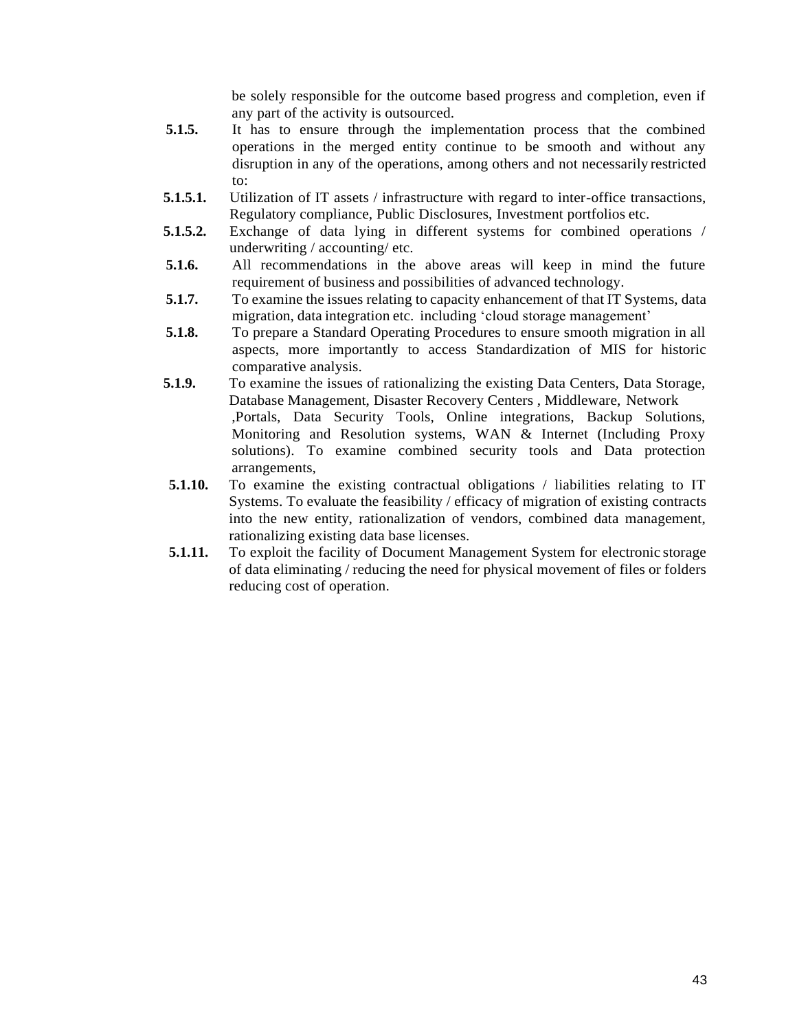be solely responsible for the outcome based progress and completion, even if any part of the activity is outsourced.

**5.1.5.** It has to ensure through the implementation process that the combined operations in the merged entity continue to be smooth and without any disruption in any of the operations, among others and not necessarily restricted to:

**5.1.5.1.** Utilization of IT assets / infrastructure with regard to inter-office transactions, Regulatory compliance, Public Disclosures, Investment portfolios etc.

**5.1.5.2.** Exchange of data lying in different systems for combined operations / underwriting / accounting/ etc.

**5.1.6.** All recommendations in the above areas will keep in mind the future requirement of business and possibilities of advanced technology.

**5.1.7.** To examine the issues relating to capacity enhancement of that IT Systems, data migration, data integration etc. including 'cloud storage management'

**5.1.8.** To prepare a Standard Operating Procedures to ensure smooth migration in all aspects, more importantly to access Standardization of MIS for historic comparative analysis.

**5.1.9.** To examine the issues of rationalizing the existing Data Centers, Data Storage, Database Management, Disaster Recovery Centers , Middleware, Network ,Portals, Data Security Tools, Online integrations, Backup Solutions, Monitoring and Resolution systems, WAN & Internet (Including Proxy solutions). To examine combined security tools and Data protection arrangements,

**5.1.10.** To examine the existing contractual obligations / liabilities relating to IT Systems. To evaluate the feasibility / efficacy of migration of existing contracts into the new entity, rationalization of vendors, combined data management, rationalizing existing data base licenses.

**5.1.11.** To exploit the facility of Document Management System for electronic storage of data eliminating / reducing the need for physical movement of files or folders reducing cost of operation.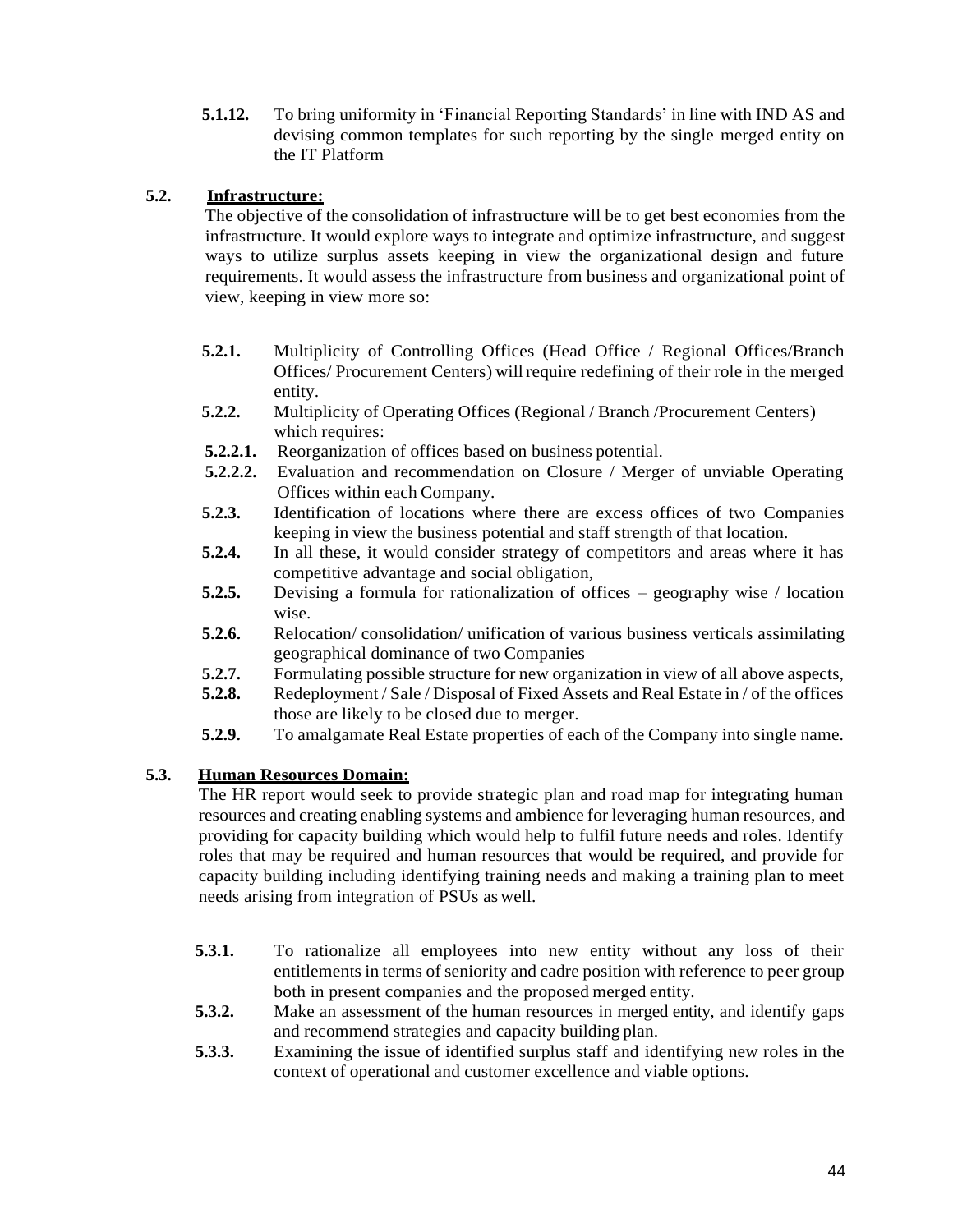**5.1.12.** To bring uniformity in 'Financial Reporting Standards' in line with IND AS and devising common templates for such reporting by the single merged entity on the IT Platform

**5.2. <u>Infrastructure:</u>**

The objective of the consolidation of infrastructure will be to get best economies from the infrastructure. It would explore ways to integrate and optimize infrastructure, and suggest ways to utilize surplus assets keeping in view the organizational design and future requirements. It would assess the infrastructure from business and organizational point of view, keeping in view more so:

**5.2.1.** Multiplicity of Controlling Offices (Head Office / Regional Offices/Branch Offices/ Procurement Centers) will require redefining of their role in the merged entity.

**5.2.2.** Multiplicity of Operating Offices (Regional / Branch /Procurement Centers) which requires:

**5.2.2.1.** Reorganization of offices based on business potential.

**5.2.2.2.** Evaluation and recommendation on Closure / Merger of unviable Operating Offices within each Company.

**5.2.3.** Identification of locations where there are excess offices of two Companies keeping in view the business potential and staff strength of that location.

**5.2.4.** In all these, it would consider strategy of competitors and areas where it has competitive advantage and social obligation,

**5.2.5.** Devising a formula for rationalization of offices – geography wise / location wise.

**5.2.6.** Relocation/ consolidation/ unification of various business verticals assimilating geographical dominance of two Companies

**5.2.7.** Formulating possible structure for new organization in view of all above aspects,

**5.2.8.** Redeployment / Sale / Disposal of Fixed Assets and Real Estate in / of the offices those are likely to be closed due to merger.

**5.2.9.** To amalgamate Real Estate properties of each of the Company into single name.

**5.3. <u>Human Resources Domain:</u>**

The HR report would seek to provide strategic plan and road map for integrating human resources and creating enabling systems and ambience for leveraging human resources, and providing for capacity building which would help to fulfil future needs and roles. Identify roles that may be required and human resources that would be required, and provide for capacity building including identifying training needs and making a training plan to meet needs arising from integration of PSUs as well.

**5.3.1.** To rationalize all employees into new entity without any loss of their entitlements in terms of seniority and cadre position with reference to peer group both in present companies and the proposed merged entity.

**5.3.2.** Make an assessment of the human resources in merged entity, and identify gaps and recommend strategies and capacity building plan.

**5.3.3.** Examining the issue of identified surplus staff and identifying new roles in the context of operational and customer excellence and viable options.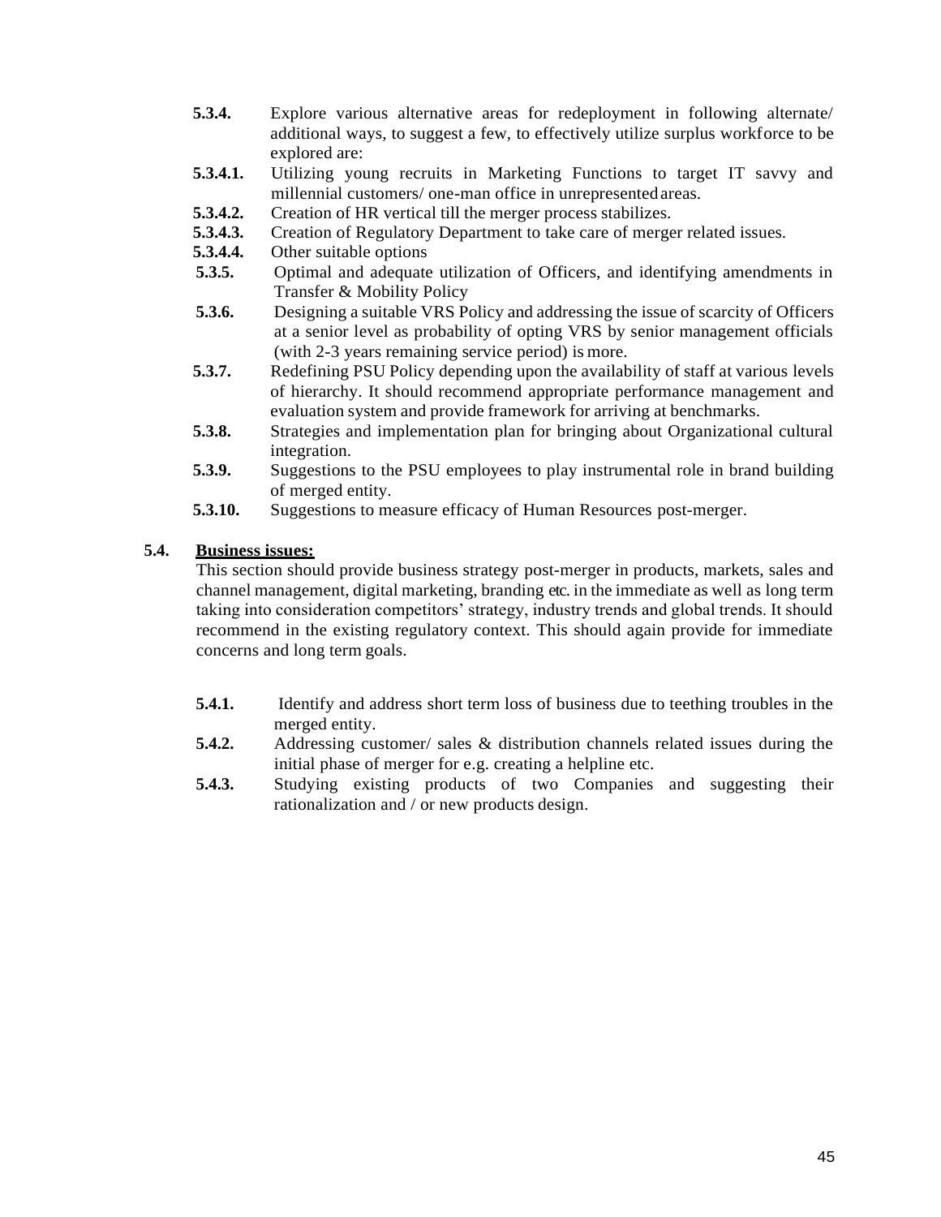**5.3.4.** Explore various alternative areas for redeployment in following alternate/ additional ways, to suggest a few, to effectively utilize surplus workforce to be explored are:

**5.3.4.1.** Utilizing young recruits in Marketing Functions to target IT savvy and millennial customers/ one-man office in unrepresented areas.

**5.3.4.2.** Creation of HR vertical till the merger process stabilizes.

**5.3.4.3.** Creation of Regulatory Department to take care of merger related issues.

**5.3.4.4.** Other suitable options

**5.3.5.** Optimal and adequate utilization of Officers, and identifying amendments in Transfer & Mobility Policy

**5.3.6.** Designing a suitable VRS Policy and addressing the issue of scarcity of Officers at a senior level as probability of opting VRS by senior management officials (with 2-3 years remaining service period) is more.

**5.3.7.** Redefining PSU Policy depending upon the availability of staff at various levels of hierarchy. It should recommend appropriate performance management and evaluation system and provide framework for arriving at benchmarks.

**5.3.8.** Strategies and implementation plan for bringing about Organizational cultural integration.

**5.3.9.** Suggestions to the PSU employees to play instrumental role in brand building of merged entity.

**5.3.10.** Suggestions to measure efficacy of Human Resources post-merger.

**5.4. <u>Business issues:</u>**

This section should provide business strategy post-merger in products, markets, sales and channel management, digital marketing, branding etc. in the immediate as well as long term taking into consideration competitors' strategy, industry trends and global trends. It should recommend in the existing regulatory context. This should again provide for immediate concerns and long term goals.

**5.4.1.** Identify and address short term loss of business due to teething troubles in the merged entity.

**5.4.2.** Addressing customer/ sales & distribution channels related issues during the initial phase of merger for e.g. creating a helpline etc.

**5.4.3.** Studying existing products of two Companies and suggesting their rationalization and / or new products design.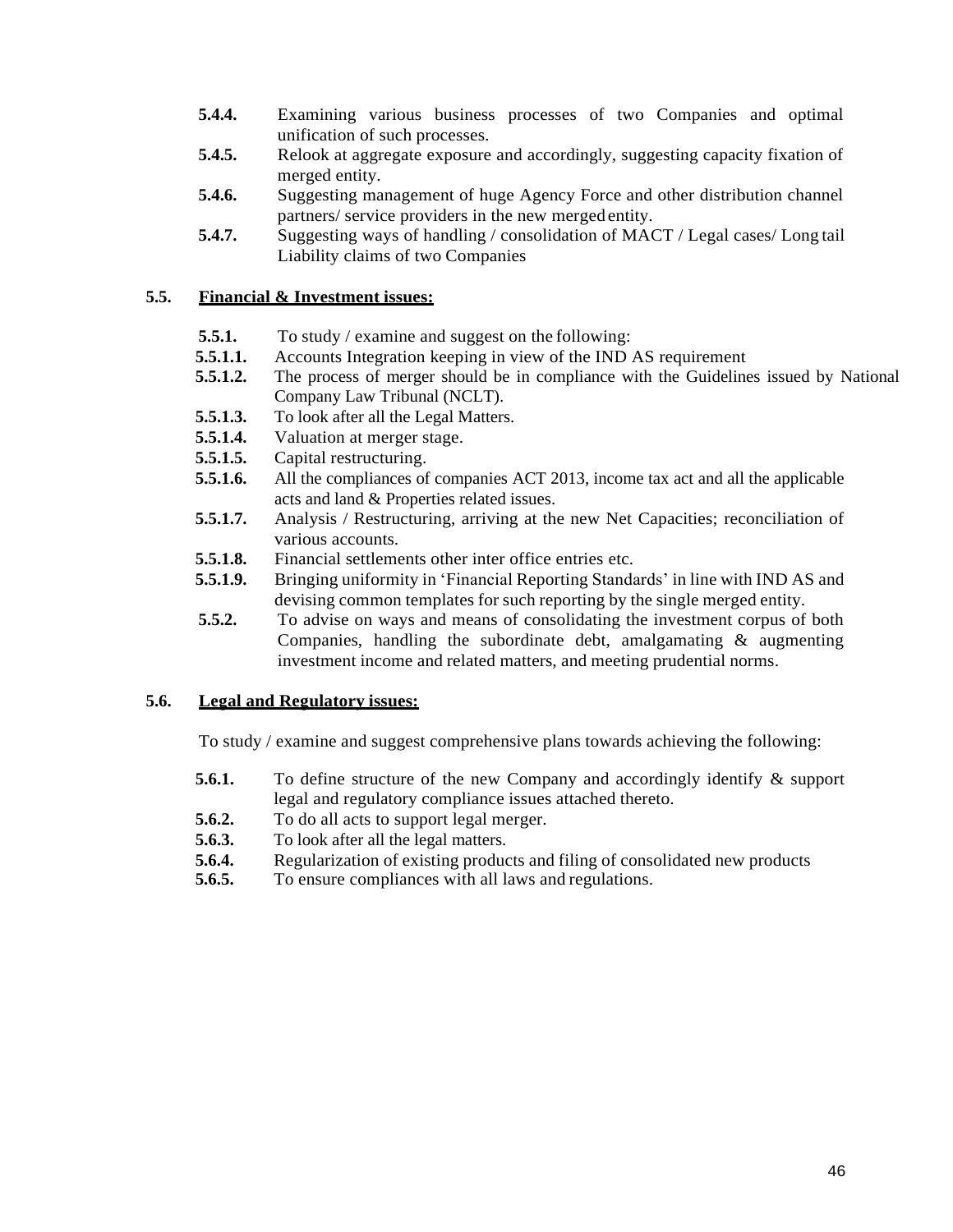**5.4.4.** Examining various business processes of two Companies and optimal unification of such processes.

**5.4.5.** Relook at aggregate exposure and accordingly, suggesting capacity fixation of merged entity.

**5.4.6.** Suggesting management of huge Agency Force and other distribution channel partners/ service providers in the new merged entity.

**5.4.7.** Suggesting ways of handling / consolidation of MACT / Legal cases/ Long tail Liability claims of two Companies

## 5.5. Financial & Investment issues:

**5.5.1.** To study / examine and suggest on the following:

**5.5.1.1.** Accounts Integration keeping in view of the IND AS requirement

**5.5.1.2.** The process of merger should be in compliance with the Guidelines issued by National Company Law Tribunal (NCLT).

**5.5.1.3.** To look after all the Legal Matters.

**5.5.1.4.** Valuation at merger stage.

**5.5.1.5.** Capital restructuring.

**5.5.1.6.** All the compliances of companies ACT 2013, income tax act and all the applicable acts and land & Properties related issues.

**5.5.1.7.** Analysis / Restructuring, arriving at the new Net Capacities; reconciliation of various accounts.

**5.5.1.8.** Financial settlements other inter office entries etc.

**5.5.1.9.** Bringing uniformity in 'Financial Reporting Standards' in line with IND AS and devising common templates for such reporting by the single merged entity.

**5.5.2.** To advise on ways and means of consolidating the investment corpus of both Companies, handling the subordinate debt, amalgamating & augmenting investment income and related matters, and meeting prudential norms.

## 5.6. Legal and Regulatory issues:

To study / examine and suggest comprehensive plans towards achieving the following:

**5.6.1.** To define structure of the new Company and accordingly identify & support legal and regulatory compliance issues attached thereto.

**5.6.2.** To do all acts to support legal merger.

**5.6.3.** To look after all the legal matters.

**5.6.4.** Regularization of existing products and filing of consolidated new products

**5.6.5.** To ensure compliances with all laws and regulations.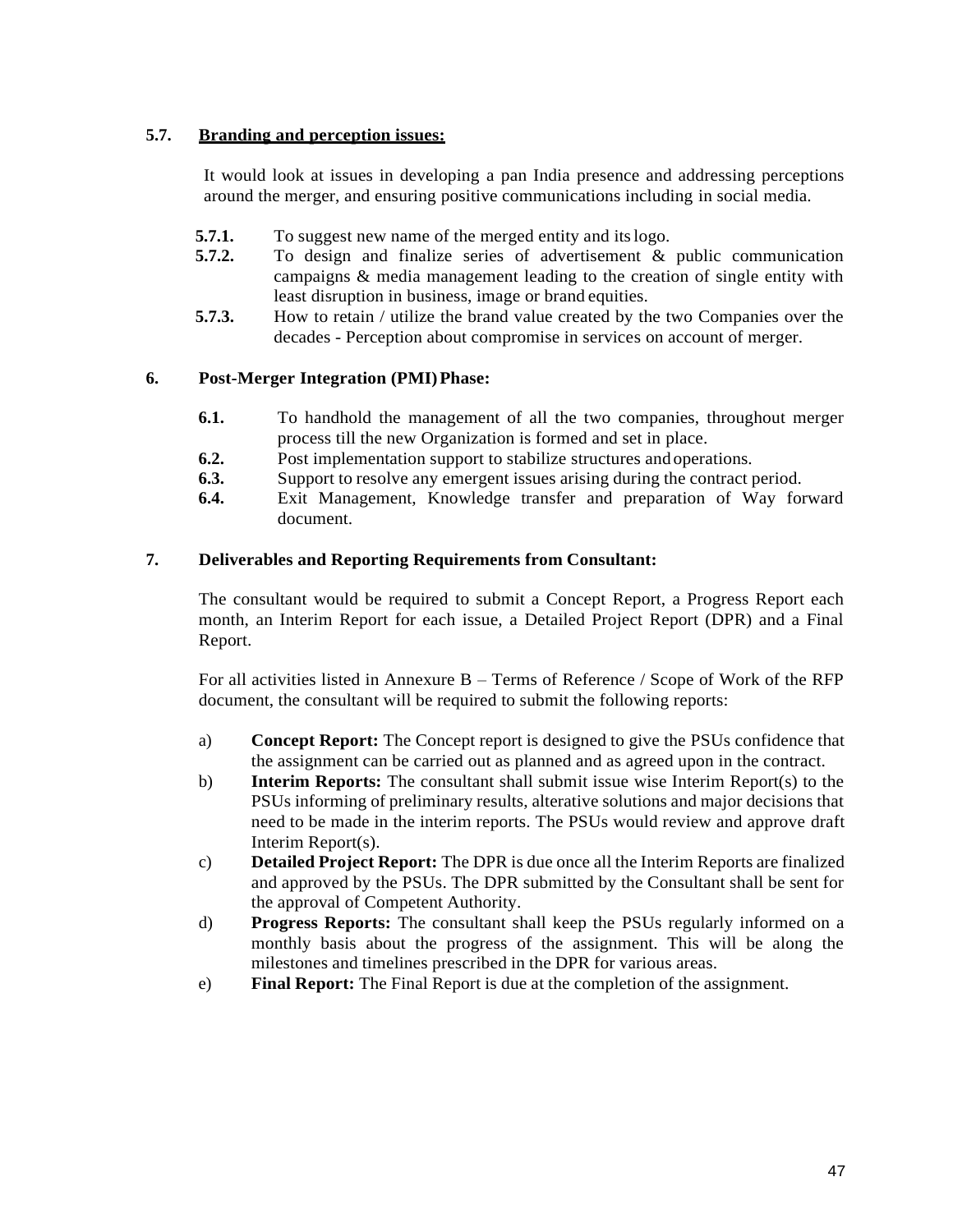### 5.7. Branding and perception issues:

It would look at issues in developing a pan India presence and addressing perceptions around the merger, and ensuring positive communications including in social media.

- **5.7.1.** To suggest new name of the merged entity and its logo.
- **5.7.2.** To design and finalize series of advertisement & public communication campaigns & media management leading to the creation of single entity with least disruption in business, image or brand equities.
- **5.7.3.** How to retain / utilize the brand value created by the two Companies over the decades - Perception about compromise in services on account of merger.

## 6. Post-Merger Integration (PMI) Phase:

- **6.1.** To handhold the management of all the two companies, throughout merger process till the new Organization is formed and set in place.
- **6.2.** Post implementation support to stabilize structures and operations.
- **6.3.** Support to resolve any emergent issues arising during the contract period.
- **6.4.** Exit Management, Knowledge transfer and preparation of Way forward document.

## 7. Deliverables and Reporting Requirements from Consultant:

The consultant would be required to submit a Concept Report, a Progress Report each month, an Interim Report for each issue, a Detailed Project Report (DPR) and a Final Report.

For all activities listed in Annexure B – Terms of Reference / Scope of Work of the RFP document, the consultant will be required to submit the following reports:

a) **Concept Report:** The Concept report is designed to give the PSUs confidence that the assignment can be carried out as planned and as agreed upon in the contract.

b) **Interim Reports:** The consultant shall submit issue wise Interim Report(s) to the PSUs informing of preliminary results, alterative solutions and major decisions that need to be made in the interim reports. The PSUs would review and approve draft Interim Report(s).

c) **Detailed Project Report:** The DPR is due once all the Interim Reports are finalized and approved by the PSUs. The DPR submitted by the Consultant shall be sent for the approval of Competent Authority.

d) **Progress Reports:** The consultant shall keep the PSUs regularly informed on a monthly basis about the progress of the assignment. This will be along the milestones and timelines prescribed in the DPR for various areas.

e) **Final Report:** The Final Report is due at the completion of the assignment.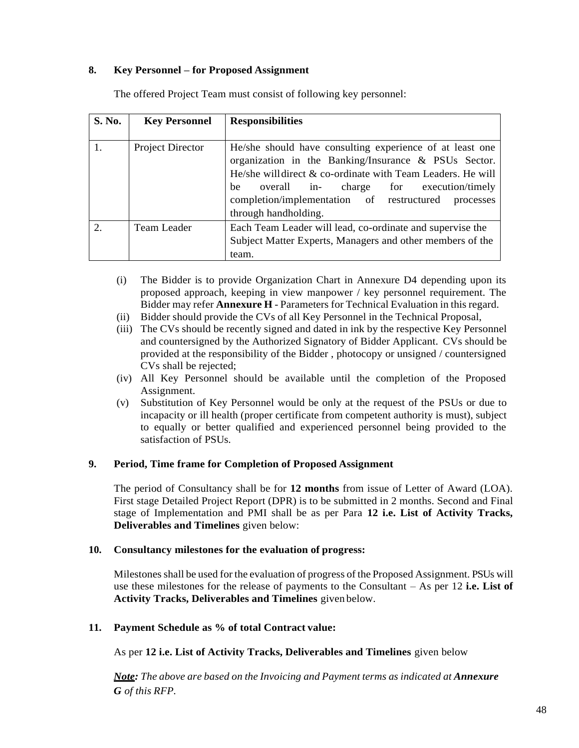## 8. Key Personnel – for Proposed Assignment

The offered Project Team must consist of following key personnel:

| S. No. | Key Personnel | Responsibilities |
|---|---|---|
| 1. | Project Director | He/she should have consulting experience of at least one organization in the Banking/Insurance & PSUs Sector. He/she will direct & co-ordinate with Team Leaders. He will be overall in- charge for execution/timely completion/implementation of restructured processes through handholding. |
| 2. | Team Leader | Each Team Leader will lead, co-ordinate and supervise the Subject Matter Experts, Managers and other members of the team. |

(i) The Bidder is to provide Organization Chart in Annexure D4 depending upon its proposed approach, keeping in view manpower / key personnel requirement. The Bidder may refer **Annexure H** - Parameters for Technical Evaluation in this regard.

(ii) Bidder should provide the CVs of all Key Personnel in the Technical Proposal,

(iii) The CVs should be recently signed and dated in ink by the respective Key Personnel and countersigned by the Authorized Signatory of Bidder Applicant. CVs should be provided at the responsibility of the Bidder , photocopy or unsigned / countersigned CVs shall be rejected;

(iv) All Key Personnel should be available until the completion of the Proposed Assignment.

(v) Substitution of Key Personnel would be only at the request of the PSUs or due to incapacity or ill health (proper certificate from competent authority is must), subject to equally or better qualified and experienced personnel being provided to the satisfaction of PSUs.

## 9. Period, Time frame for Completion of Proposed Assignment

The period of Consultancy shall be for **12 months** from issue of Letter of Award (LOA). First stage Detailed Project Report (DPR) is to be submitted in 2 months. Second and Final stage of Implementation and PMI shall be as per Para **12 i.e. List of Activity Tracks, Deliverables and Timelines** given below:

## 10. Consultancy milestones for the evaluation of progress:

Milestones shall be used for the evaluation of progress of the Proposed Assignment. PSUs will use these milestones for the release of payments to the Consultant – As per 12 **i.e. List of Activity Tracks, Deliverables and Timelines** given below.

## 11. Payment Schedule as % of total Contract value:

As per **12 i.e. List of Activity Tracks, Deliverables and Timelines** given below

***Note:*** *The above are based on the Invoicing and Payment terms as indicated at **Annexure G** of this RFP.*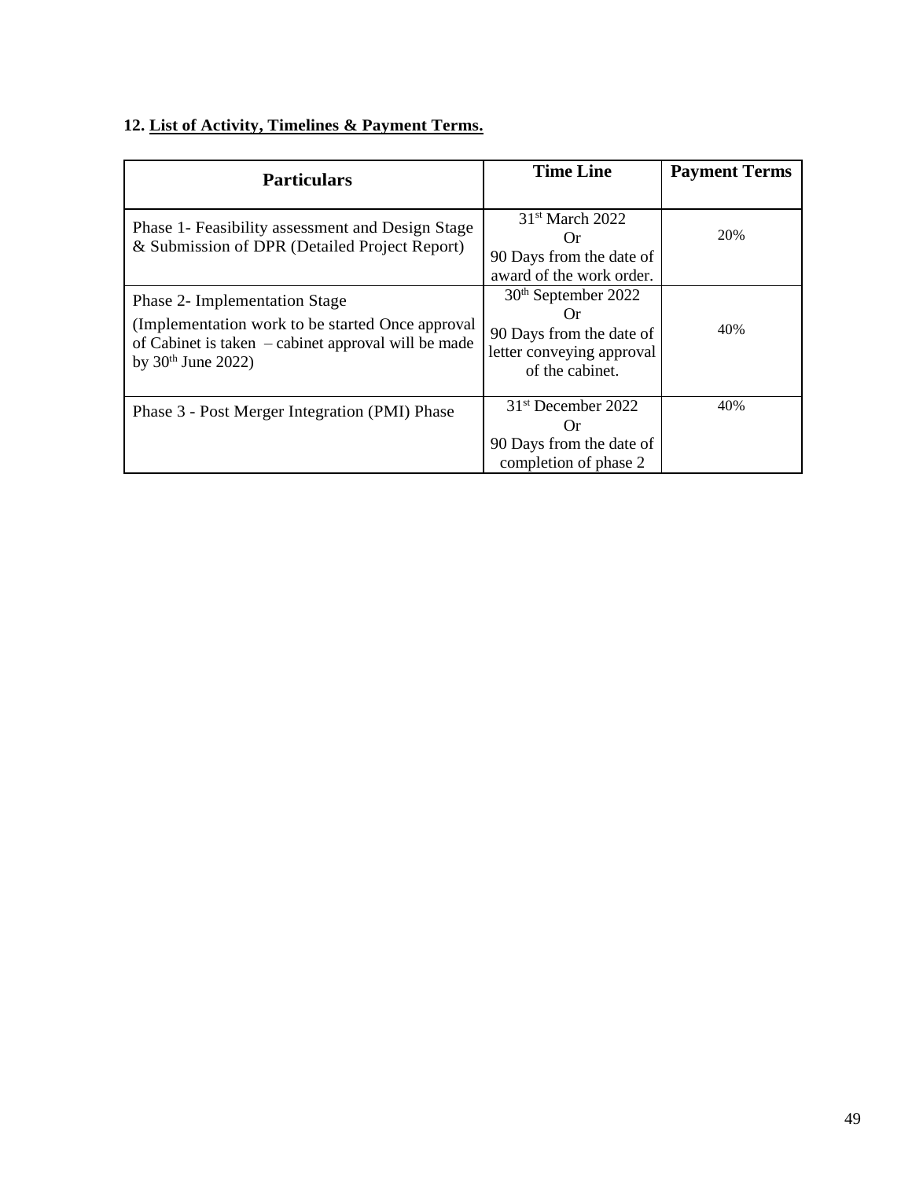**12. List of Activity, Timelines & Payment Terms.**

| Particulars | Time Line | Payment Terms |
|---|---|---|
| Phase 1- Feasibility assessment and Design Stage & Submission of DPR (Detailed Project Report) | 31st March 2022 Or 90 Days from the date of award of the work order. | 20% |
| Phase 2- Implementation Stage (Implementation work to be started Once approval of Cabinet is taken – cabinet approval will be made by 30th June 2022) | 30th September 2022 Or 90 Days from the date of letter conveying approval of the cabinet. | 40% |
| Phase 3 - Post Merger Integration (PMI) Phase | 31st December 2022 Or 90 Days from the date of completion of phase 2 | 40% |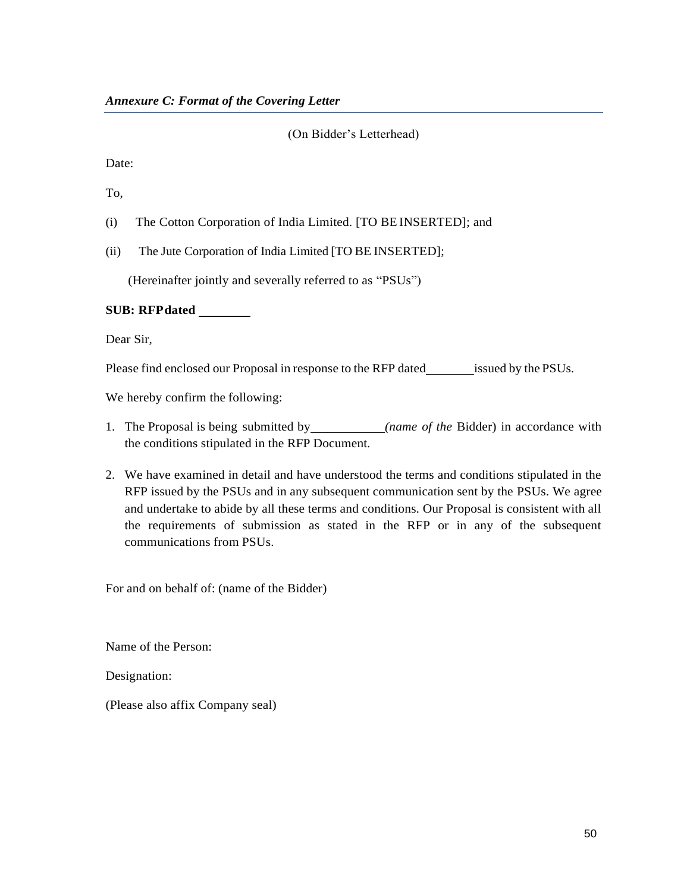*Annexure C: Format of the Covering Letter*

(On Bidder's Letterhead)

Date:

To,

(i) The Cotton Corporation of India Limited. [TO BE INSERTED]; and

(ii) The Jute Corporation of India Limited [TO BE INSERTED];

(Hereinafter jointly and severally referred to as "PSUs")

**SUB: RFP dated ________**

Dear Sir,

Please find enclosed our Proposal in response to the RFP dated________issued by the PSUs.

We hereby confirm the following:

1. The Proposal is being submitted by____________*(name of the* Bidder) in accordance with the conditions stipulated in the RFP Document.

2. We have examined in detail and have understood the terms and conditions stipulated in the RFP issued by the PSUs and in any subsequent communication sent by the PSUs. We agree and undertake to abide by all these terms and conditions. Our Proposal is consistent with all the requirements of submission as stated in the RFP or in any of the subsequent communications from PSUs.

For and on behalf of: (name of the Bidder)

Name of the Person:

Designation:

(Please also affix Company seal)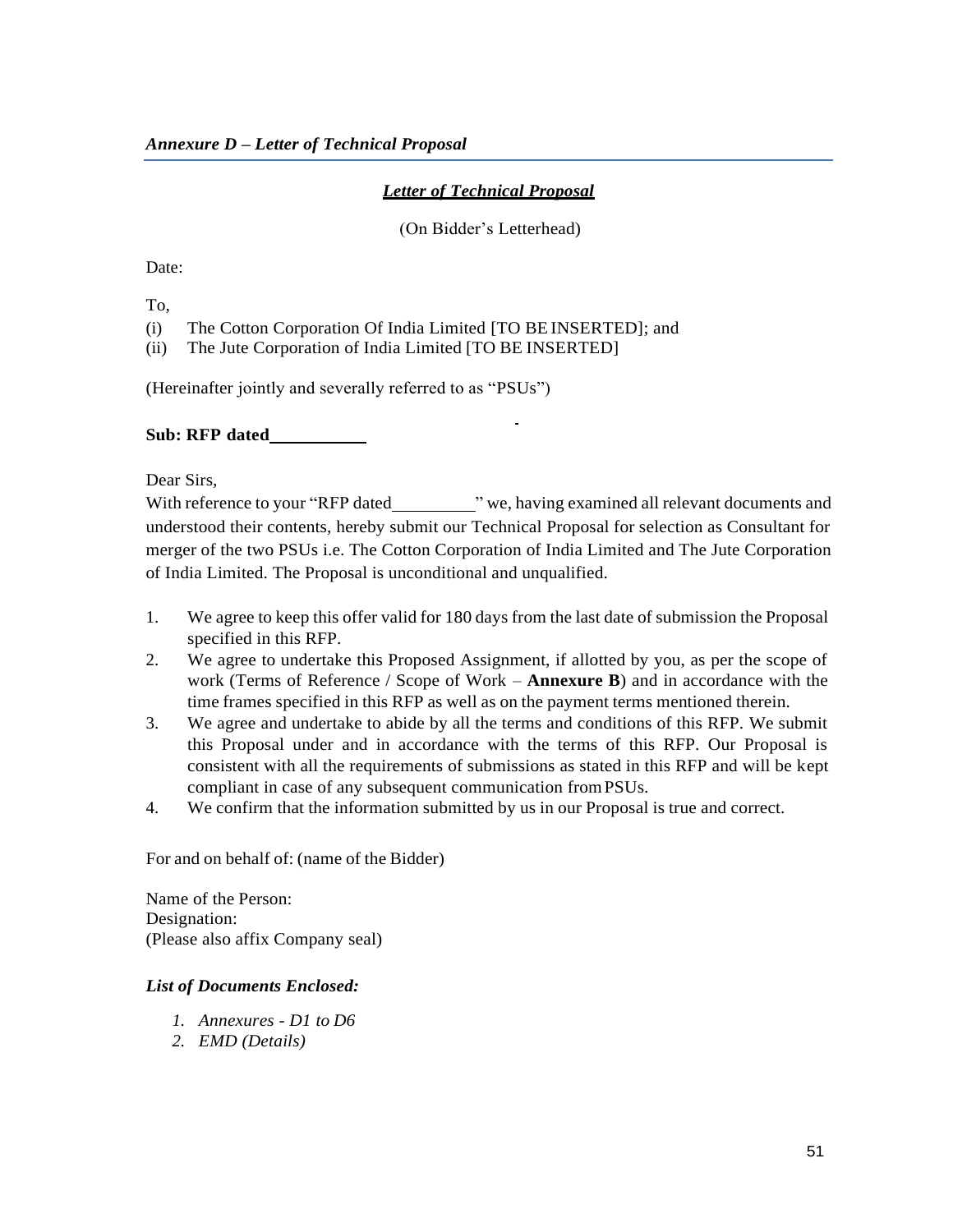*Annexure D – Letter of Technical Proposal*

***Letter of Technical Proposal***

(On Bidder's Letterhead)

Date:

To,

(i) The Cotton Corporation Of India Limited [TO BE INSERTED]; and
(ii) The Jute Corporation of India Limited [TO BE INSERTED]

(Hereinafter jointly and severally referred to as "PSUs")

**Sub: RFP dated\_\_\_\_\_\_\_\_\_\_\_**

Dear Sirs,

With reference to your "RFP dated\_\_\_\_\_\_\_\_\_\_" we, having examined all relevant documents and understood their contents, hereby submit our Technical Proposal for selection as Consultant for merger of the two PSUs i.e. The Cotton Corporation of India Limited and The Jute Corporation of India Limited. The Proposal is unconditional and unqualified.

1. We agree to keep this offer valid for 180 days from the last date of submission the Proposal specified in this RFP.
2. We agree to undertake this Proposed Assignment, if allotted by you, as per the scope of work (Terms of Reference / Scope of Work – **Annexure B**) and in accordance with the time frames specified in this RFP as well as on the payment terms mentioned therein.
3. We agree and undertake to abide by all the terms and conditions of this RFP. We submit this Proposal under and in accordance with the terms of this RFP. Our Proposal is consistent with all the requirements of submissions as stated in this RFP and will be kept compliant in case of any subsequent communication from PSUs.
4. We confirm that the information submitted by us in our Proposal is true and correct.

For and on behalf of: (name of the Bidder)

Name of the Person:
Designation:
(Please also affix Company seal)

***List of Documents Enclosed:***

1. *Annexures - D1 to D6*
2. *EMD (Details)*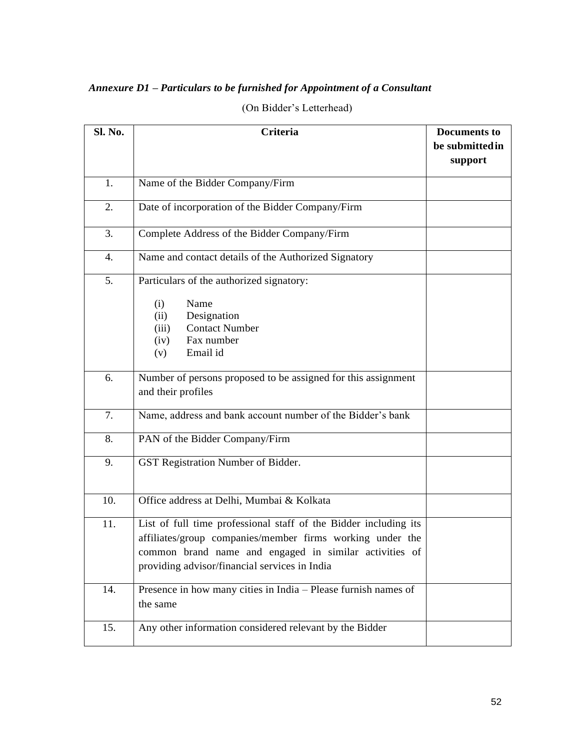***Annexure D1 – Particulars to be furnished for Appointment of a Consultant***

(On Bidder's Letterhead)

| Sl. No. | Criteria | Documents to be submitted in support |
|---|---|---|
| 1. | Name of the Bidder Company/Firm | |
| 2. | Date of incorporation of the Bidder Company/Firm | |
| 3. | Complete Address of the Bidder Company/Firm | |
| 4. | Name and contact details of the Authorized Signatory | |
| 5. | Particulars of the authorized signatory:<br>(i) Name<br>(ii) Designation<br>(iii) Contact Number<br>(iv) Fax number<br>(v) Email id | |
| 6. | Number of persons proposed to be assigned for this assignment and their profiles | |
| 7. | Name, address and bank account number of the Bidder's bank | |
| 8. | PAN of the Bidder Company/Firm | |
| 9. | GST Registration Number of Bidder. | |
| 10. | Office address at Delhi, Mumbai & Kolkata | |
| 11. | List of full time professional staff of the Bidder including its affiliates/group companies/member firms working under the common brand name and engaged in similar activities of providing advisor/financial services in India | |
| 14. | Presence in how many cities in India – Please furnish names of the same | |
| 15. | Any other information considered relevant by the Bidder | |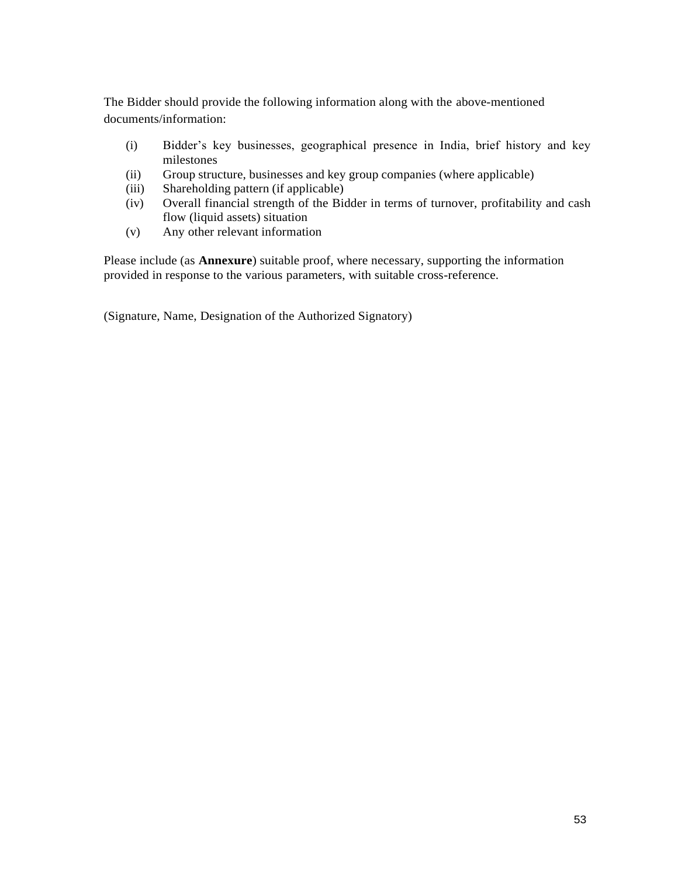The Bidder should provide the following information along with the above-mentioned documents/information:

(i) Bidder's key businesses, geographical presence in India, brief history and key milestones
(ii) Group structure, businesses and key group companies (where applicable)
(iii) Shareholding pattern (if applicable)
(iv) Overall financial strength of the Bidder in terms of turnover, profitability and cash flow (liquid assets) situation
(v) Any other relevant information

Please include (as **Annexure**) suitable proof, where necessary, supporting the information provided in response to the various parameters, with suitable cross-reference.

(Signature, Name, Designation of the Authorized Signatory)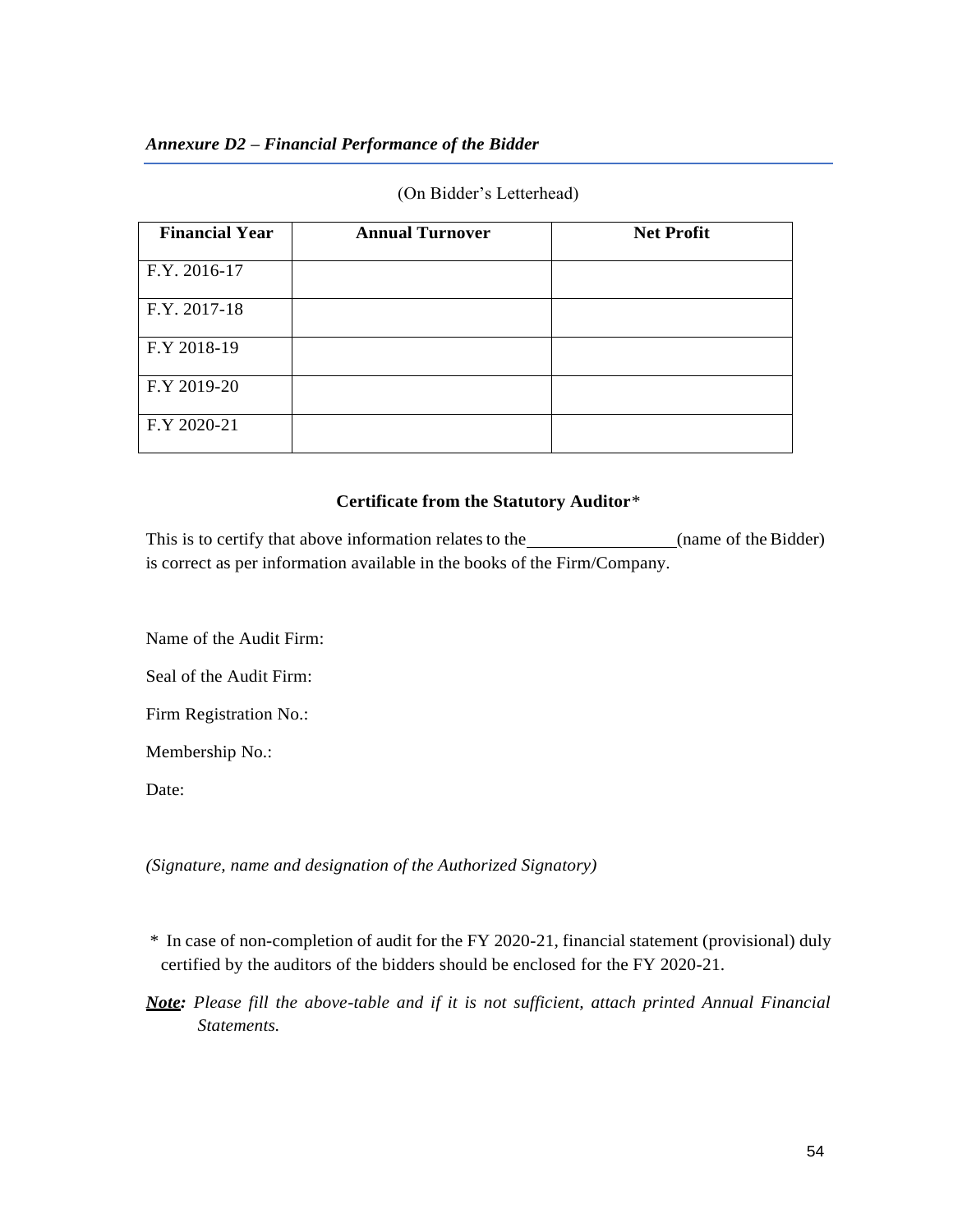### *Annexure D2 – Financial Performance of the Bidder*

(On Bidder's Letterhead)

| Financial Year | Annual Turnover | Net Profit |
|---|---|---|
| F.Y. 2016-17 | | |
| F.Y. 2017-18 | | |
| F.Y 2018-19 | | |
| F.Y 2019-20 | | |
| F.Y 2020-21 | | |

**Certificate from the Statutory Auditor***

This is to certify that above information relates to the\_\_\_\_\_\_\_\_\_\_\_\_\_\_\_\_(name of the Bidder) is correct as per information available in the books of the Firm/Company.

Name of the Audit Firm:

Seal of the Audit Firm:

Firm Registration No.:

Membership No.:

Date:

*(Signature, name and designation of the Authorized Signatory)*

\* In case of non-completion of audit for the FY 2020-21, financial statement (provisional) duly certified by the auditors of the bidders should be enclosed for the FY 2020-21.

***Note:*** *Please fill the above-table and if it is not sufficient, attach printed Annual Financial Statements.*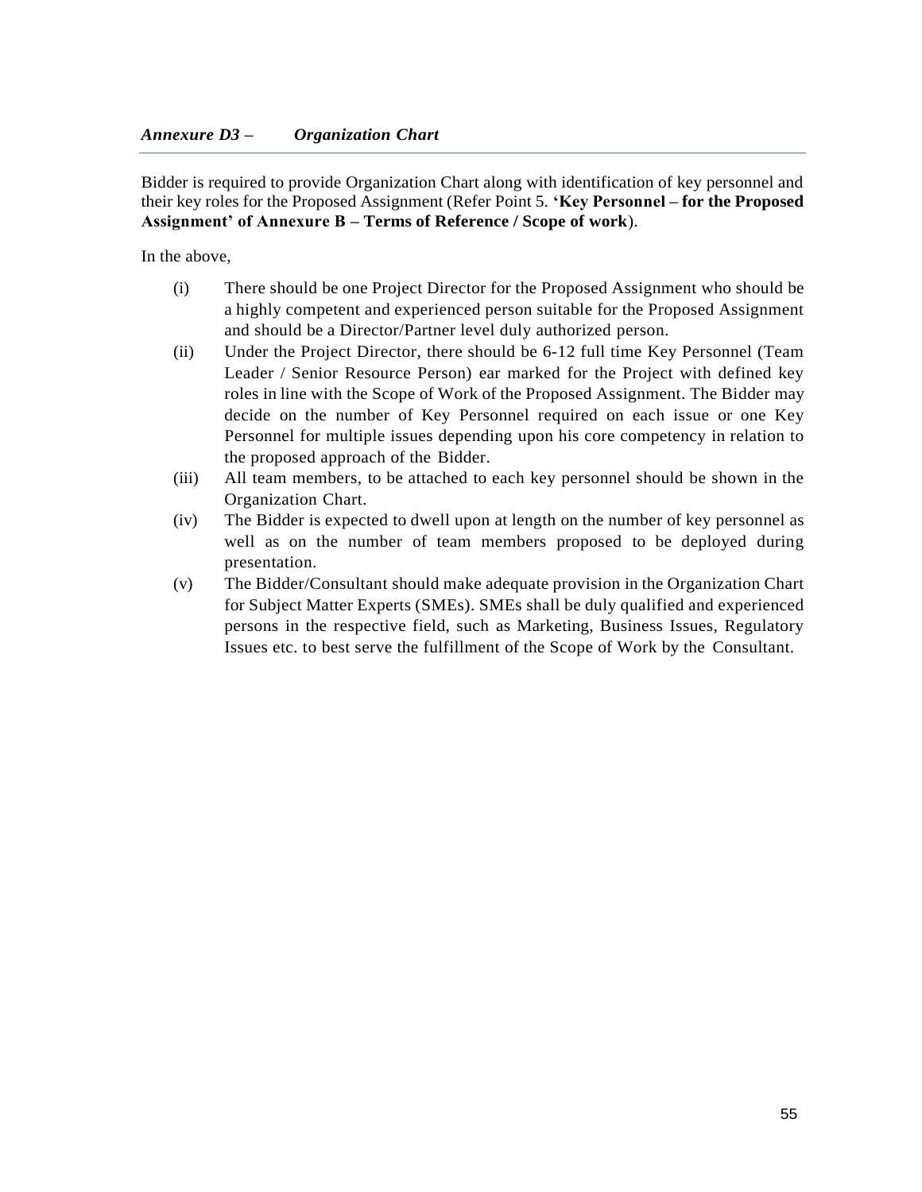## *Annexure D3 – Organization Chart*

Bidder is required to provide Organization Chart along with identification of key personnel and their key roles for the Proposed Assignment (Refer Point 5. **'Key Personnel – for the Proposed Assignment' of Annexure B – Terms of Reference / Scope of work**).

In the above,

(i) There should be one Project Director for the Proposed Assignment who should be a highly competent and experienced person suitable for the Proposed Assignment and should be a Director/Partner level duly authorized person.

(ii) Under the Project Director, there should be 6-12 full time Key Personnel (Team Leader / Senior Resource Person) ear marked for the Project with defined key roles in line with the Scope of Work of the Proposed Assignment. The Bidder may decide on the number of Key Personnel required on each issue or one Key Personnel for multiple issues depending upon his core competency in relation to the proposed approach of the Bidder.

(iii) All team members, to be attached to each key personnel should be shown in the Organization Chart.

(iv) The Bidder is expected to dwell upon at length on the number of key personnel as well as on the number of team members proposed to be deployed during presentation.

(v) The Bidder/Consultant should make adequate provision in the Organization Chart for Subject Matter Experts (SMEs). SMEs shall be duly qualified and experienced persons in the respective field, such as Marketing, Business Issues, Regulatory Issues etc. to best serve the fulfillment of the Scope of Work by the Consultant.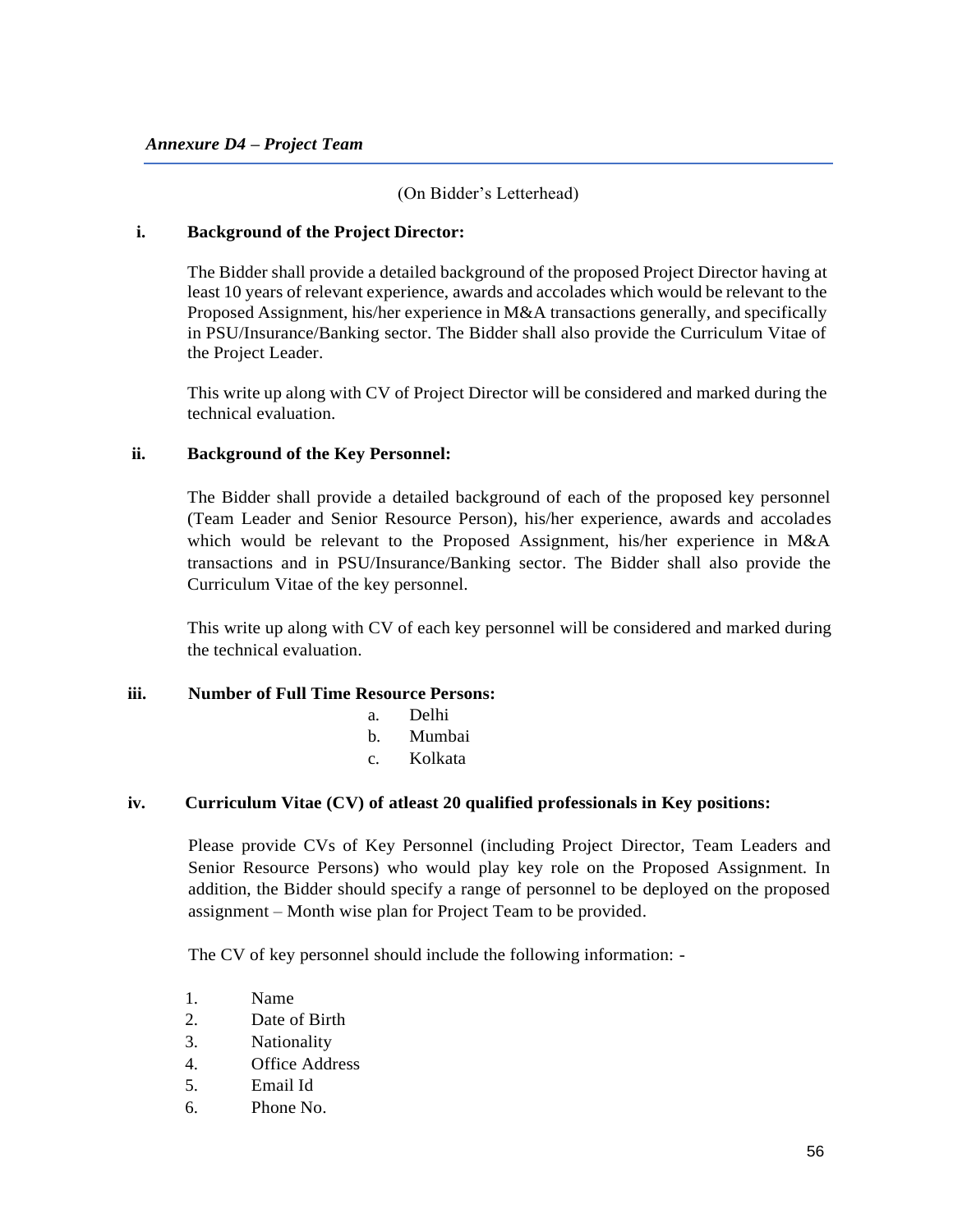*Annexure D4 – Project Team*

(On Bidder's Letterhead)

**i. Background of the Project Director:**

The Bidder shall provide a detailed background of the proposed Project Director having at least 10 years of relevant experience, awards and accolades which would be relevant to the Proposed Assignment, his/her experience in M&A transactions generally, and specifically in PSU/Insurance/Banking sector. The Bidder shall also provide the Curriculum Vitae of the Project Leader.

This write up along with CV of Project Director will be considered and marked during the technical evaluation.

**ii. Background of the Key Personnel:**

The Bidder shall provide a detailed background of each of the proposed key personnel (Team Leader and Senior Resource Person), his/her experience, awards and accolades which would be relevant to the Proposed Assignment, his/her experience in M&A transactions and in PSU/Insurance/Banking sector. The Bidder shall also provide the Curriculum Vitae of the key personnel.

This write up along with CV of each key personnel will be considered and marked during the technical evaluation.

**iii. Number of Full Time Resource Persons:**

a. Delhi
b. Mumbai
c. Kolkata

**iv. Curriculum Vitae (CV) of atleast 20 qualified professionals in Key positions:**

Please provide CVs of Key Personnel (including Project Director, Team Leaders and Senior Resource Persons) who would play key role on the Proposed Assignment. In addition, the Bidder should specify a range of personnel to be deployed on the proposed assignment – Month wise plan for Project Team to be provided.

The CV of key personnel should include the following information: -

1. Name
2. Date of Birth
3. Nationality
4. Office Address
5. Email Id
6. Phone No.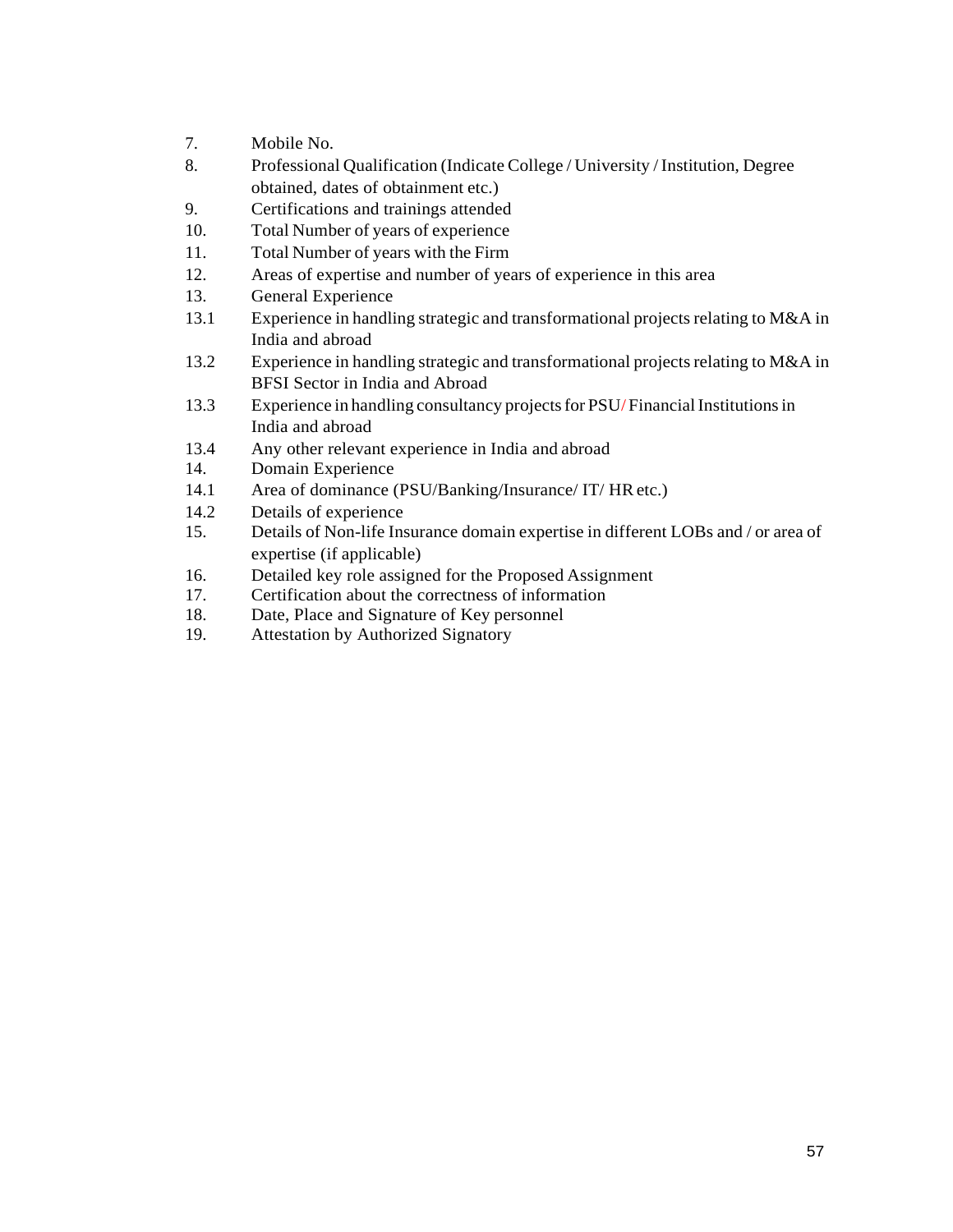7. Mobile No.
8. Professional Qualification (Indicate College / University / Institution, Degree obtained, dates of obtainment etc.)
9. Certifications and trainings attended
10. Total Number of years of experience
11. Total Number of years with the Firm
12. Areas of expertise and number of years of experience in this area
13. General Experience

13.1 Experience in handling strategic and transformational projects relating to M&A in India and abroad

13.2 Experience in handling strategic and transformational projects relating to M&A in BFSI Sector in India and Abroad

13.3 Experience in handling consultancy projects for PSU/ Financial Institutions in India and abroad

13.4 Any other relevant experience in India and abroad

14. Domain Experience

14.1 Area of dominance (PSU/Banking/Insurance/ IT/ HR etc.)

14.2 Details of experience

15. Details of Non-life Insurance domain expertise in different LOBs and / or area of expertise (if applicable)
16. Detailed key role assigned for the Proposed Assignment
17. Certification about the correctness of information
18. Date, Place and Signature of Key personnel
19. Attestation by Authorized Signatory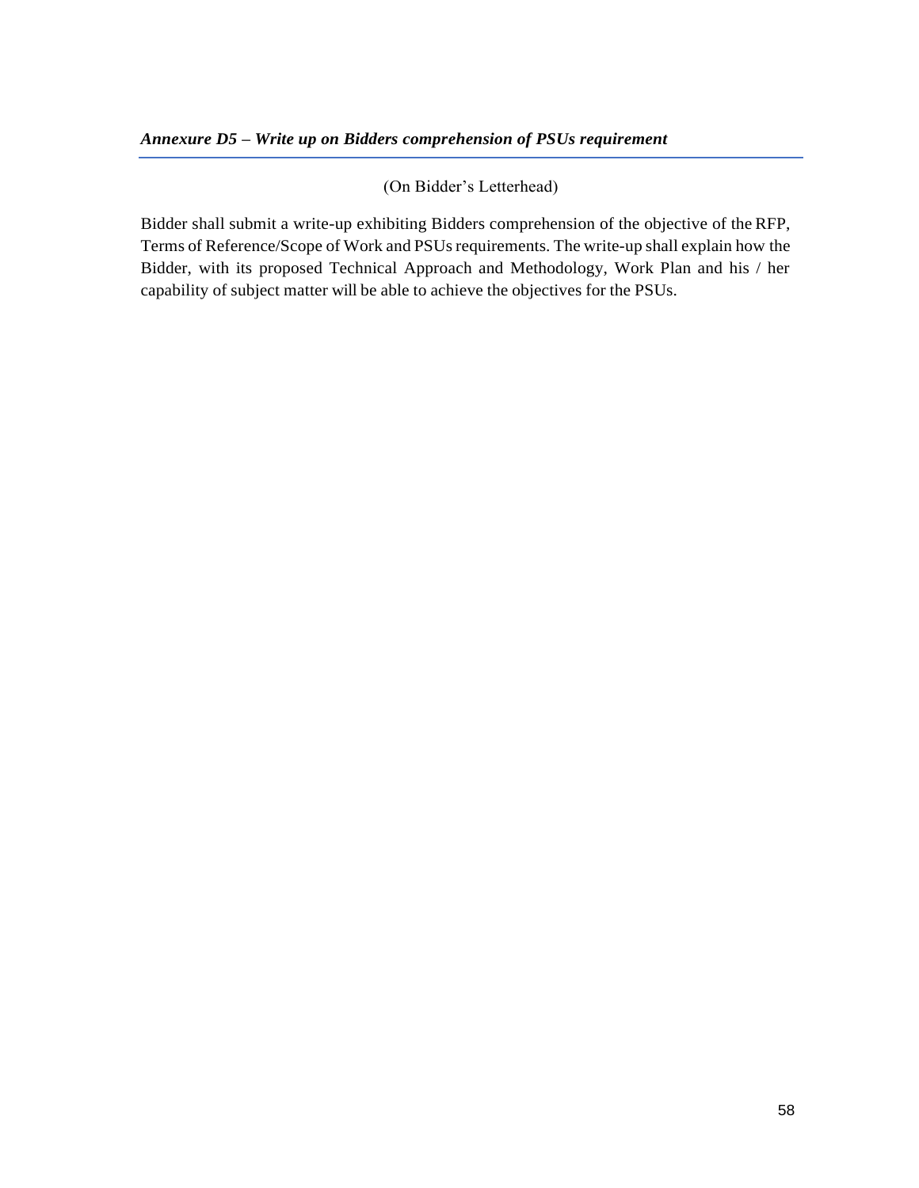## *Annexure D5 – Write up on Bidders comprehension of PSUs requirement*

(On Bidder's Letterhead)

Bidder shall submit a write-up exhibiting Bidders comprehension of the objective of the RFP, Terms of Reference/Scope of Work and PSUs requirements. The write-up shall explain how the Bidder, with its proposed Technical Approach and Methodology, Work Plan and his / her capability of subject matter will be able to achieve the objectives for the PSUs.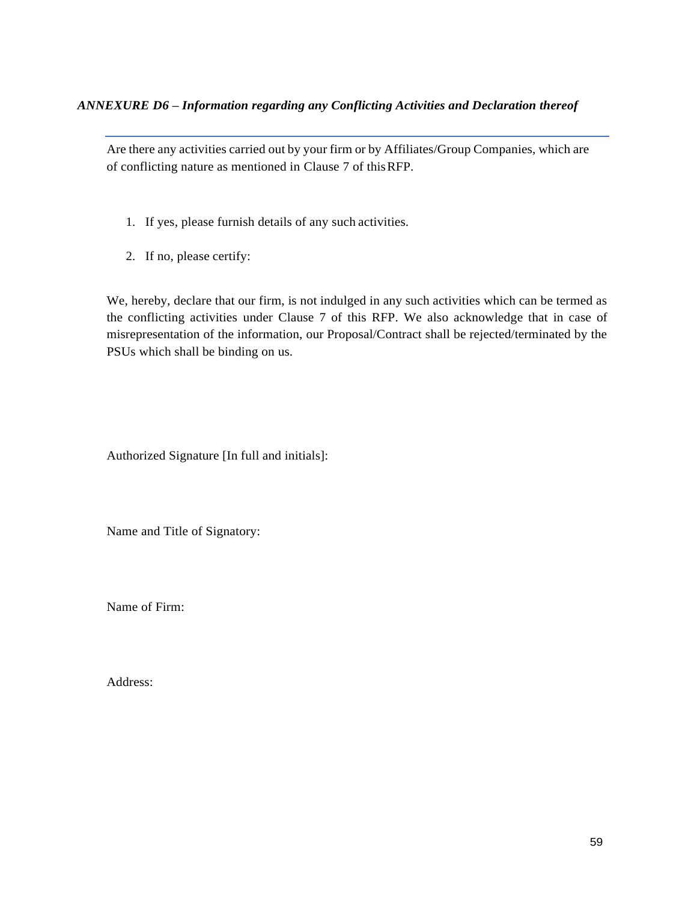***ANNEXURE D6 – Information regarding any Conflicting Activities and Declaration thereof***

---

Are there any activities carried out by your firm or by Affiliates/Group Companies, which are of conflicting nature as mentioned in Clause 7 of this RFP.

1. If yes, please furnish details of any such activities.
2. If no, please certify:

We, hereby, declare that our firm, is not indulged in any such activities which can be termed as the conflicting activities under Clause 7 of this RFP. We also acknowledge that in case of misrepresentation of the information, our Proposal/Contract shall be rejected/terminated by the PSUs which shall be binding on us.

Authorized Signature [In full and initials]:

Name and Title of Signatory:

Name of Firm:

Address: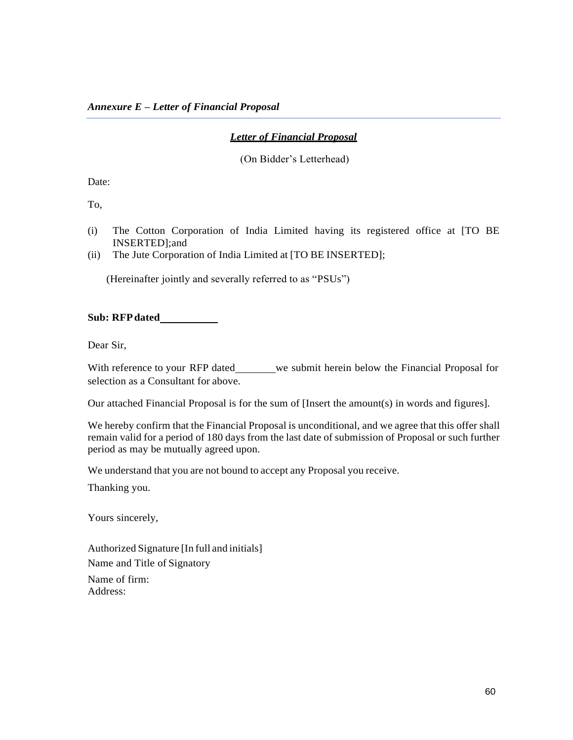*Annexure E – Letter of Financial Proposal*

---

***Letter of Financial Proposal***

(On Bidder's Letterhead)

Date:

To,

(i) The Cotton Corporation of India Limited having its registered office at [TO BE INSERTED];and
(ii) The Jute Corporation of India Limited at [TO BE INSERTED];

(Hereinafter jointly and severally referred to as "PSUs")

**Sub: RFP dated__________**

Dear Sir,

With reference to your RFP dated_______we submit herein below the Financial Proposal for selection as a Consultant for above.

Our attached Financial Proposal is for the sum of [Insert the amount(s) in words and figures].

We hereby confirm that the Financial Proposal is unconditional, and we agree that this offer shall remain valid for a period of 180 days from the last date of submission of Proposal or such further period as may be mutually agreed upon.

We understand that you are not bound to accept any Proposal you receive.

Thanking you.

Yours sincerely,

Authorized Signature [In full and initials]

Name and Title of Signatory

Name of firm:
Address: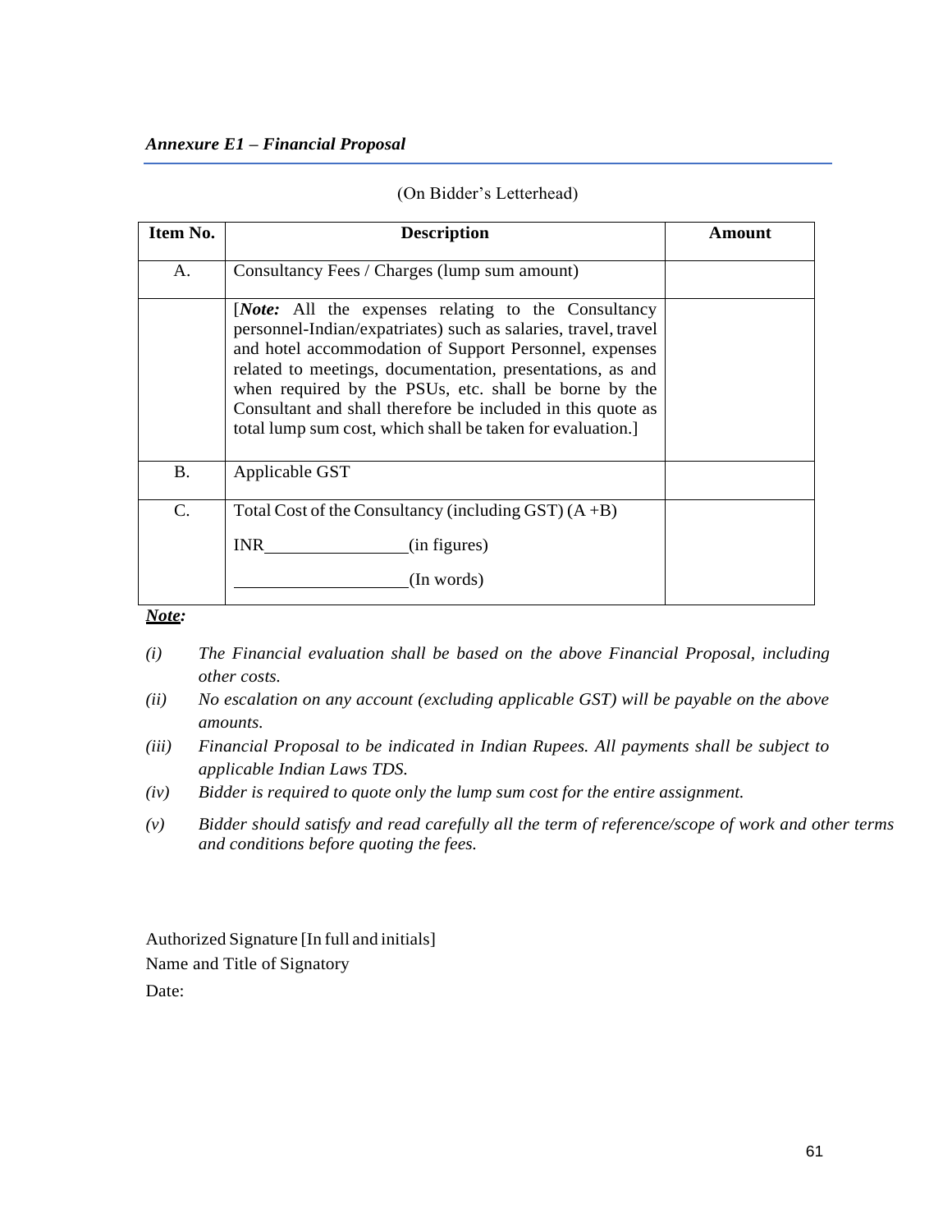***Annexure E1 – Financial Proposal***

(On Bidder's Letterhead)

| Item No. | Description | Amount |
|---|---|---|
| A. | Consultancy Fees / Charges (lump sum amount) | |
| | [***Note:*** All the expenses relating to the Consultancy personnel-Indian/expatriates) such as salaries, travel, travel and hotel accommodation of Support Personnel, expenses related to meetings, documentation, presentations, as and when required by the PSUs, etc. shall be borne by the Consultant and shall therefore be included in this quote as total lump sum cost, which shall be taken for evaluation.] | |
| B. | Applicable GST | |
| C. | Total Cost of the Consultancy (including GST) (A +B)<br>INR________________(in figures)<br>___________________(In words) | |

***Note:***

*(i) The Financial evaluation shall be based on the above Financial Proposal, including other costs.*

*(ii) No escalation on any account (excluding applicable GST) will be payable on the above amounts.*

*(iii) Financial Proposal to be indicated in Indian Rupees. All payments shall be subject to applicable Indian Laws TDS.*

*(iv) Bidder is required to quote only the lump sum cost for the entire assignment.*

*(v) Bidder should satisfy and read carefully all the term of reference/scope of work and other terms and conditions before quoting the fees.*

Authorized Signature [In full and initials]

Name and Title of Signatory

Date: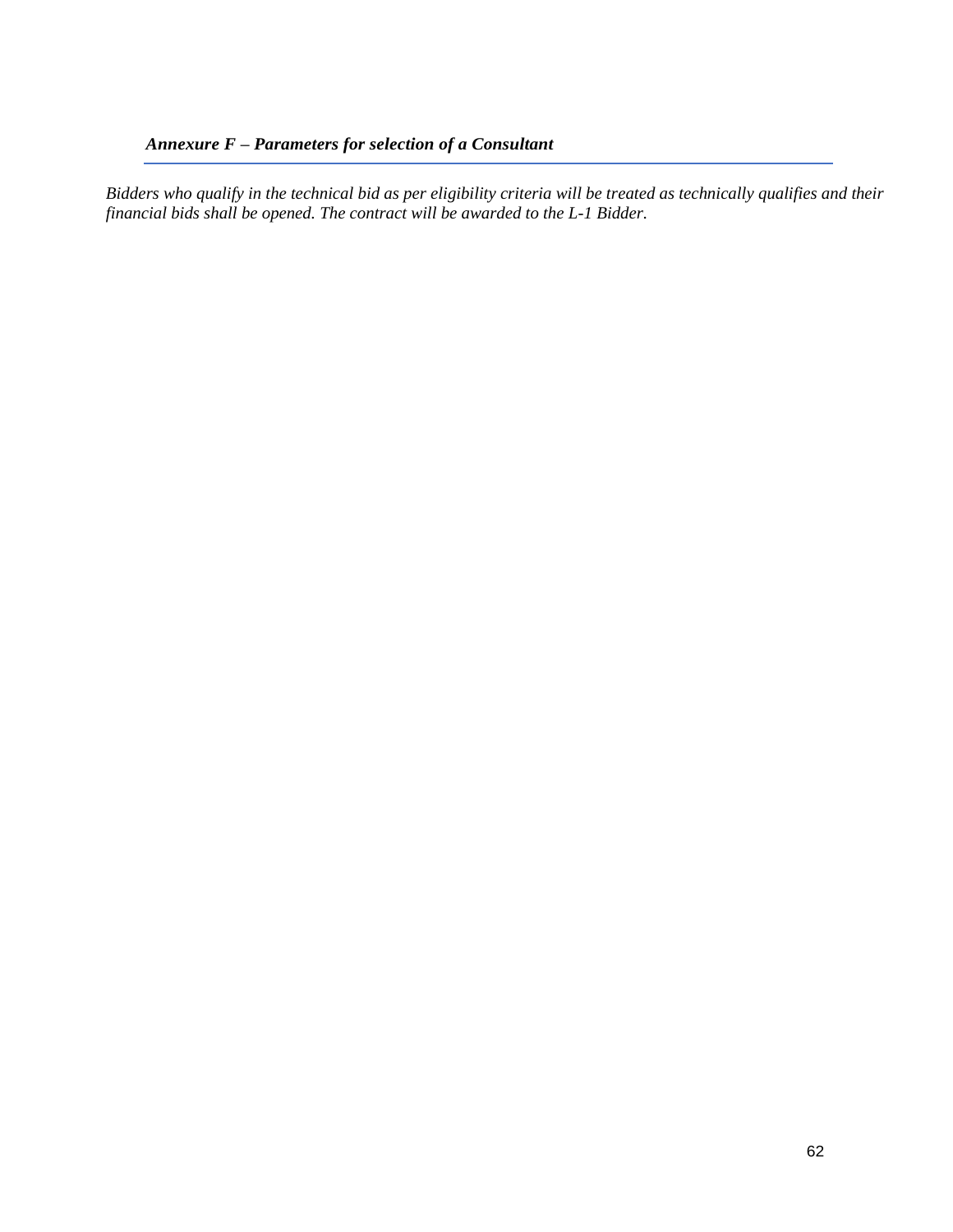### ***Annexure F – Parameters for selection of a Consultant***

*Bidders who qualify in the technical bid as per eligibility criteria will be treated as technically qualifies and their financial bids shall be opened. The contract will be awarded to the L-1 Bidder.*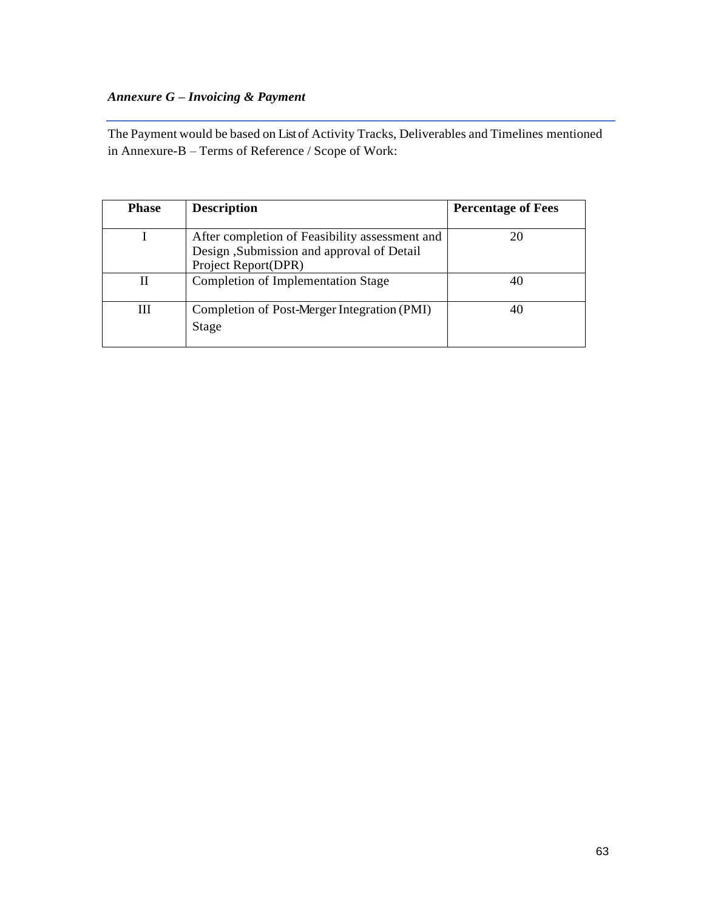### *Annexure G – Invoicing & Payment*

The Payment would be based on List of Activity Tracks, Deliverables and Timelines mentioned in Annexure-B – Terms of Reference / Scope of Work:

| Phase | Description | Percentage of Fees |
|---|---|---|
| I | After completion of Feasibility assessment and Design ,Submission and approval of Detail Project Report(DPR) | 20 |
| II | Completion of Implementation Stage | 40 |
| III | Completion of Post-Merger Integration (PMI) Stage | 40 |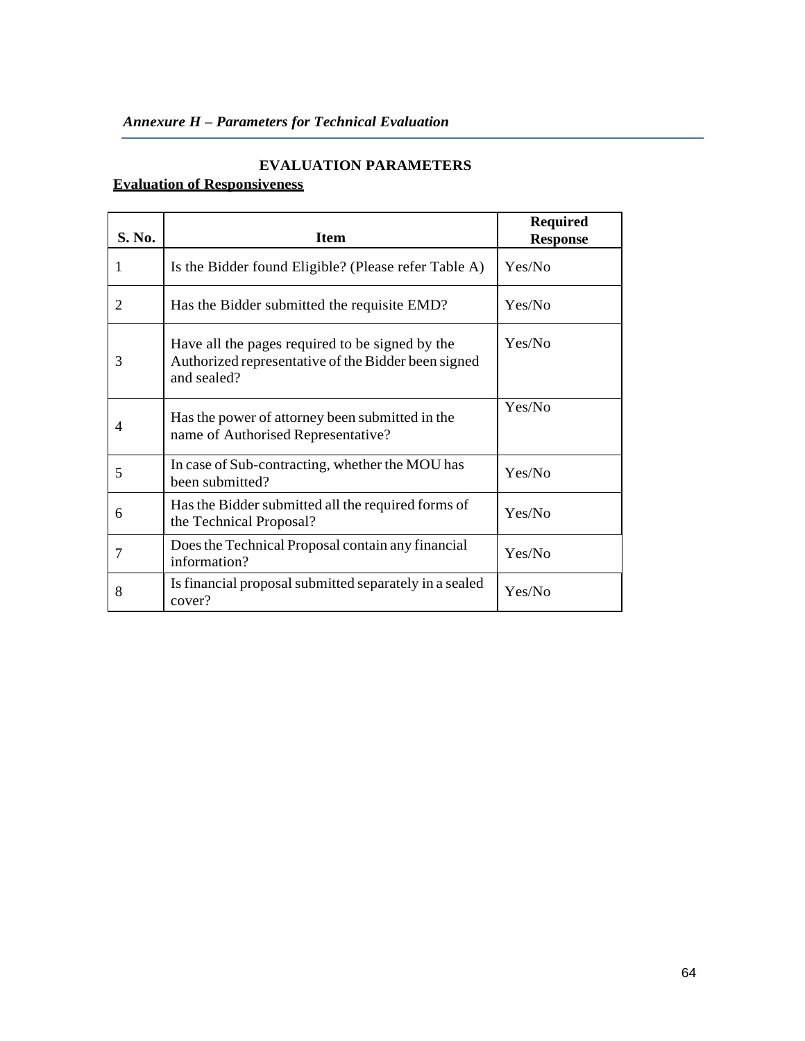*Annexure H – Parameters for Technical Evaluation*

**EVALUATION PARAMETERS**

**Evaluation of Responsiveness**

| S. No. | Item | Required Response |
|---|---|---|
| 1 | Is the Bidder found Eligible? (Please refer Table A) | Yes/No |
| 2 | Has the Bidder submitted the requisite EMD? | Yes/No |
| 3 | Have all the pages required to be signed by the Authorized representative of the Bidder been signed and sealed? | Yes/No |
| 4 | Has the power of attorney been submitted in the name of Authorised Representative? | Yes/No |
| 5 | In case of Sub-contracting, whether the MOU has been submitted? | Yes/No |
| 6 | Has the Bidder submitted all the required forms of the Technical Proposal? | Yes/No |
| 7 | Does the Technical Proposal contain any financial information? | Yes/No |
| 8 | Is financial proposal submitted separately in a sealed cover? | Yes/No |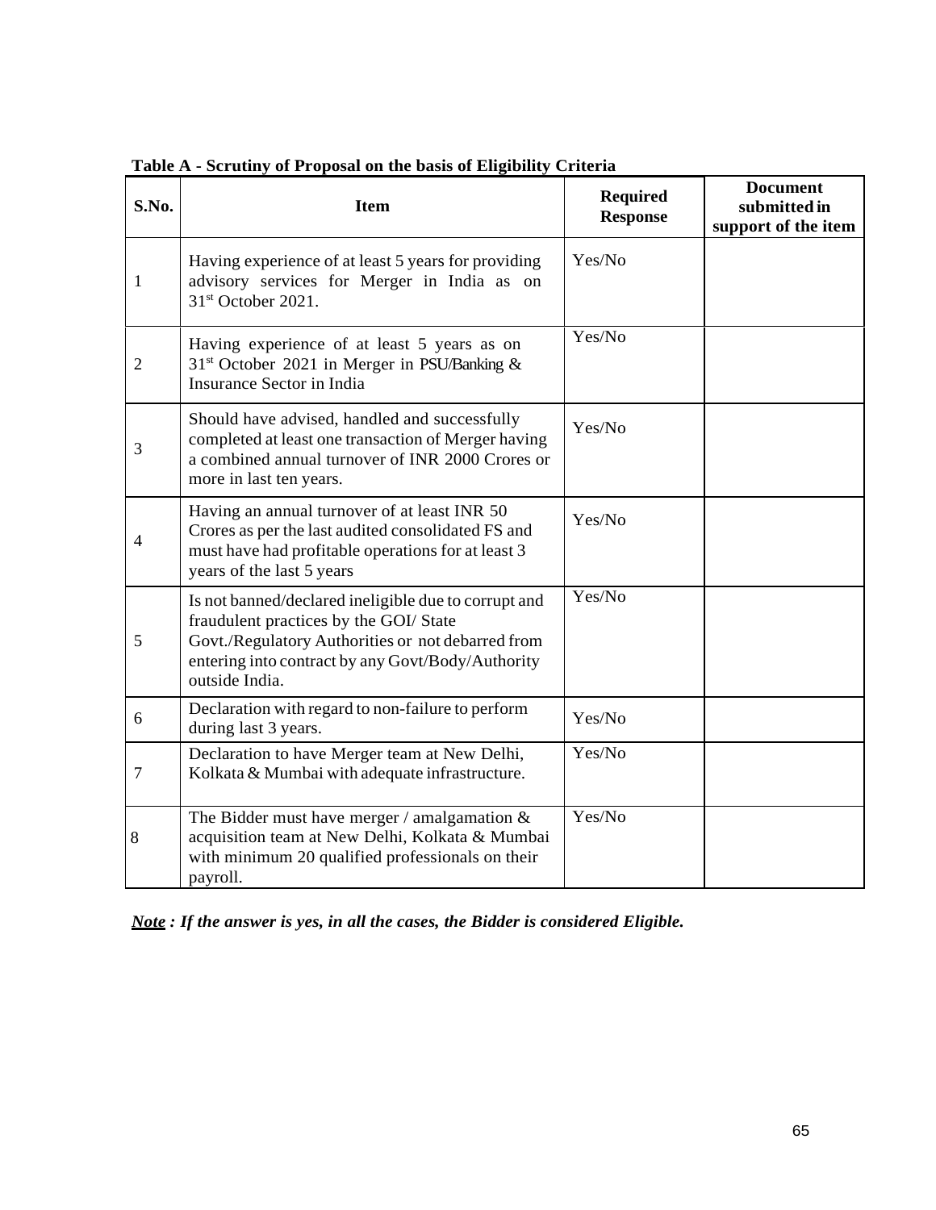**Table A - Scrutiny of Proposal on the basis of Eligibility Criteria**

| S.No. | Item | Required Response | Document submitted in support of the item |
|---|---|---|---|
| 1 | Having experience of at least 5 years for providing advisory services for Merger in India as on 31st October 2021. | Yes/No | |
| 2 | Having experience of at least 5 years as on 31st October 2021 in Merger in PSU/Banking & Insurance Sector in India | Yes/No | |
| 3 | Should have advised, handled and successfully completed at least one transaction of Merger having a combined annual turnover of INR 2000 Crores or more in last ten years. | Yes/No | |
| 4 | Having an annual turnover of at least INR 50 Crores as per the last audited consolidated FS and must have had profitable operations for at least 3 years of the last 5 years | Yes/No | |
| 5 | Is not banned/declared ineligible due to corrupt and fraudulent practices by the GOI/ State Govt./Regulatory Authorities or not debarred from entering into contract by any Govt/Body/Authority outside India. | Yes/No | |
| 6 | Declaration with regard to non-failure to perform during last 3 years. | Yes/No | |
| 7 | Declaration to have Merger team at New Delhi, Kolkata & Mumbai with adequate infrastructure. | Yes/No | |
| 8 | The Bidder must have merger / amalgamation & acquisition team at New Delhi, Kolkata & Mumbai with minimum 20 qualified professionals on their payroll. | Yes/No | |

***Note : If the answer is yes, in all the cases, the Bidder is considered Eligible.***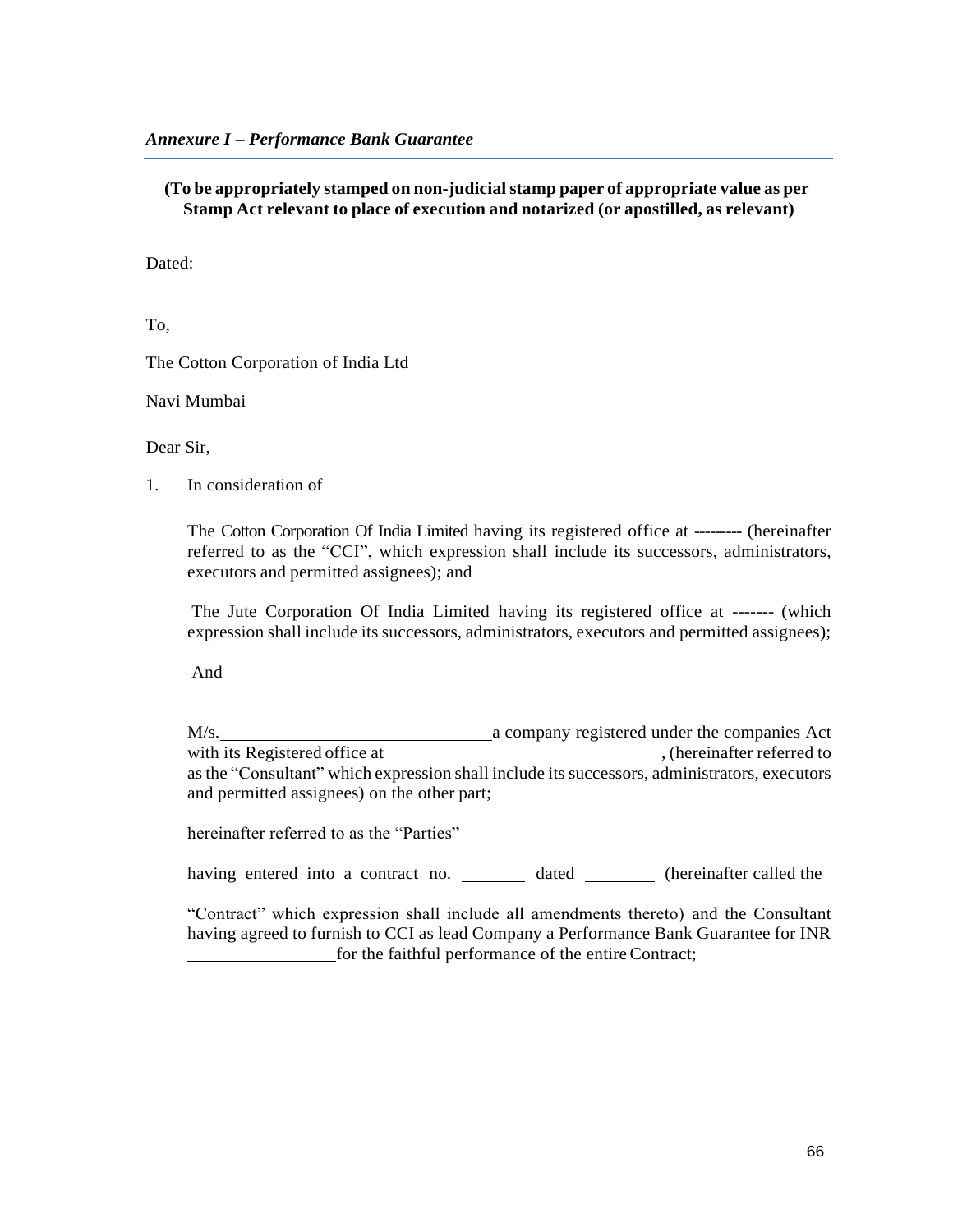*Annexure I – Performance Bank Guarantee*

**(To be appropriately stamped on non-judicial stamp paper of appropriate value as per Stamp Act relevant to place of execution and notarized (or apostilled, as relevant)**

Dated:

To,

The Cotton Corporation of India Ltd

Navi Mumbai

Dear Sir,

1. In consideration of

   The Cotton Corporation Of India Limited having its registered office at --------- (hereinafter referred to as the "CCI", which expression shall include its successors, administrators, executors and permitted assignees); and

   The Jute Corporation Of India Limited having its registered office at ------- (which expression shall include its successors, administrators, executors and permitted assignees);

   And

   M/s.______________________________ a company registered under the companies Act with its Registered office at______________________________, (hereinafter referred to as the "Consultant" which expression shall include its successors, administrators, executors and permitted assignees) on the other part;

   hereinafter referred to as the "Parties"

   having entered into a contract no. _______ dated ________ (hereinafter called the

   "Contract" which expression shall include all amendments thereto) and the Consultant having agreed to furnish to CCI as lead Company a Performance Bank Guarantee for INR ________________ for the faithful performance of the entire Contract;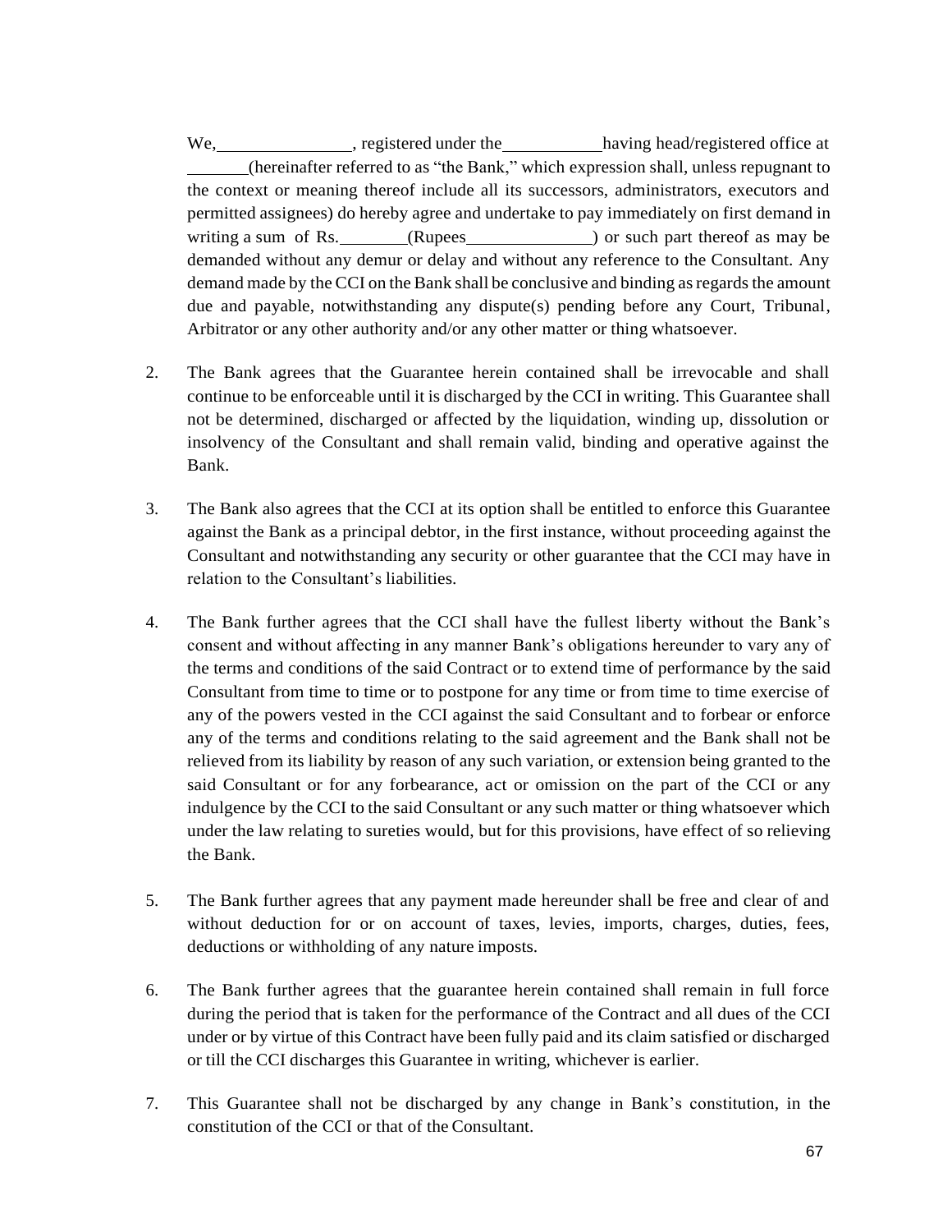We,_______________, registered under the___________having head/registered office at _______(hereinafter referred to as "the Bank," which expression shall, unless repugnant to the context or meaning thereof include all its successors, administrators, executors and permitted assignees) do hereby agree and undertake to pay immediately on first demand in writing a sum of Rs.________(Rupees______________) or such part thereof as may be demanded without any demur or delay and without any reference to the Consultant. Any demand made by the CCI on the Bank shall be conclusive and binding as regards the amount due and payable, notwithstanding any dispute(s) pending before any Court, Tribunal, Arbitrator or any other authority and/or any other matter or thing whatsoever.

2. The Bank agrees that the Guarantee herein contained shall be irrevocable and shall continue to be enforceable until it is discharged by the CCI in writing. This Guarantee shall not be determined, discharged or affected by the liquidation, winding up, dissolution or insolvency of the Consultant and shall remain valid, binding and operative against the Bank.

3. The Bank also agrees that the CCI at its option shall be entitled to enforce this Guarantee against the Bank as a principal debtor, in the first instance, without proceeding against the Consultant and notwithstanding any security or other guarantee that the CCI may have in relation to the Consultant's liabilities.

4. The Bank further agrees that the CCI shall have the fullest liberty without the Bank's consent and without affecting in any manner Bank's obligations hereunder to vary any of the terms and conditions of the said Contract or to extend time of performance by the said Consultant from time to time or to postpone for any time or from time to time exercise of any of the powers vested in the CCI against the said Consultant and to forbear or enforce any of the terms and conditions relating to the said agreement and the Bank shall not be relieved from its liability by reason of any such variation, or extension being granted to the said Consultant or for any forbearance, act or omission on the part of the CCI or any indulgence by the CCI to the said Consultant or any such matter or thing whatsoever which under the law relating to sureties would, but for this provisions, have effect of so relieving the Bank.

5. The Bank further agrees that any payment made hereunder shall be free and clear of and without deduction for or on account of taxes, levies, imports, charges, duties, fees, deductions or withholding of any nature imposts.

6. The Bank further agrees that the guarantee herein contained shall remain in full force during the period that is taken for the performance of the Contract and all dues of the CCI under or by virtue of this Contract have been fully paid and its claim satisfied or discharged or till the CCI discharges this Guarantee in writing, whichever is earlier.

7. This Guarantee shall not be discharged by any change in Bank's constitution, in the constitution of the CCI or that of the Consultant.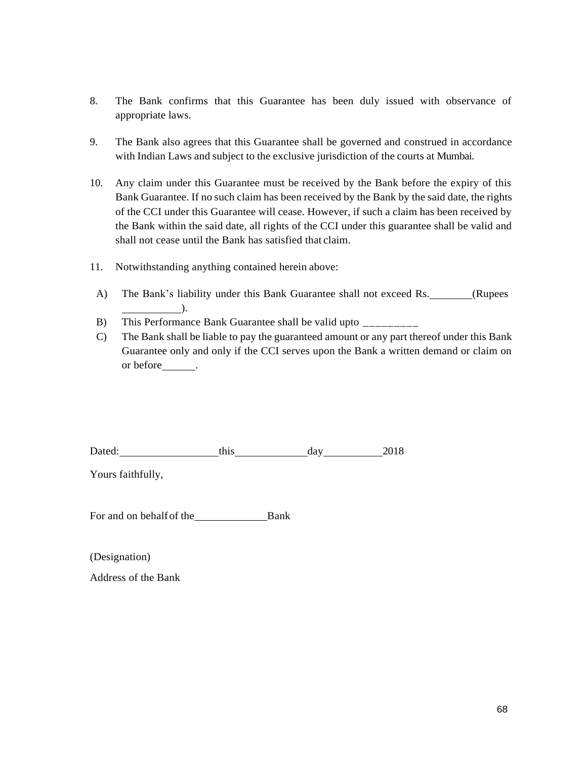8. The Bank confirms that this Guarantee has been duly issued with observance of appropriate laws.

9. The Bank also agrees that this Guarantee shall be governed and construed in accordance with Indian Laws and subject to the exclusive jurisdiction of the courts at Mumbai.

10. Any claim under this Guarantee must be received by the Bank before the expiry of this Bank Guarantee. If no such claim has been received by the Bank by the said date, the rights of the CCI under this Guarantee will cease. However, if such a claim has been received by the Bank within the said date, all rights of the CCI under this guarantee shall be valid and shall not cease until the Bank has satisfied that claim.

11. Notwithstanding anything contained herein above:

   A) The Bank's liability under this Bank Guarantee shall not exceed Rs.________(Rupees ___________).
   
   B) This Performance Bank Guarantee shall be valid upto _________
   
   C) The Bank shall be liable to pay the guaranteed amount or any part thereof under this Bank Guarantee only and only if the CCI serves upon the Bank a written demand or claim on or before______.

Dated:__________________this_____________day___________2018

Yours faithfully,

For and on behalf of the_____________Bank

(Designation)

Address of the Bank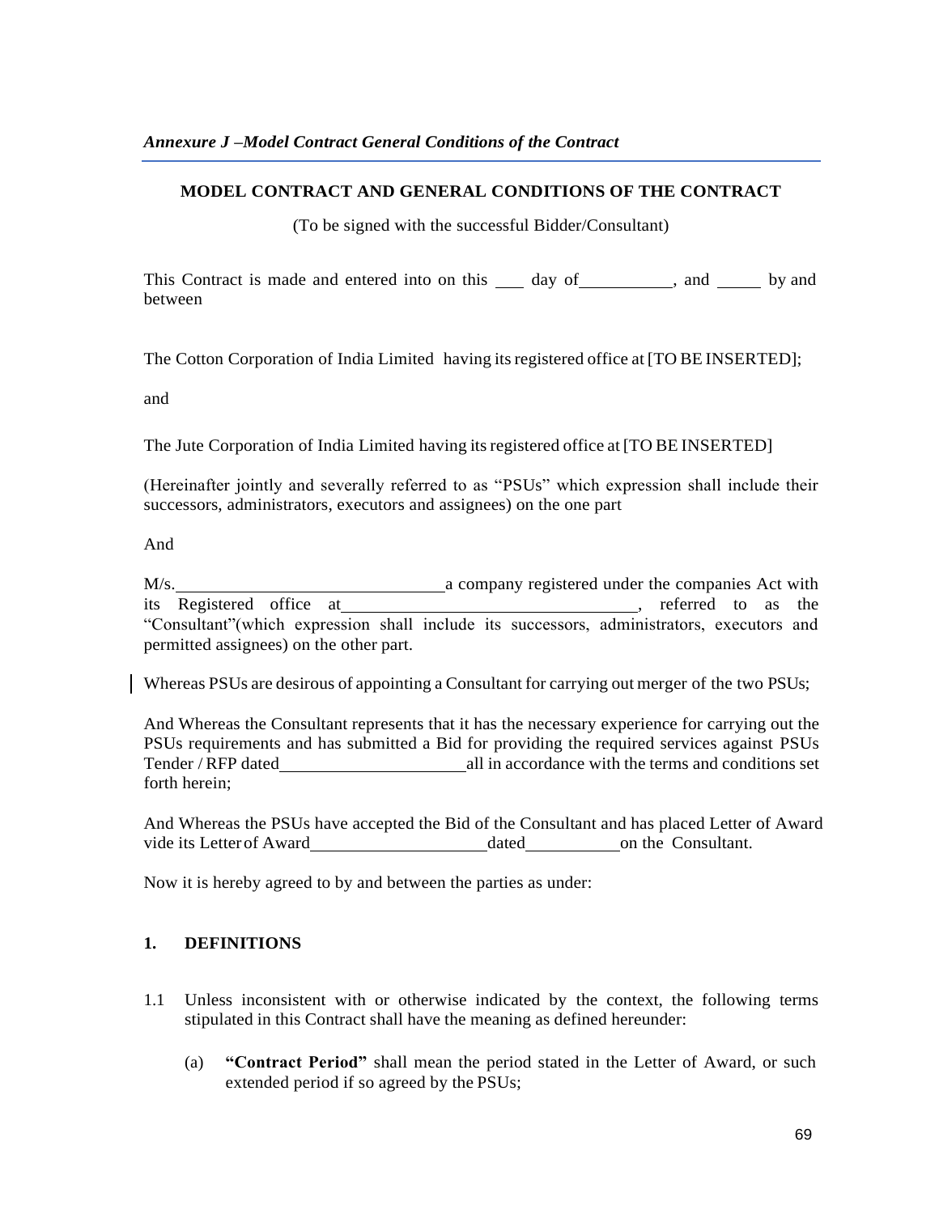*Annexure J –Model Contract General Conditions of the Contract*

## MODEL CONTRACT AND GENERAL CONDITIONS OF THE CONTRACT

(To be signed with the successful Bidder/Consultant)

This Contract is made and entered into on this ___ day of__________, and _____ by and between

The Cotton Corporation of India Limited having its registered office at [TO BE INSERTED];

and

The Jute Corporation of India Limited having its registered office at [TO BE INSERTED]

(Hereinafter jointly and severally referred to as "PSUs" which expression shall include their successors, administrators, executors and assignees) on the one part

And

M/s.______________________________a company registered under the companies Act with its Registered office at________________________________, referred to as the "Consultant"(which expression shall include its successors, administrators, executors and permitted assignees) on the other part.

Whereas PSUs are desirous of appointing a Consultant for carrying out merger of the two PSUs;

And Whereas the Consultant represents that it has the necessary experience for carrying out the PSUs requirements and has submitted a Bid for providing the required services against PSUs Tender / RFP dated_____________________all in accordance with the terms and conditions set forth herein;

And Whereas the PSUs have accepted the Bid of the Consultant and has placed Letter of Award vide its Letter of Award____________________dated__________on the Consultant.

Now it is hereby agreed to by and between the parties as under:

### 1. DEFINITIONS

1.1 Unless inconsistent with or otherwise indicated by the context, the following terms stipulated in this Contract shall have the meaning as defined hereunder:

(a) **"Contract Period"** shall mean the period stated in the Letter of Award, or such extended period if so agreed by the PSUs;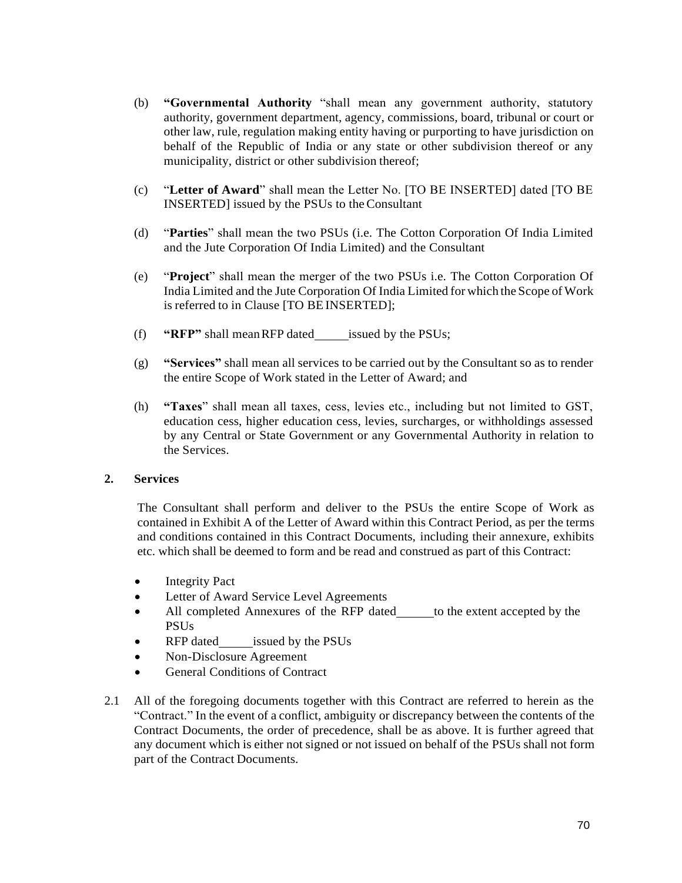(b) **"Governmental Authority** "shall mean any government authority, statutory authority, government department, agency, commissions, board, tribunal or court or other law, rule, regulation making entity having or purporting to have jurisdiction on behalf of the Republic of India or any state or other subdivision thereof or any municipality, district or other subdivision thereof;

(c) "**Letter of Award**" shall mean the Letter No. [TO BE INSERTED] dated [TO BE INSERTED] issued by the PSUs to the Consultant

(d) "**Parties**" shall mean the two PSUs (i.e. The Cotton Corporation Of India Limited and the Jute Corporation Of India Limited) and the Consultant

(e) "**Project**" shall mean the merger of the two PSUs i.e. The Cotton Corporation Of India Limited and the Jute Corporation Of India Limited for which the Scope of Work is referred to in Clause [TO BE INSERTED];

(f) **"RFP"** shall mean RFP dated\_\_\_\_\_ issued by the PSUs;

(g) **"Services"** shall mean all services to be carried out by the Consultant so as to render the entire Scope of Work stated in the Letter of Award; and

(h) **"Taxes**" shall mean all taxes, cess, levies etc., including but not limited to GST, education cess, higher education cess, levies, surcharges, or withholdings assessed by any Central or State Government or any Governmental Authority in relation to the Services.

**2. Services**

The Consultant shall perform and deliver to the PSUs the entire Scope of Work as contained in Exhibit A of the Letter of Award within this Contract Period, as per the terms and conditions contained in this Contract Documents, including their annexure, exhibits etc. which shall be deemed to form and be read and construed as part of this Contract:

- Integrity Pact
- Letter of Award Service Level Agreements
- All completed Annexures of the RFP dated\_\_\_\_\_ to the extent accepted by the PSUs
- RFP dated\_\_\_\_\_ issued by the PSUs
- Non-Disclosure Agreement
- General Conditions of Contract

2.1 All of the foregoing documents together with this Contract are referred to herein as the "Contract." In the event of a conflict, ambiguity or discrepancy between the contents of the Contract Documents, the order of precedence, shall be as above. It is further agreed that any document which is either not signed or not issued on behalf of the PSUs shall not form part of the Contract Documents.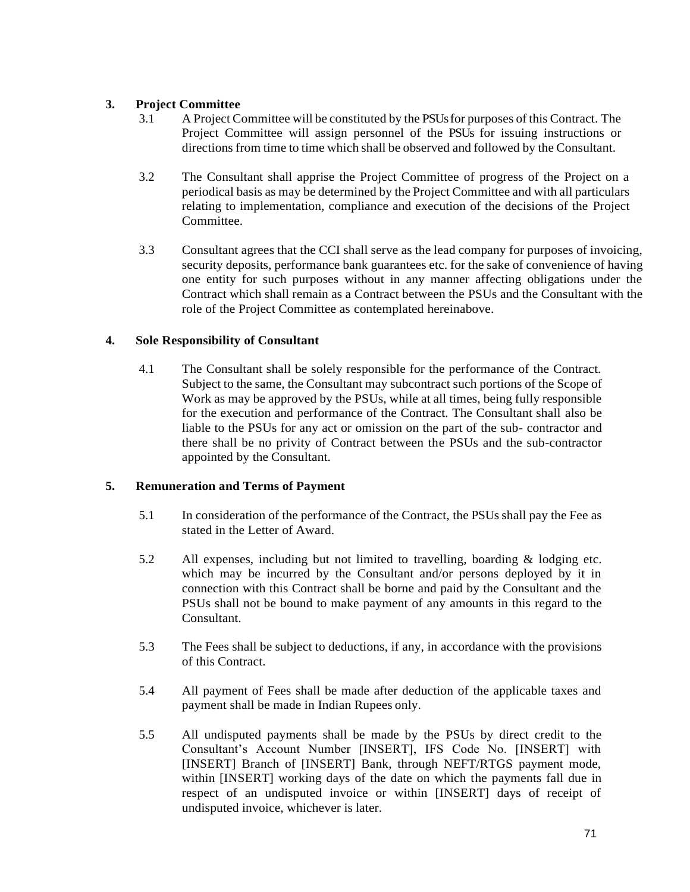## 3. Project Committee

3.1 A Project Committee will be constituted by the PSUs for purposes of this Contract. The Project Committee will assign personnel of the PSUs for issuing instructions or directions from time to time which shall be observed and followed by the Consultant.

3.2 The Consultant shall apprise the Project Committee of progress of the Project on a periodical basis as may be determined by the Project Committee and with all particulars relating to implementation, compliance and execution of the decisions of the Project Committee.

3.3 Consultant agrees that the CCI shall serve as the lead company for purposes of invoicing, security deposits, performance bank guarantees etc. for the sake of convenience of having one entity for such purposes without in any manner affecting obligations under the Contract which shall remain as a Contract between the PSUs and the Consultant with the role of the Project Committee as contemplated hereinabove.

## 4. Sole Responsibility of Consultant

4.1 The Consultant shall be solely responsible for the performance of the Contract. Subject to the same, the Consultant may subcontract such portions of the Scope of Work as may be approved by the PSUs, while at all times, being fully responsible for the execution and performance of the Contract. The Consultant shall also be liable to the PSUs for any act or omission on the part of the sub- contractor and there shall be no privity of Contract between the PSUs and the sub-contractor appointed by the Consultant.

## 5. Remuneration and Terms of Payment

5.1 In consideration of the performance of the Contract, the PSUs shall pay the Fee as stated in the Letter of Award.

5.2 All expenses, including but not limited to travelling, boarding & lodging etc. which may be incurred by the Consultant and/or persons deployed by it in connection with this Contract shall be borne and paid by the Consultant and the PSUs shall not be bound to make payment of any amounts in this regard to the Consultant.

5.3 The Fees shall be subject to deductions, if any, in accordance with the provisions of this Contract.

5.4 All payment of Fees shall be made after deduction of the applicable taxes and payment shall be made in Indian Rupees only.

5.5 All undisputed payments shall be made by the PSUs by direct credit to the Consultant's Account Number [INSERT], IFS Code No. [INSERT] with [INSERT] Branch of [INSERT] Bank, through NEFT/RTGS payment mode, within [INSERT] working days of the date on which the payments fall due in respect of an undisputed invoice or within [INSERT] days of receipt of undisputed invoice, whichever is later.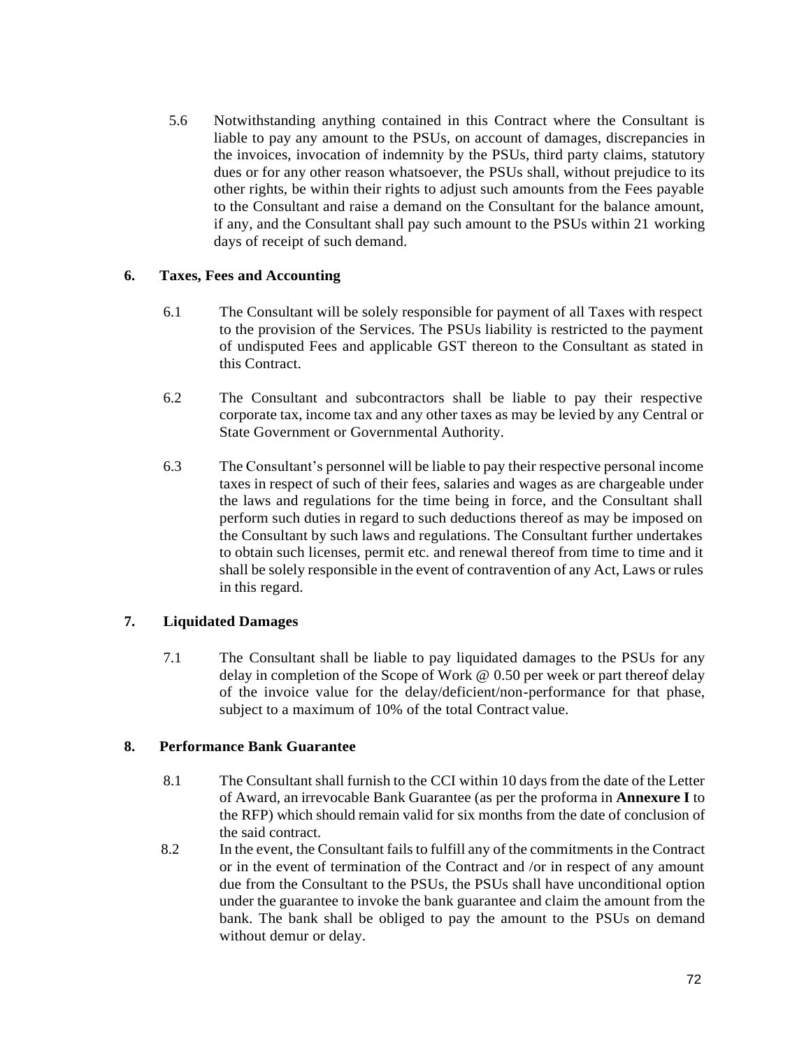5.6 Notwithstanding anything contained in this Contract where the Consultant is liable to pay any amount to the PSUs, on account of damages, discrepancies in the invoices, invocation of indemnity by the PSUs, third party claims, statutory dues or for any other reason whatsoever, the PSUs shall, without prejudice to its other rights, be within their rights to adjust such amounts from the Fees payable to the Consultant and raise a demand on the Consultant for the balance amount, if any, and the Consultant shall pay such amount to the PSUs within 21 working days of receipt of such demand.

## 6. Taxes, Fees and Accounting

6.1 The Consultant will be solely responsible for payment of all Taxes with respect to the provision of the Services. The PSUs liability is restricted to the payment of undisputed Fees and applicable GST thereon to the Consultant as stated in this Contract.

6.2 The Consultant and subcontractors shall be liable to pay their respective corporate tax, income tax and any other taxes as may be levied by any Central or State Government or Governmental Authority.

6.3 The Consultant's personnel will be liable to pay their respective personal income taxes in respect of such of their fees, salaries and wages as are chargeable under the laws and regulations for the time being in force, and the Consultant shall perform such duties in regard to such deductions thereof as may be imposed on the Consultant by such laws and regulations. The Consultant further undertakes to obtain such licenses, permit etc. and renewal thereof from time to time and it shall be solely responsible in the event of contravention of any Act, Laws or rules in this regard.

## 7. Liquidated Damages

7.1 The Consultant shall be liable to pay liquidated damages to the PSUs for any delay in completion of the Scope of Work @ 0.50 per week or part thereof delay of the invoice value for the delay/deficient/non-performance for that phase, subject to a maximum of 10% of the total Contract value.

## 8. Performance Bank Guarantee

8.1 The Consultant shall furnish to the CCI within 10 days from the date of the Letter of Award, an irrevocable Bank Guarantee (as per the proforma in **Annexure I** to the RFP) which should remain valid for six months from the date of conclusion of the said contract.

8.2 In the event, the Consultant fails to fulfill any of the commitments in the Contract or in the event of termination of the Contract and /or in respect of any amount due from the Consultant to the PSUs, the PSUs shall have unconditional option under the guarantee to invoke the bank guarantee and claim the amount from the bank. The bank shall be obliged to pay the amount to the PSUs on demand without demur or delay.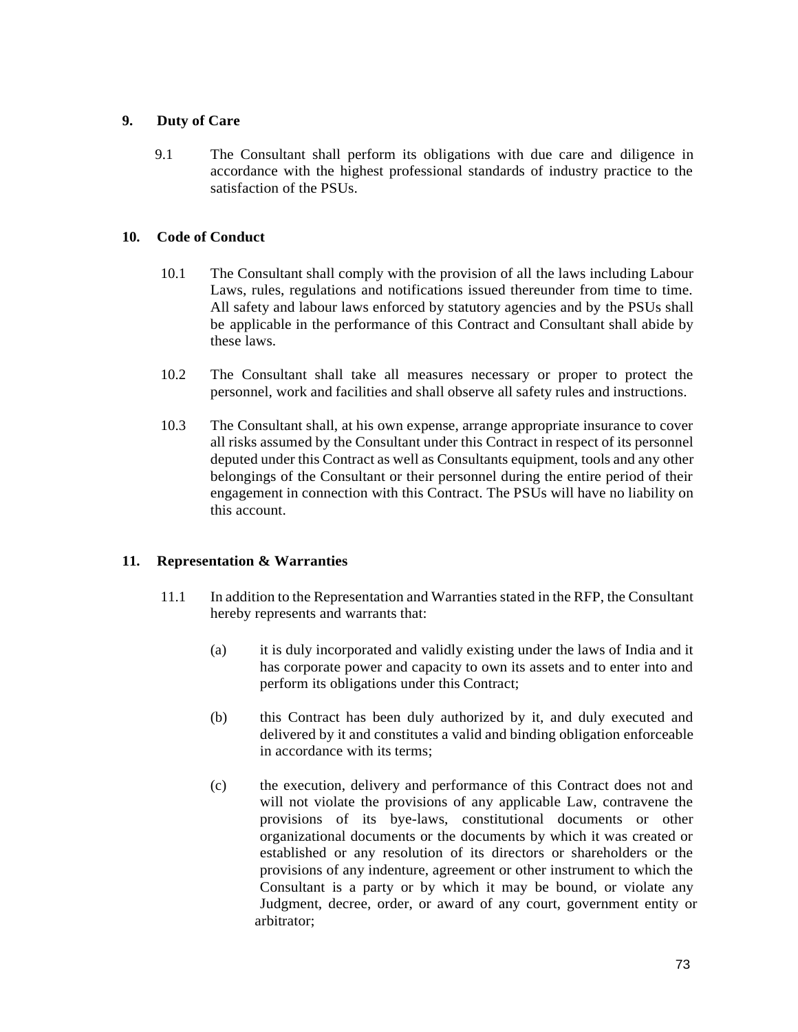## 9. Duty of Care

9.1 The Consultant shall perform its obligations with due care and diligence in accordance with the highest professional standards of industry practice to the satisfaction of the PSUs.

## 10. Code of Conduct

10.1 The Consultant shall comply with the provision of all the laws including Labour Laws, rules, regulations and notifications issued thereunder from time to time. All safety and labour laws enforced by statutory agencies and by the PSUs shall be applicable in the performance of this Contract and Consultant shall abide by these laws.

10.2 The Consultant shall take all measures necessary or proper to protect the personnel, work and facilities and shall observe all safety rules and instructions.

10.3 The Consultant shall, at his own expense, arrange appropriate insurance to cover all risks assumed by the Consultant under this Contract in respect of its personnel deputed under this Contract as well as Consultants equipment, tools and any other belongings of the Consultant or their personnel during the entire period of their engagement in connection with this Contract. The PSUs will have no liability on this account.

## 11. Representation & Warranties

11.1 In addition to the Representation and Warranties stated in the RFP, the Consultant hereby represents and warrants that:

(a) it is duly incorporated and validly existing under the laws of India and it has corporate power and capacity to own its assets and to enter into and perform its obligations under this Contract;

(b) this Contract has been duly authorized by it, and duly executed and delivered by it and constitutes a valid and binding obligation enforceable in accordance with its terms;

(c) the execution, delivery and performance of this Contract does not and will not violate the provisions of any applicable Law, contravene the provisions of its bye-laws, constitutional documents or other organizational documents or the documents by which it was created or established or any resolution of its directors or shareholders or the provisions of any indenture, agreement or other instrument to which the Consultant is a party or by which it may be bound, or violate any Judgment, decree, order, or award of any court, government entity or arbitrator;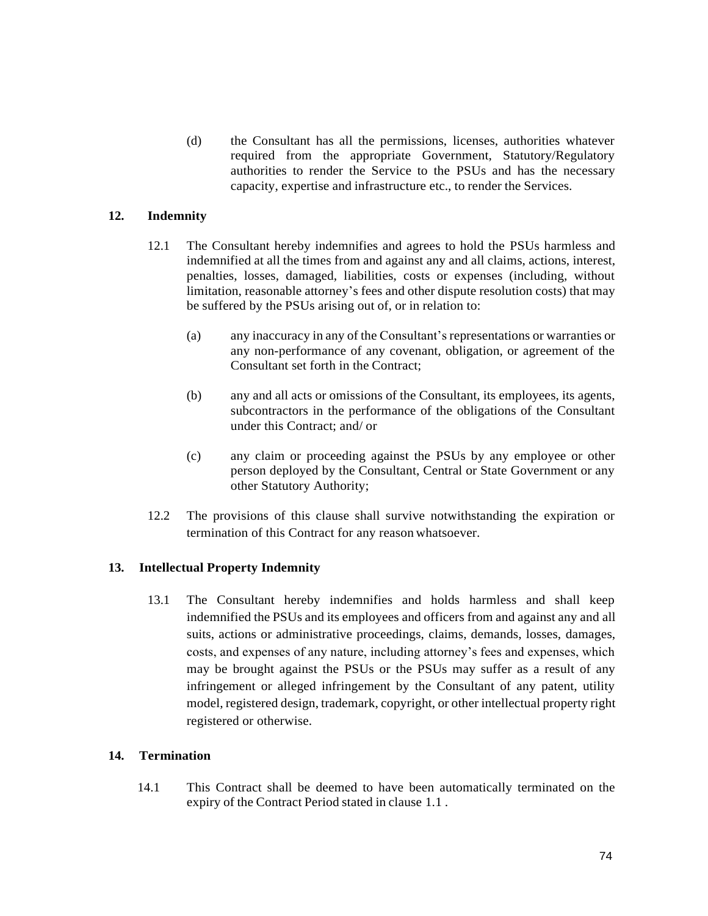(d) the Consultant has all the permissions, licenses, authorities whatever required from the appropriate Government, Statutory/Regulatory authorities to render the Service to the PSUs and has the necessary capacity, expertise and infrastructure etc., to render the Services.

## 12. Indemnity

12.1 The Consultant hereby indemnifies and agrees to hold the PSUs harmless and indemnified at all the times from and against any and all claims, actions, interest, penalties, losses, damaged, liabilities, costs or expenses (including, without limitation, reasonable attorney's fees and other dispute resolution costs) that may be suffered by the PSUs arising out of, or in relation to:

(a) any inaccuracy in any of the Consultant's representations or warranties or any non-performance of any covenant, obligation, or agreement of the Consultant set forth in the Contract;

(b) any and all acts or omissions of the Consultant, its employees, its agents, subcontractors in the performance of the obligations of the Consultant under this Contract; and/ or

(c) any claim or proceeding against the PSUs by any employee or other person deployed by the Consultant, Central or State Government or any other Statutory Authority;

12.2 The provisions of this clause shall survive notwithstanding the expiration or termination of this Contract for any reason whatsoever.

## 13. Intellectual Property Indemnity

13.1 The Consultant hereby indemnifies and holds harmless and shall keep indemnified the PSUs and its employees and officers from and against any and all suits, actions or administrative proceedings, claims, demands, losses, damages, costs, and expenses of any nature, including attorney's fees and expenses, which may be brought against the PSUs or the PSUs may suffer as a result of any infringement or alleged infringement by the Consultant of any patent, utility model, registered design, trademark, copyright, or other intellectual property right registered or otherwise.

## 14. Termination

14.1 This Contract shall be deemed to have been automatically terminated on the expiry of the Contract Period stated in clause 1.1 .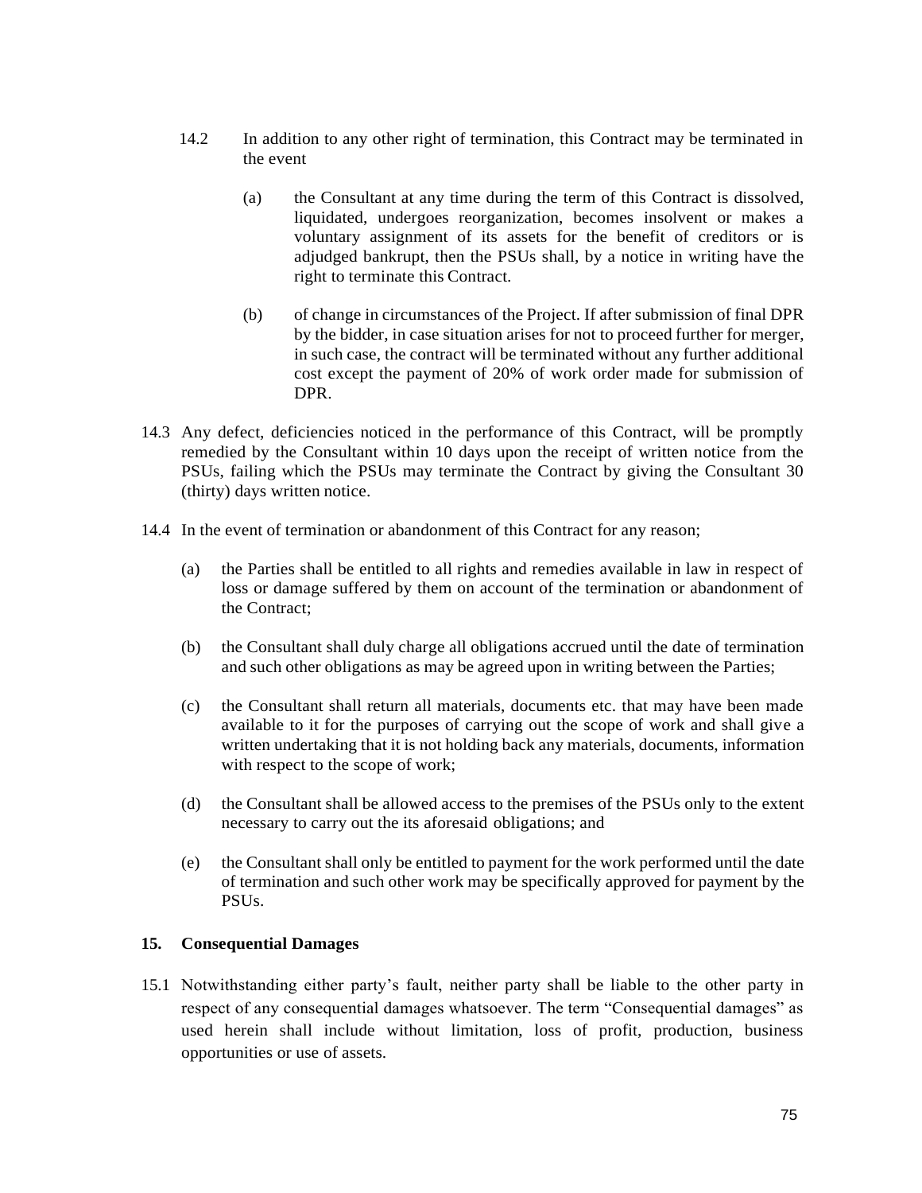14.2 In addition to any other right of termination, this Contract may be terminated in the event

(a) the Consultant at any time during the term of this Contract is dissolved, liquidated, undergoes reorganization, becomes insolvent or makes a voluntary assignment of its assets for the benefit of creditors or is adjudged bankrupt, then the PSUs shall, by a notice in writing have the right to terminate this Contract.

(b) of change in circumstances of the Project. If after submission of final DPR by the bidder, in case situation arises for not to proceed further for merger, in such case, the contract will be terminated without any further additional cost except the payment of 20% of work order made for submission of DPR.

14.3 Any defect, deficiencies noticed in the performance of this Contract, will be promptly remedied by the Consultant within 10 days upon the receipt of written notice from the PSUs, failing which the PSUs may terminate the Contract by giving the Consultant 30 (thirty) days written notice.

14.4 In the event of termination or abandonment of this Contract for any reason;

(a) the Parties shall be entitled to all rights and remedies available in law in respect of loss or damage suffered by them on account of the termination or abandonment of the Contract;

(b) the Consultant shall duly charge all obligations accrued until the date of termination and such other obligations as may be agreed upon in writing between the Parties;

(c) the Consultant shall return all materials, documents etc. that may have been made available to it for the purposes of carrying out the scope of work and shall give a written undertaking that it is not holding back any materials, documents, information with respect to the scope of work;

(d) the Consultant shall be allowed access to the premises of the PSUs only to the extent necessary to carry out the its aforesaid obligations; and

(e) the Consultant shall only be entitled to payment for the work performed until the date of termination and such other work may be specifically approved for payment by the PSUs.

**15. Consequential Damages**

15.1 Notwithstanding either party's fault, neither party shall be liable to the other party in respect of any consequential damages whatsoever. The term "Consequential damages" as used herein shall include without limitation, loss of profit, production, business opportunities or use of assets.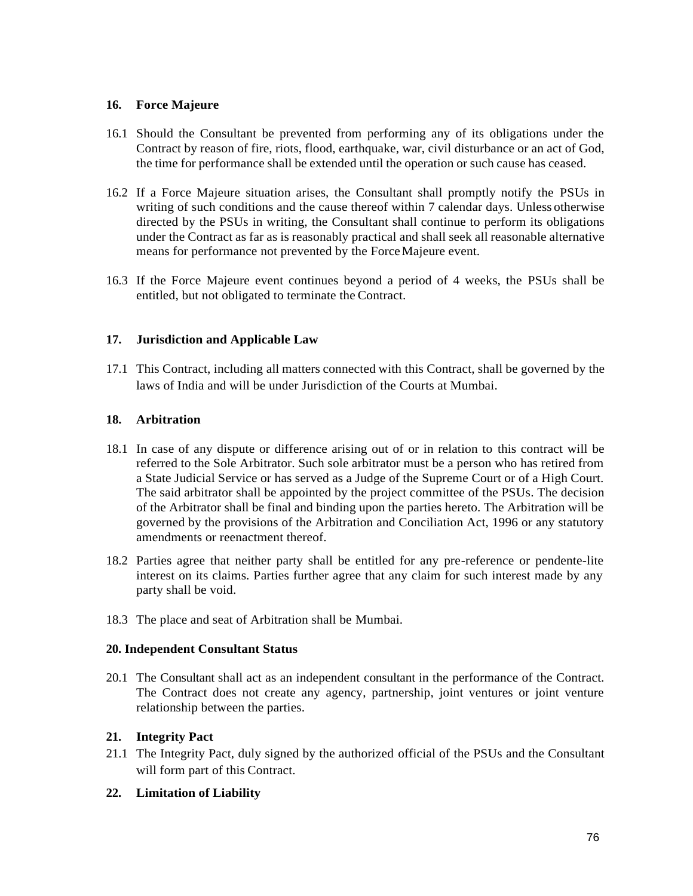### 16. Force Majeure

16.1 Should the Consultant be prevented from performing any of its obligations under the Contract by reason of fire, riots, flood, earthquake, war, civil disturbance or an act of God, the time for performance shall be extended until the operation or such cause has ceased.

16.2 If a Force Majeure situation arises, the Consultant shall promptly notify the PSUs in writing of such conditions and the cause thereof within 7 calendar days. Unless otherwise directed by the PSUs in writing, the Consultant shall continue to perform its obligations under the Contract as far as is reasonably practical and shall seek all reasonable alternative means for performance not prevented by the Force Majeure event.

16.3 If the Force Majeure event continues beyond a period of 4 weeks, the PSUs shall be entitled, but not obligated to terminate the Contract.

### 17. Jurisdiction and Applicable Law

17.1 This Contract, including all matters connected with this Contract, shall be governed by the laws of India and will be under Jurisdiction of the Courts at Mumbai.

### 18. Arbitration

18.1 In case of any dispute or difference arising out of or in relation to this contract will be referred to the Sole Arbitrator. Such sole arbitrator must be a person who has retired from a State Judicial Service or has served as a Judge of the Supreme Court or of a High Court. The said arbitrator shall be appointed by the project committee of the PSUs. The decision of the Arbitrator shall be final and binding upon the parties hereto. The Arbitration will be governed by the provisions of the Arbitration and Conciliation Act, 1996 or any statutory amendments or reenactment thereof.

18.2 Parties agree that neither party shall be entitled for any pre-reference or pendente-lite interest on its claims. Parties further agree that any claim for such interest made by any party shall be void.

18.3 The place and seat of Arbitration shall be Mumbai.

### 20. Independent Consultant Status

20.1 The Consultant shall act as an independent consultant in the performance of the Contract. The Contract does not create any agency, partnership, joint ventures or joint venture relationship between the parties.

### 21. Integrity Pact

21.1 The Integrity Pact, duly signed by the authorized official of the PSUs and the Consultant will form part of this Contract.

### 22. Limitation of Liability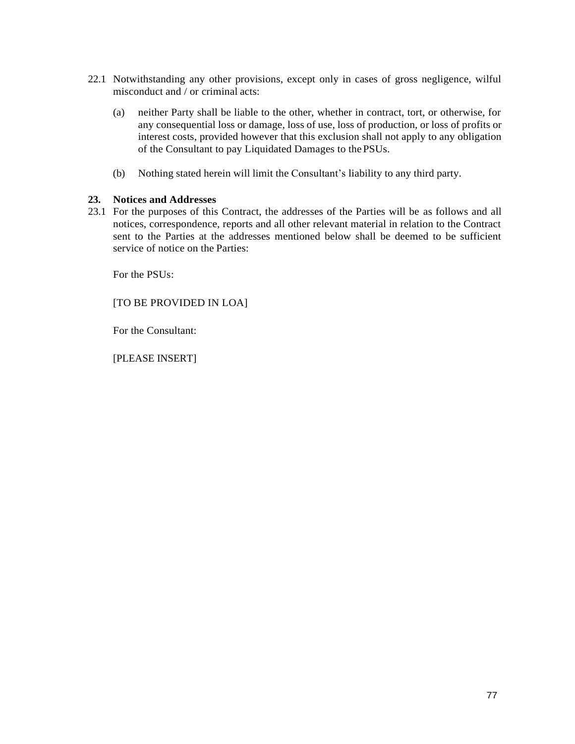22.1 Notwithstanding any other provisions, except only in cases of gross negligence, wilful misconduct and / or criminal acts:

(a) neither Party shall be liable to the other, whether in contract, tort, or otherwise, for any consequential loss or damage, loss of use, loss of production, or loss of profits or interest costs, provided however that this exclusion shall not apply to any obligation of the Consultant to pay Liquidated Damages to the PSUs.

(b) Nothing stated herein will limit the Consultant's liability to any third party.

**23. Notices and Addresses**

23.1 For the purposes of this Contract, the addresses of the Parties will be as follows and all notices, correspondence, reports and all other relevant material in relation to the Contract sent to the Parties at the addresses mentioned below shall be deemed to be sufficient service of notice on the Parties:

For the PSUs:

[TO BE PROVIDED IN LOA]

For the Consultant:

[PLEASE INSERT]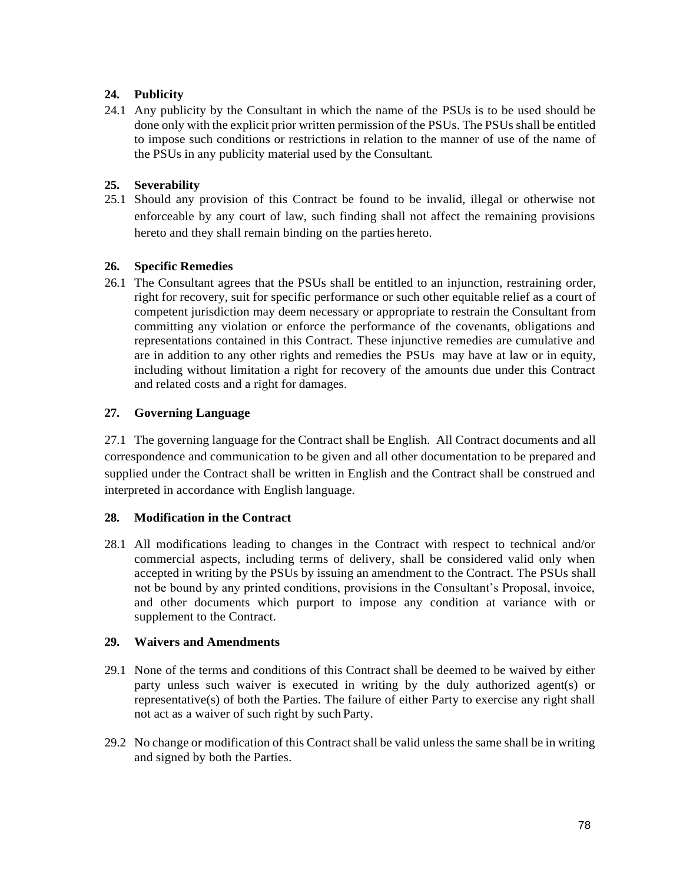### 24. Publicity

24.1 Any publicity by the Consultant in which the name of the PSUs is to be used should be done only with the explicit prior written permission of the PSUs. The PSUs shall be entitled to impose such conditions or restrictions in relation to the manner of use of the name of the PSUs in any publicity material used by the Consultant.

### 25. Severability

25.1 Should any provision of this Contract be found to be invalid, illegal or otherwise not enforceable by any court of law, such finding shall not affect the remaining provisions hereto and they shall remain binding on the parties hereto.

### 26. Specific Remedies

26.1 The Consultant agrees that the PSUs shall be entitled to an injunction, restraining order, right for recovery, suit for specific performance or such other equitable relief as a court of competent jurisdiction may deem necessary or appropriate to restrain the Consultant from committing any violation or enforce the performance of the covenants, obligations and representations contained in this Contract. These injunctive remedies are cumulative and are in addition to any other rights and remedies the PSUs may have at law or in equity, including without limitation a right for recovery of the amounts due under this Contract and related costs and a right for damages.

### 27. Governing Language

27.1 The governing language for the Contract shall be English. All Contract documents and all correspondence and communication to be given and all other documentation to be prepared and supplied under the Contract shall be written in English and the Contract shall be construed and interpreted in accordance with English language.

### 28. Modification in the Contract

28.1 All modifications leading to changes in the Contract with respect to technical and/or commercial aspects, including terms of delivery, shall be considered valid only when accepted in writing by the PSUs by issuing an amendment to the Contract. The PSUs shall not be bound by any printed conditions, provisions in the Consultant's Proposal, invoice, and other documents which purport to impose any condition at variance with or supplement to the Contract.

### 29. Waivers and Amendments

29.1 None of the terms and conditions of this Contract shall be deemed to be waived by either party unless such waiver is executed in writing by the duly authorized agent(s) or representative(s) of both the Parties. The failure of either Party to exercise any right shall not act as a waiver of such right by such Party.

29.2 No change or modification of this Contract shall be valid unless the same shall be in writing and signed by both the Parties.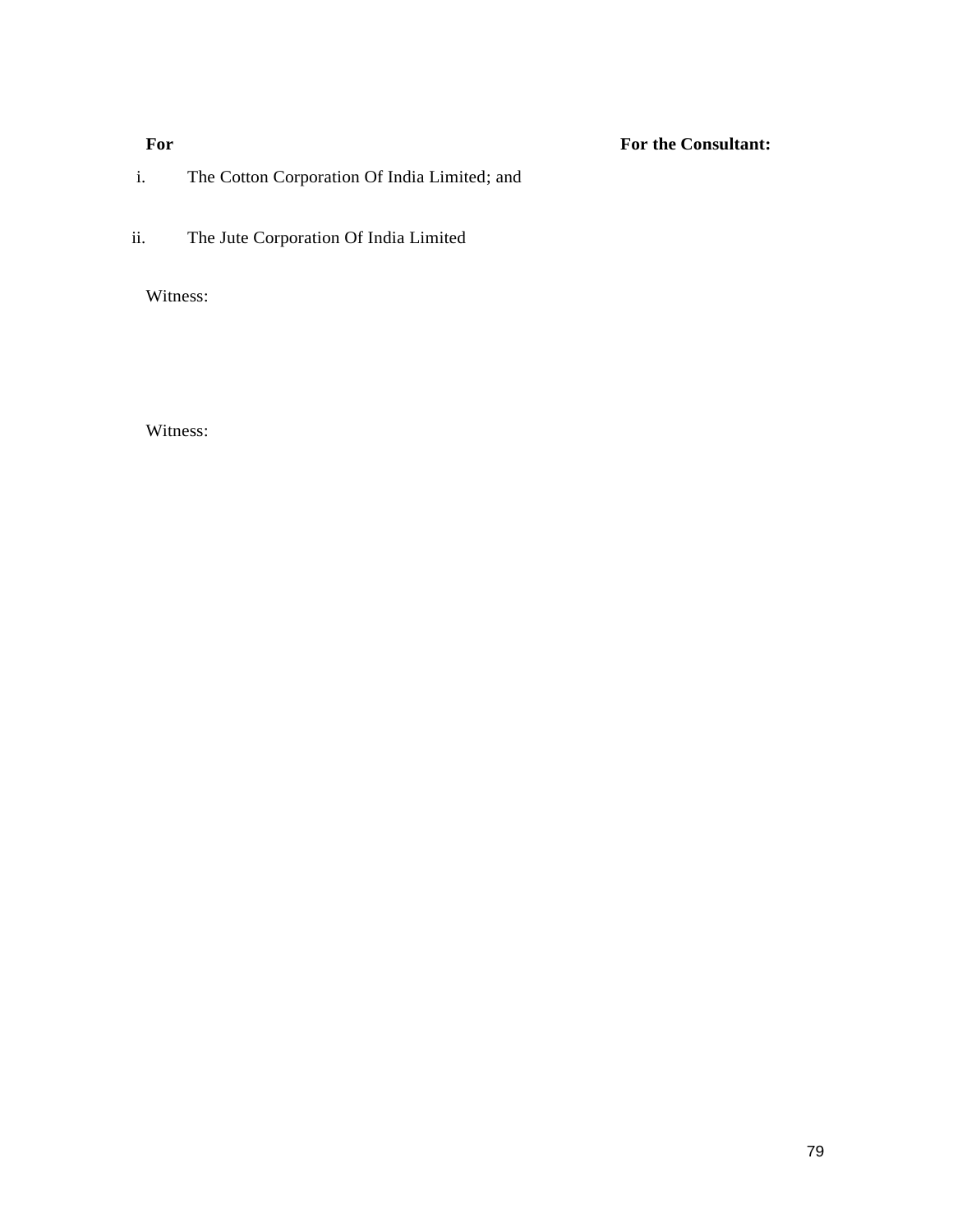**For** **For the Consultant:**

i. The Cotton Corporation Of India Limited; and

ii. The Jute Corporation Of India Limited

Witness:

Witness: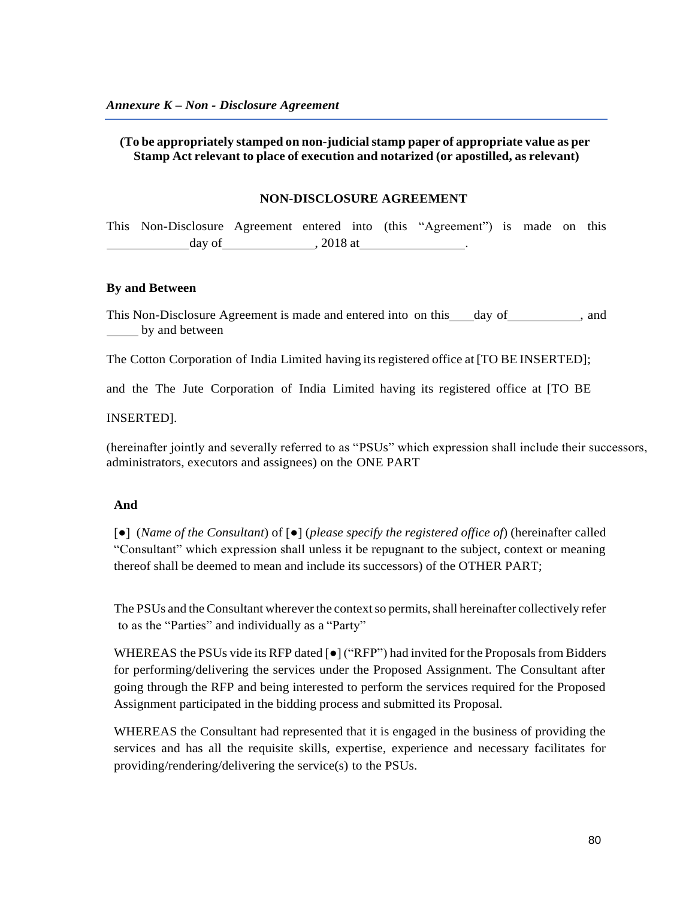*Annexure K – Non - Disclosure Agreement*

**(To be appropriately stamped on non-judicial stamp paper of appropriate value as per Stamp Act relevant to place of execution and notarized (or apostilled, as relevant)**

**NON-DISCLOSURE AGREEMENT**

This Non-Disclosure Agreement entered into (this "Agreement") is made on this ____________day of______________, 2018 at________________.

**By and Between**

This Non-Disclosure Agreement is made and entered into on this____day of___________, and _____ by and between

The Cotton Corporation of India Limited having its registered office at [TO BE INSERTED];

and the The Jute Corporation of India Limited having its registered office at [TO BE INSERTED].

(hereinafter jointly and severally referred to as "PSUs" which expression shall include their successors, administrators, executors and assignees) on the ONE PART

**And**

[●] (*Name of the Consultant*) of [●] (*please specify the registered office of*) (hereinafter called "Consultant" which expression shall unless it be repugnant to the subject, context or meaning thereof shall be deemed to mean and include its successors) of the OTHER PART;

The PSUs and the Consultant wherever the context so permits, shall hereinafter collectively refer to as the "Parties" and individually as a "Party"

WHEREAS the PSUs vide its RFP dated [●] ("RFP") had invited for the Proposals from Bidders for performing/delivering the services under the Proposed Assignment. The Consultant after going through the RFP and being interested to perform the services required for the Proposed Assignment participated in the bidding process and submitted its Proposal.

WHEREAS the Consultant had represented that it is engaged in the business of providing the services and has all the requisite skills, expertise, experience and necessary facilitates for providing/rendering/delivering the service(s) to the PSUs.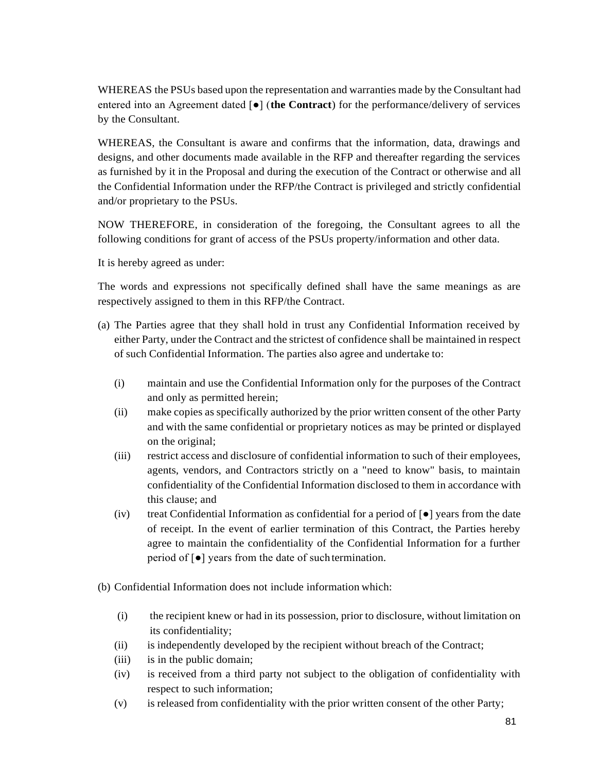WHEREAS the PSUs based upon the representation and warranties made by the Consultant had entered into an Agreement dated [●] (**the Contract**) for the performance/delivery of services by the Consultant.

WHEREAS, the Consultant is aware and confirms that the information, data, drawings and designs, and other documents made available in the RFP and thereafter regarding the services as furnished by it in the Proposal and during the execution of the Contract or otherwise and all the Confidential Information under the RFP/the Contract is privileged and strictly confidential and/or proprietary to the PSUs.

NOW THEREFORE, in consideration of the foregoing, the Consultant agrees to all the following conditions for grant of access of the PSUs property/information and other data.

It is hereby agreed as under:

The words and expressions not specifically defined shall have the same meanings as are respectively assigned to them in this RFP/the Contract.

(a) The Parties agree that they shall hold in trust any Confidential Information received by either Party, under the Contract and the strictest of confidence shall be maintained in respect of such Confidential Information. The parties also agree and undertake to:

   (i) maintain and use the Confidential Information only for the purposes of the Contract and only as permitted herein;
   (ii) make copies as specifically authorized by the prior written consent of the other Party and with the same confidential or proprietary notices as may be printed or displayed on the original;
   (iii) restrict access and disclosure of confidential information to such of their employees, agents, vendors, and Contractors strictly on a "need to know" basis, to maintain confidentiality of the Confidential Information disclosed to them in accordance with this clause; and
   (iv) treat Confidential Information as confidential for a period of [●] years from the date of receipt. In the event of earlier termination of this Contract, the Parties hereby agree to maintain the confidentiality of the Confidential Information for a further period of [●] years from the date of such termination.

(b) Confidential Information does not include information which:

   (i) the recipient knew or had in its possession, prior to disclosure, without limitation on its confidentiality;
   (ii) is independently developed by the recipient without breach of the Contract;
   (iii) is in the public domain;
   (iv) is received from a third party not subject to the obligation of confidentiality with respect to such information;
   (v) is released from confidentiality with the prior written consent of the other Party;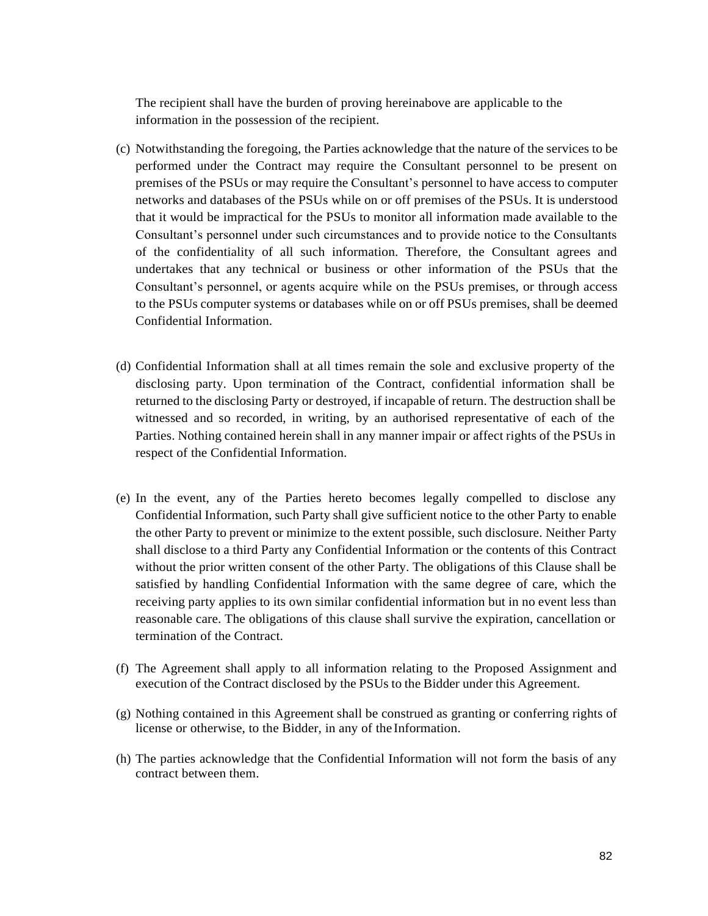The recipient shall have the burden of proving hereinabove are applicable to the information in the possession of the recipient.

(c) Notwithstanding the foregoing, the Parties acknowledge that the nature of the services to be performed under the Contract may require the Consultant personnel to be present on premises of the PSUs or may require the Consultant's personnel to have access to computer networks and databases of the PSUs while on or off premises of the PSUs. It is understood that it would be impractical for the PSUs to monitor all information made available to the Consultant's personnel under such circumstances and to provide notice to the Consultants of the confidentiality of all such information. Therefore, the Consultant agrees and undertakes that any technical or business or other information of the PSUs that the Consultant's personnel, or agents acquire while on the PSUs premises, or through access to the PSUs computer systems or databases while on or off PSUs premises, shall be deemed Confidential Information.

(d) Confidential Information shall at all times remain the sole and exclusive property of the disclosing party. Upon termination of the Contract, confidential information shall be returned to the disclosing Party or destroyed, if incapable of return. The destruction shall be witnessed and so recorded, in writing, by an authorised representative of each of the Parties. Nothing contained herein shall in any manner impair or affect rights of the PSUs in respect of the Confidential Information.

(e) In the event, any of the Parties hereto becomes legally compelled to disclose any Confidential Information, such Party shall give sufficient notice to the other Party to enable the other Party to prevent or minimize to the extent possible, such disclosure. Neither Party shall disclose to a third Party any Confidential Information or the contents of this Contract without the prior written consent of the other Party. The obligations of this Clause shall be satisfied by handling Confidential Information with the same degree of care, which the receiving party applies to its own similar confidential information but in no event less than reasonable care. The obligations of this clause shall survive the expiration, cancellation or termination of the Contract.

(f) The Agreement shall apply to all information relating to the Proposed Assignment and execution of the Contract disclosed by the PSUs to the Bidder under this Agreement.

(g) Nothing contained in this Agreement shall be construed as granting or conferring rights of license or otherwise, to the Bidder, in any of the Information.

(h) The parties acknowledge that the Confidential Information will not form the basis of any contract between them.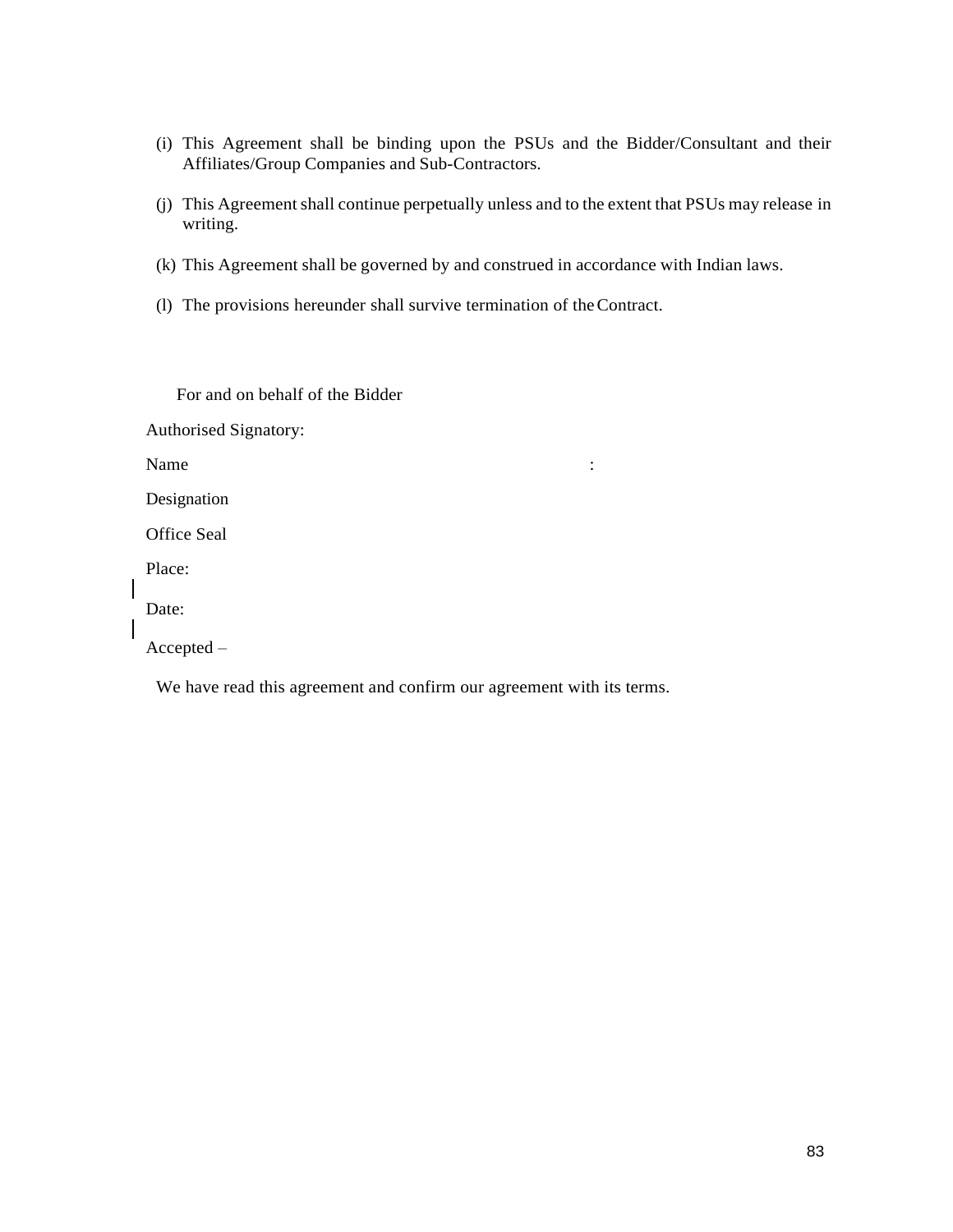(i) This Agreement shall be binding upon the PSUs and the Bidder/Consultant and their Affiliates/Group Companies and Sub-Contractors.

(j) This Agreement shall continue perpetually unless and to the extent that PSUs may release in writing.

(k) This Agreement shall be governed by and construed in accordance with Indian laws.

(l) The provisions hereunder shall survive termination of the Contract.

For and on behalf of the Bidder

Authorised Signatory:

Name :

Designation

Office Seal

Place:

Date:

Accepted –

We have read this agreement and confirm our agreement with its terms.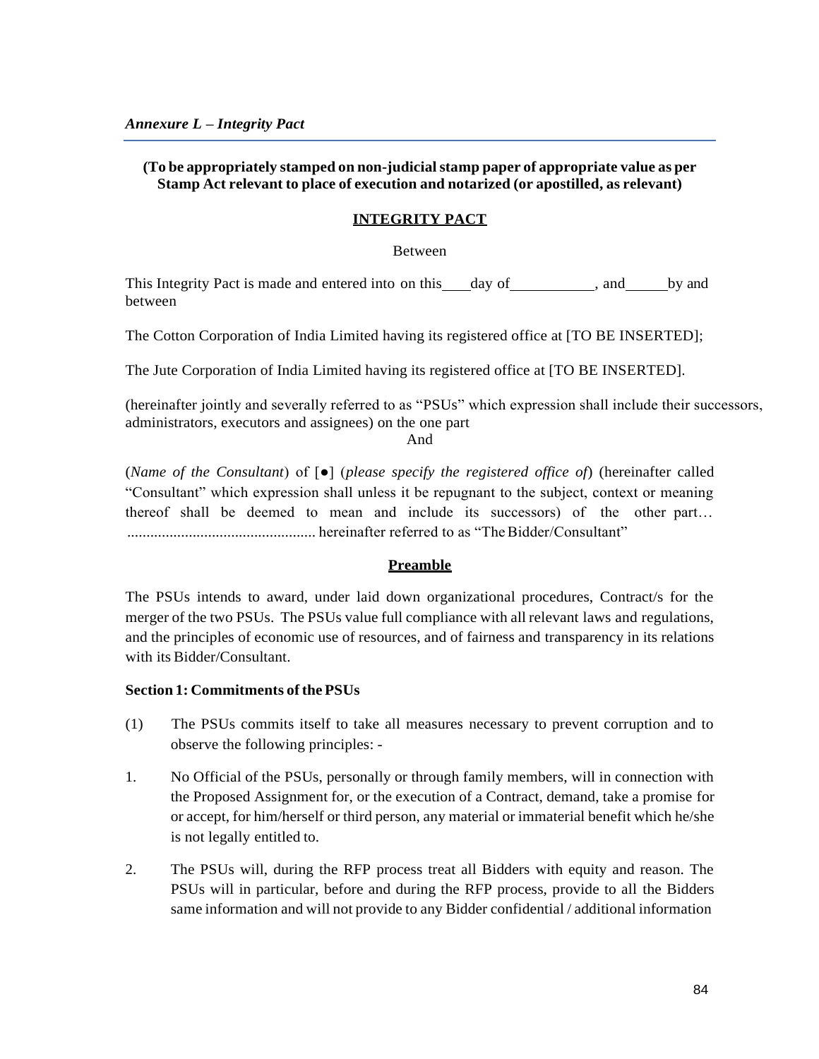*Annexure L – Integrity Pact*

**(To be appropriately stamped on non-judicial stamp paper of appropriate value as per Stamp Act relevant to place of execution and notarized (or apostilled, as relevant)**

## INTEGRITY PACT

Between

This Integrity Pact is made and entered into on this\_\_\_\_day of\_\_\_\_\_\_\_\_\_\_\_, and\_\_\_\_\_by and between

The Cotton Corporation of India Limited having its registered office at [TO BE INSERTED];

The Jute Corporation of India Limited having its registered office at [TO BE INSERTED].

(hereinafter jointly and severally referred to as "PSUs" which expression shall include their successors, administrators, executors and assignees) on the one part

And

(*Name of the Consultant*) of [●] (*please specify the registered office of*) (hereinafter called "Consultant" which expression shall unless it be repugnant to the subject, context or meaning thereof shall be deemed to mean and include its successors) of the other part… ................................................ hereinafter referred to as "The Bidder/Consultant"

## Preamble

The PSUs intends to award, under laid down organizational procedures, Contract/s for the merger of the two PSUs. The PSUs value full compliance with all relevant laws and regulations, and the principles of economic use of resources, and of fairness and transparency in its relations with its Bidder/Consultant.

**Section 1: Commitments of the PSUs**

(1) The PSUs commits itself to take all measures necessary to prevent corruption and to observe the following principles: -

1. No Official of the PSUs, personally or through family members, will in connection with the Proposed Assignment for, or the execution of a Contract, demand, take a promise for or accept, for him/herself or third person, any material or immaterial benefit which he/she is not legally entitled to.

2. The PSUs will, during the RFP process treat all Bidders with equity and reason. The PSUs will in particular, before and during the RFP process, provide to all the Bidders same information and will not provide to any Bidder confidential / additional information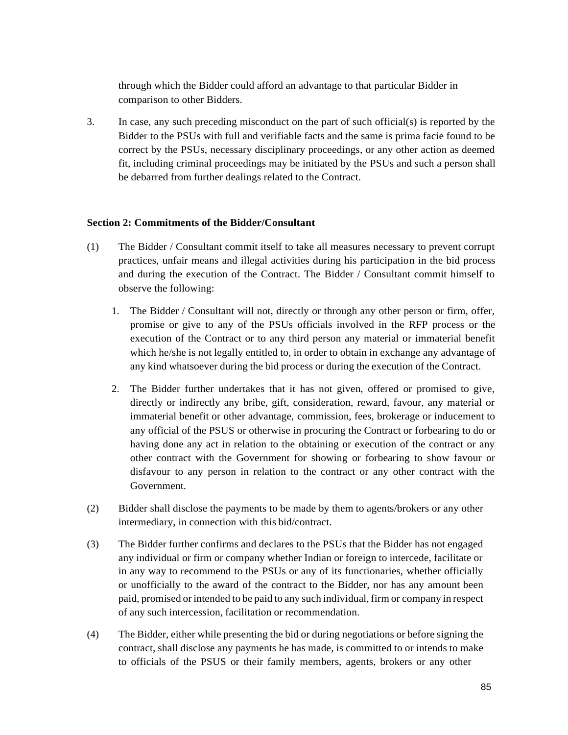through which the Bidder could afford an advantage to that particular Bidder in comparison to other Bidders.

3. In case, any such preceding misconduct on the part of such official(s) is reported by the Bidder to the PSUs with full and verifiable facts and the same is prima facie found to be correct by the PSUs, necessary disciplinary proceedings, or any other action as deemed fit, including criminal proceedings may be initiated by the PSUs and such a person shall be debarred from further dealings related to the Contract.

**Section 2: Commitments of the Bidder/Consultant**

(1) The Bidder / Consultant commit itself to take all measures necessary to prevent corrupt practices, unfair means and illegal activities during his participation in the bid process and during the execution of the Contract. The Bidder / Consultant commit himself to observe the following:

   1. The Bidder / Consultant will not, directly or through any other person or firm, offer, promise or give to any of the PSUs officials involved in the RFP process or the execution of the Contract or to any third person any material or immaterial benefit which he/she is not legally entitled to, in order to obtain in exchange any advantage of any kind whatsoever during the bid process or during the execution of the Contract.

   2. The Bidder further undertakes that it has not given, offered or promised to give, directly or indirectly any bribe, gift, consideration, reward, favour, any material or immaterial benefit or other advantage, commission, fees, brokerage or inducement to any official of the PSUS or otherwise in procuring the Contract or forbearing to do or having done any act in relation to the obtaining or execution of the contract or any other contract with the Government for showing or forbearing to show favour or disfavour to any person in relation to the contract or any other contract with the Government.

(2) Bidder shall disclose the payments to be made by them to agents/brokers or any other intermediary, in connection with this bid/contract.

(3) The Bidder further confirms and declares to the PSUs that the Bidder has not engaged any individual or firm or company whether Indian or foreign to intercede, facilitate or in any way to recommend to the PSUs or any of its functionaries, whether officially or unofficially to the award of the contract to the Bidder, nor has any amount been paid, promised or intended to be paid to any such individual, firm or company in respect of any such intercession, facilitation or recommendation.

(4) The Bidder, either while presenting the bid or during negotiations or before signing the contract, shall disclose any payments he has made, is committed to or intends to make to officials of the PSUS or their family members, agents, brokers or any other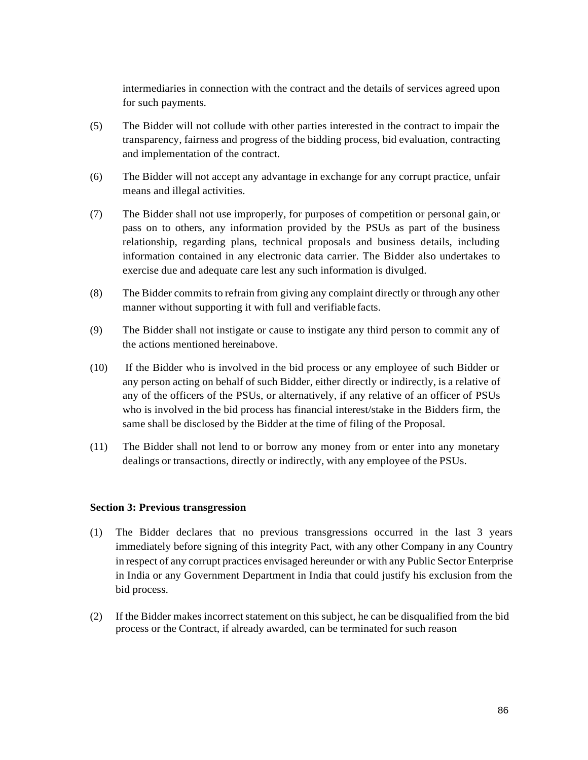intermediaries in connection with the contract and the details of services agreed upon for such payments.

(5) The Bidder will not collude with other parties interested in the contract to impair the transparency, fairness and progress of the bidding process, bid evaluation, contracting and implementation of the contract.

(6) The Bidder will not accept any advantage in exchange for any corrupt practice, unfair means and illegal activities.

(7) The Bidder shall not use improperly, for purposes of competition or personal gain, or pass on to others, any information provided by the PSUs as part of the business relationship, regarding plans, technical proposals and business details, including information contained in any electronic data carrier. The Bidder also undertakes to exercise due and adequate care lest any such information is divulged.

(8) The Bidder commits to refrain from giving any complaint directly or through any other manner without supporting it with full and verifiable facts.

(9) The Bidder shall not instigate or cause to instigate any third person to commit any of the actions mentioned hereinabove.

(10) If the Bidder who is involved in the bid process or any employee of such Bidder or any person acting on behalf of such Bidder, either directly or indirectly, is a relative of any of the officers of the PSUs, or alternatively, if any relative of an officer of PSUs who is involved in the bid process has financial interest/stake in the Bidders firm, the same shall be disclosed by the Bidder at the time of filing of the Proposal.

(11) The Bidder shall not lend to or borrow any money from or enter into any monetary dealings or transactions, directly or indirectly, with any employee of the PSUs.

**Section 3: Previous transgression**

(1) The Bidder declares that no previous transgressions occurred in the last 3 years immediately before signing of this integrity Pact, with any other Company in any Country in respect of any corrupt practices envisaged hereunder or with any Public Sector Enterprise in India or any Government Department in India that could justify his exclusion from the bid process.

(2) If the Bidder makes incorrect statement on this subject, he can be disqualified from the bid process or the Contract, if already awarded, can be terminated for such reason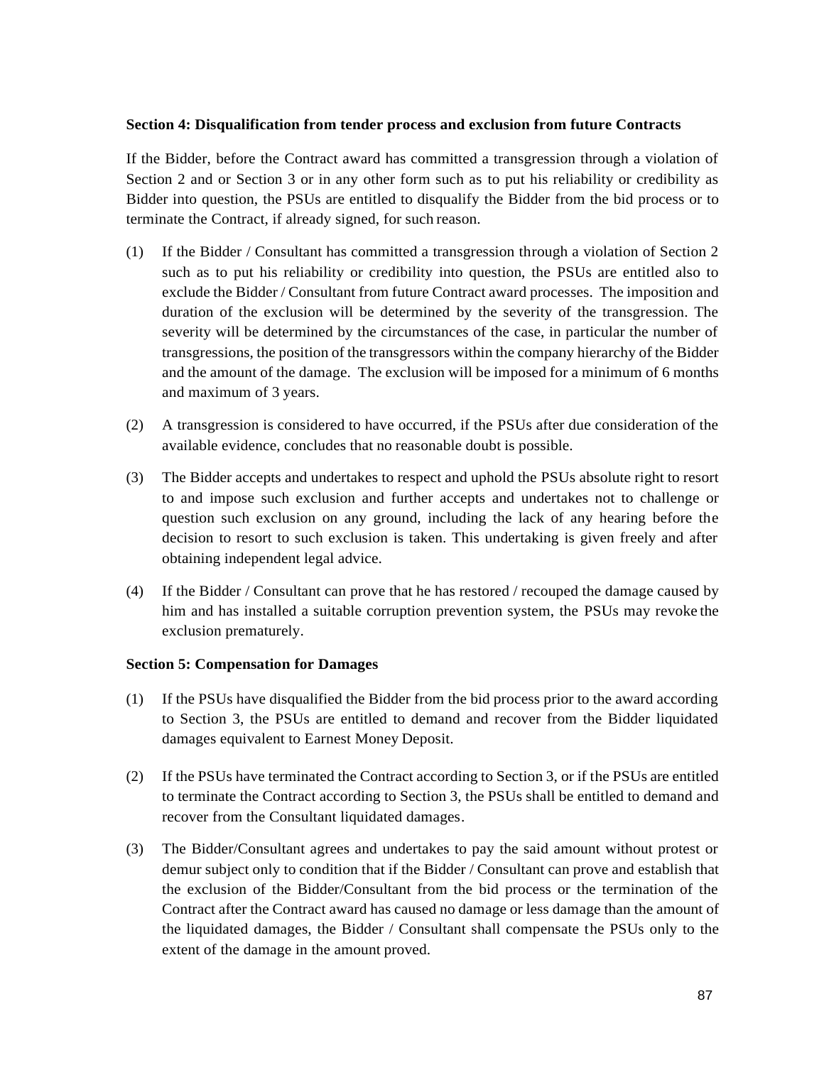### Section 4: Disqualification from tender process and exclusion from future Contracts

If the Bidder, before the Contract award has committed a transgression through a violation of Section 2 and or Section 3 or in any other form such as to put his reliability or credibility as Bidder into question, the PSUs are entitled to disqualify the Bidder from the bid process or to terminate the Contract, if already signed, for such reason.

(1) If the Bidder / Consultant has committed a transgression through a violation of Section 2 such as to put his reliability or credibility into question, the PSUs are entitled also to exclude the Bidder / Consultant from future Contract award processes. The imposition and duration of the exclusion will be determined by the severity of the transgression. The severity will be determined by the circumstances of the case, in particular the number of transgressions, the position of the transgressors within the company hierarchy of the Bidder and the amount of the damage. The exclusion will be imposed for a minimum of 6 months and maximum of 3 years.

(2) A transgression is considered to have occurred, if the PSUs after due consideration of the available evidence, concludes that no reasonable doubt is possible.

(3) The Bidder accepts and undertakes to respect and uphold the PSUs absolute right to resort to and impose such exclusion and further accepts and undertakes not to challenge or question such exclusion on any ground, including the lack of any hearing before the decision to resort to such exclusion is taken. This undertaking is given freely and after obtaining independent legal advice.

(4) If the Bidder / Consultant can prove that he has restored / recouped the damage caused by him and has installed a suitable corruption prevention system, the PSUs may revoke the exclusion prematurely.

### Section 5: Compensation for Damages

(1) If the PSUs have disqualified the Bidder from the bid process prior to the award according to Section 3, the PSUs are entitled to demand and recover from the Bidder liquidated damages equivalent to Earnest Money Deposit.

(2) If the PSUs have terminated the Contract according to Section 3, or if the PSUs are entitled to terminate the Contract according to Section 3, the PSUs shall be entitled to demand and recover from the Consultant liquidated damages.

(3) The Bidder/Consultant agrees and undertakes to pay the said amount without protest or demur subject only to condition that if the Bidder / Consultant can prove and establish that the exclusion of the Bidder/Consultant from the bid process or the termination of the Contract after the Contract award has caused no damage or less damage than the amount of the liquidated damages, the Bidder / Consultant shall compensate the PSUs only to the extent of the damage in the amount proved.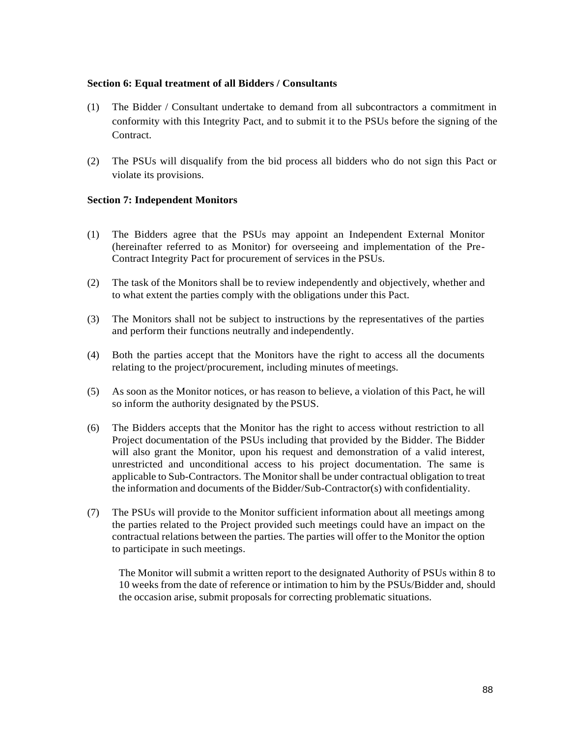**Section 6: Equal treatment of all Bidders / Consultants**

(1) The Bidder / Consultant undertake to demand from all subcontractors a commitment in conformity with this Integrity Pact, and to submit it to the PSUs before the signing of the Contract.

(2) The PSUs will disqualify from the bid process all bidders who do not sign this Pact or violate its provisions.

**Section 7: Independent Monitors**

(1) The Bidders agree that the PSUs may appoint an Independent External Monitor (hereinafter referred to as Monitor) for overseeing and implementation of the Pre-Contract Integrity Pact for procurement of services in the PSUs.

(2) The task of the Monitors shall be to review independently and objectively, whether and to what extent the parties comply with the obligations under this Pact.

(3) The Monitors shall not be subject to instructions by the representatives of the parties and perform their functions neutrally and independently.

(4) Both the parties accept that the Monitors have the right to access all the documents relating to the project/procurement, including minutes of meetings.

(5) As soon as the Monitor notices, or has reason to believe, a violation of this Pact, he will so inform the authority designated by the PSUS.

(6) The Bidders accepts that the Monitor has the right to access without restriction to all Project documentation of the PSUs including that provided by the Bidder. The Bidder will also grant the Monitor, upon his request and demonstration of a valid interest, unrestricted and unconditional access to his project documentation. The same is applicable to Sub-Contractors. The Monitor shall be under contractual obligation to treat the information and documents of the Bidder/Sub-Contractor(s) with confidentiality.

(7) The PSUs will provide to the Monitor sufficient information about all meetings among the parties related to the Project provided such meetings could have an impact on the contractual relations between the parties. The parties will offer to the Monitor the option to participate in such meetings.

The Monitor will submit a written report to the designated Authority of PSUs within 8 to 10 weeks from the date of reference or intimation to him by the PSUs/Bidder and, should the occasion arise, submit proposals for correcting problematic situations.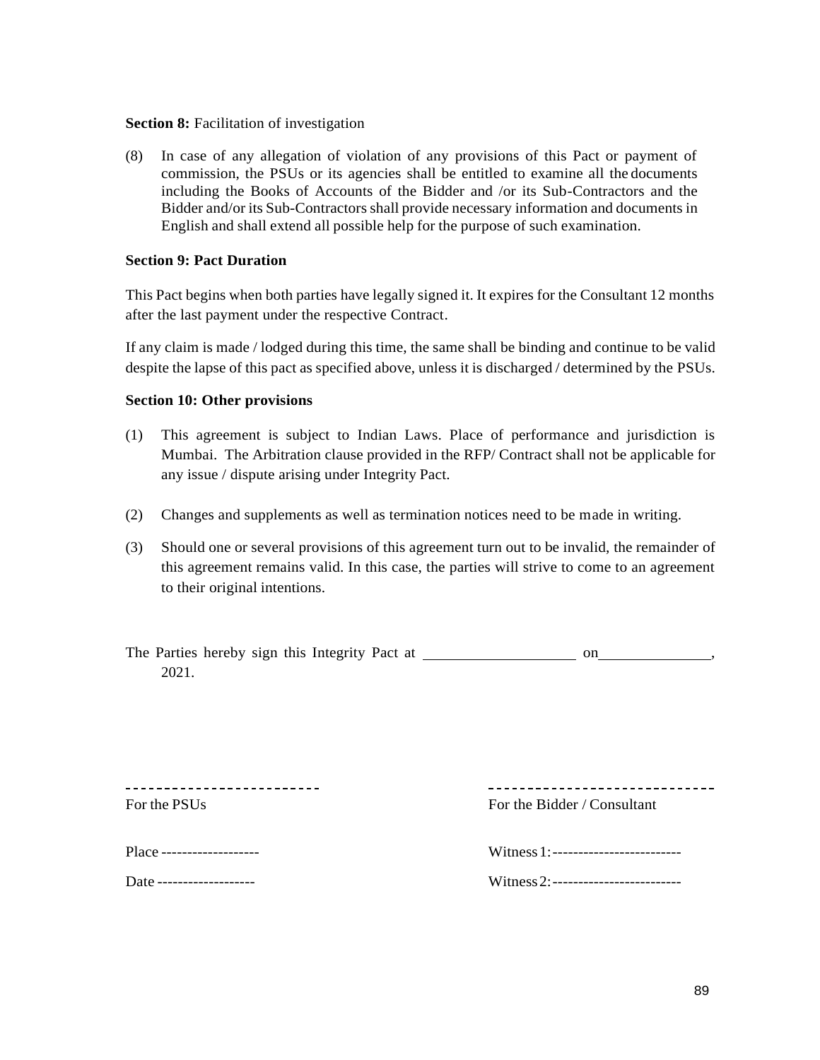**Section 8:** Facilitation of investigation

(8) In case of any allegation of violation of any provisions of this Pact or payment of commission, the PSUs or its agencies shall be entitled to examine all the documents including the Books of Accounts of the Bidder and /or its Sub-Contractors and the Bidder and/or its Sub-Contractors shall provide necessary information and documents in English and shall extend all possible help for the purpose of such examination.

**Section 9: Pact Duration**

This Pact begins when both parties have legally signed it. It expires for the Consultant 12 months after the last payment under the respective Contract.

If any claim is made / lodged during this time, the same shall be binding and continue to be valid despite the lapse of this pact as specified above, unless it is discharged / determined by the PSUs.

**Section 10: Other provisions**

(1) This agreement is subject to Indian Laws. Place of performance and jurisdiction is Mumbai. The Arbitration clause provided in the RFP/ Contract shall not be applicable for any issue / dispute arising under Integrity Pact.

(2) Changes and supplements as well as termination notices need to be made in writing.

(3) Should one or several provisions of this agreement turn out to be invalid, the remainder of this agreement remains valid. In this case, the parties will strive to come to an agreement to their original intentions.

The Parties hereby sign this Integrity Pact at ____________________ on______________, 2021.

| ------------------------- | ----------------------------- |
|---|---|
| For the PSUs | For the Bidder / Consultant |
| Place ------------------- | Witness 1:------------------------- |
| Date ------------------- | Witness 2:------------------------- |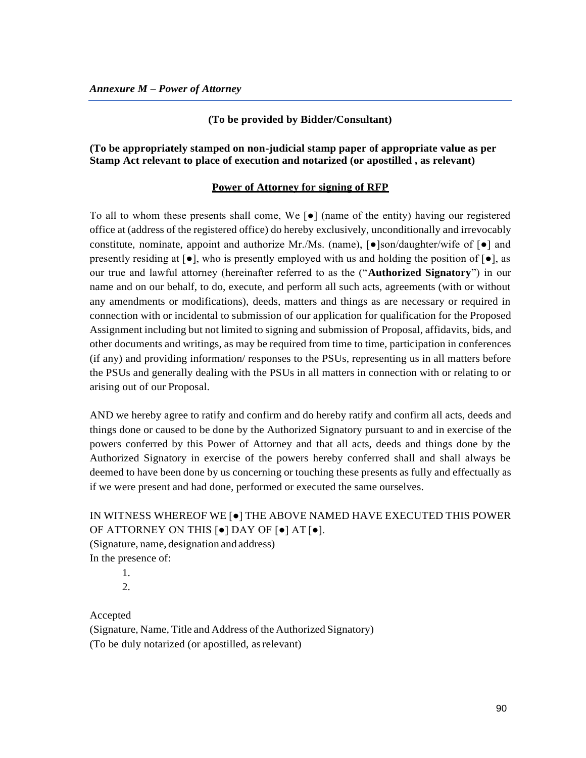*Annexure M – Power of Attorney*

**(To be provided by Bidder/Consultant)**

**(To be appropriately stamped on non-judicial stamp paper of appropriate value as per Stamp Act relevant to place of execution and notarized (or apostilled , as relevant)**

**<u>Power of Attorney for signing of RFP</u>**

To all to whom these presents shall come, We [●] (name of the entity) having our registered office at (address of the registered office) do hereby exclusively, unconditionally and irrevocably constitute, nominate, appoint and authorize Mr./Ms. (name), [●]son/daughter/wife of [●] and presently residing at [●], who is presently employed with us and holding the position of [●], as our true and lawful attorney (hereinafter referred to as the ("**Authorized Signatory**") in our name and on our behalf, to do, execute, and perform all such acts, agreements (with or without any amendments or modifications), deeds, matters and things as are necessary or required in connection with or incidental to submission of our application for qualification for the Proposed Assignment including but not limited to signing and submission of Proposal, affidavits, bids, and other documents and writings, as may be required from time to time, participation in conferences (if any) and providing information/ responses to the PSUs, representing us in all matters before the PSUs and generally dealing with the PSUs in all matters in connection with or relating to or arising out of our Proposal.

AND we hereby agree to ratify and confirm and do hereby ratify and confirm all acts, deeds and things done or caused to be done by the Authorized Signatory pursuant to and in exercise of the powers conferred by this Power of Attorney and that all acts, deeds and things done by the Authorized Signatory in exercise of the powers hereby conferred shall and shall always be deemed to have been done by us concerning or touching these presents as fully and effectually as if we were present and had done, performed or executed the same ourselves.

IN WITNESS WHEREOF WE [●] THE ABOVE NAMED HAVE EXECUTED THIS POWER OF ATTORNEY ON THIS [●] DAY OF [●] AT [●].
(Signature, name, designation and address)
In the presence of:

1.
2.

Accepted
(Signature, Name, Title and Address of the Authorized Signatory)
(To be duly notarized (or apostilled, as relevant)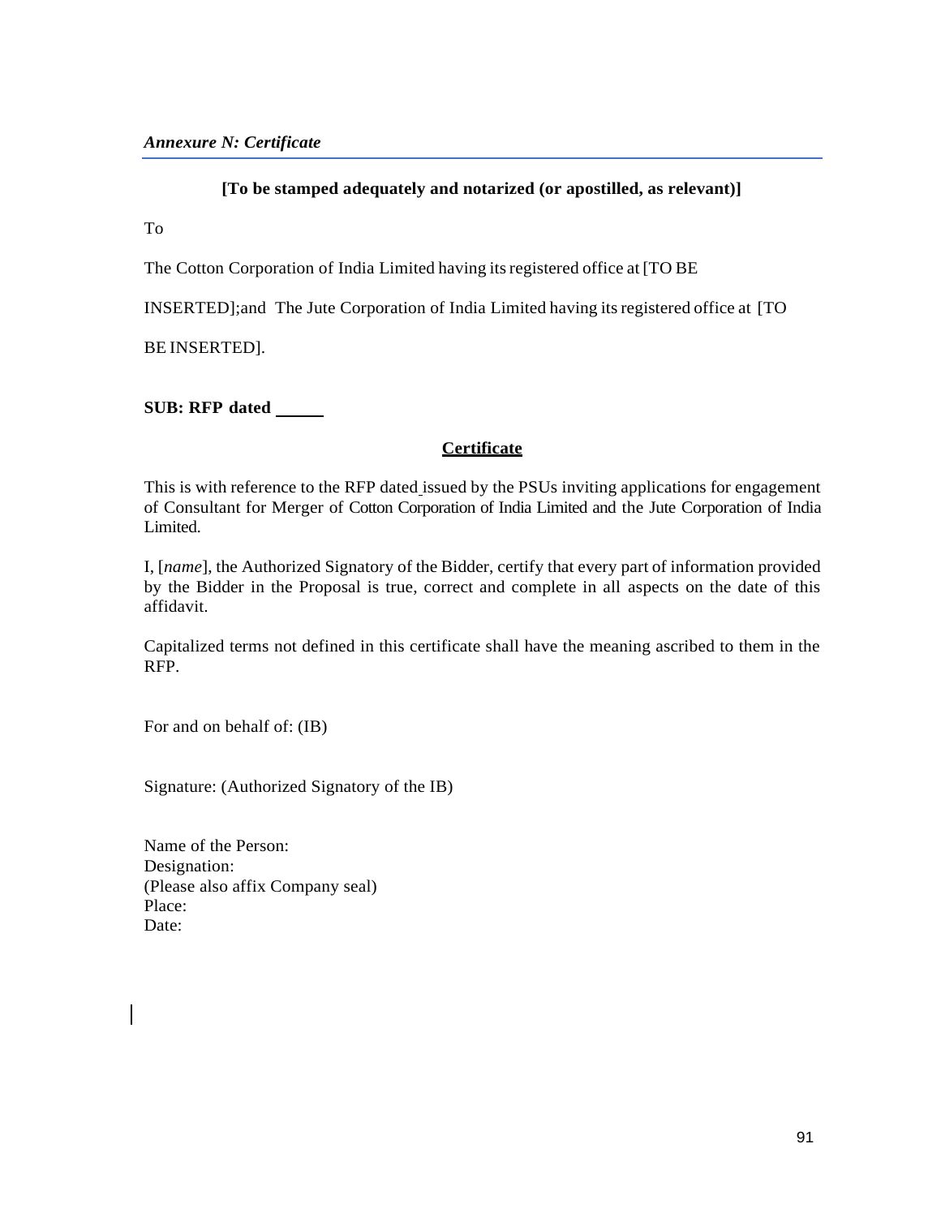*Annexure N: Certificate*

**[To be stamped adequately and notarized (or apostilled, as relevant)]**

To

The Cotton Corporation of India Limited having its registered office at [TO BE INSERTED];and The Jute Corporation of India Limited having its registered office at [TO BE INSERTED].

**SUB: RFP dated \_\_\_\_\_**

**<u>Certificate</u>**

This is with reference to the RFP dated issued by the PSUs inviting applications for engagement of Consultant for Merger of Cotton Corporation of India Limited and the Jute Corporation of India Limited.

I, [*name*], the Authorized Signatory of the Bidder, certify that every part of information provided by the Bidder in the Proposal is true, correct and complete in all aspects on the date of this affidavit.

Capitalized terms not defined in this certificate shall have the meaning ascribed to them in the RFP.

For and on behalf of: (IB)

Signature: (Authorized Signatory of the IB)

Name of the Person:
Designation:
(Please also affix Company seal)
Place:
Date: